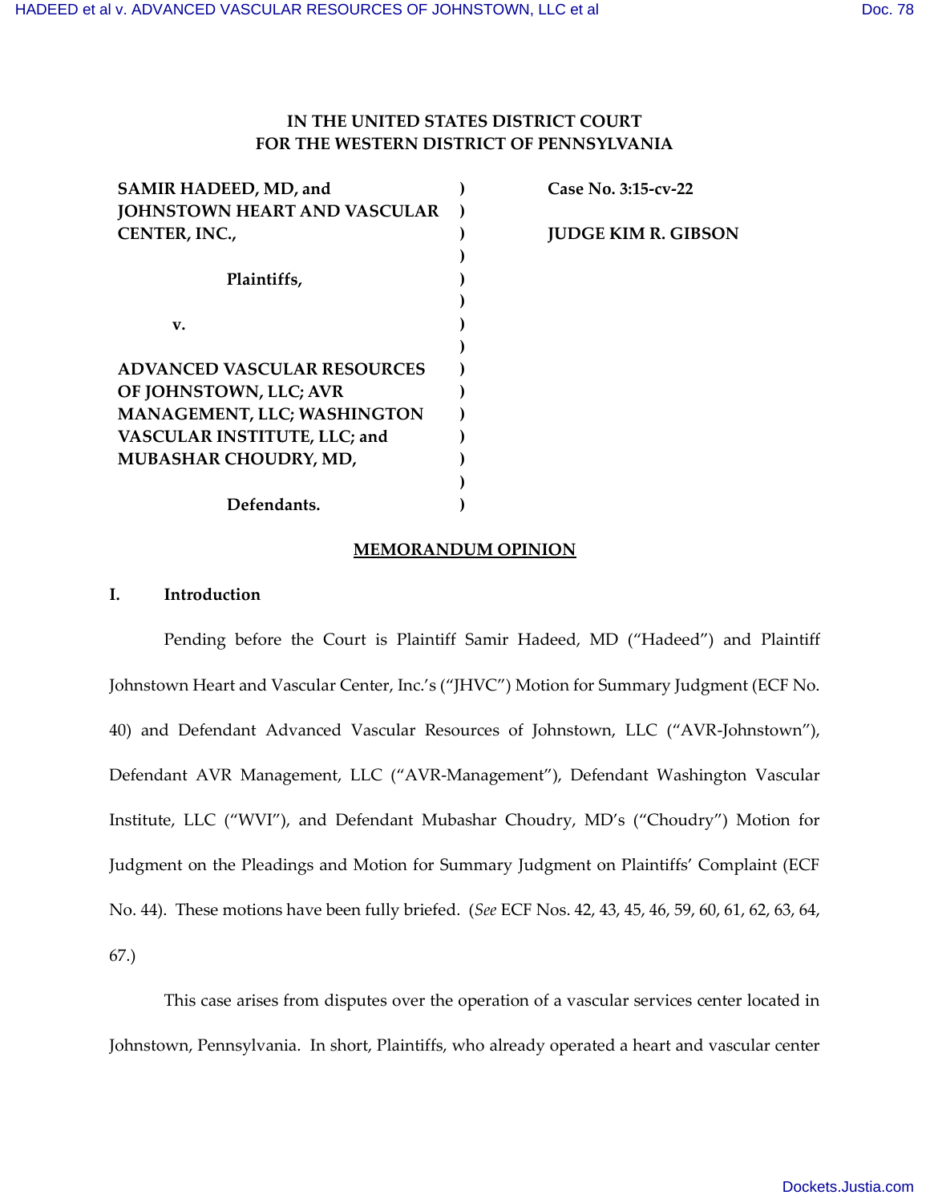**IN THE UNITED STATES DISTRICT COURT**
**FOR THE WESTERN DISTRICT OF PENNSYLVANIA**

| | | |
|---|---|---|
| **SAMIR HADEED, MD, and JOHNSTOWN HEART AND VASCULAR CENTER, INC.,** | ) | **Case No. 3:15-cv-22** |
| **Plaintiffs,** | ) | **JUDGE KIM R. GIBSON** |
| **v.** | ) | |
| **ADVANCED VASCULAR RESOURCES OF JOHNSTOWN, LLC; AVR MANAGEMENT, LLC; WASHINGTON VASCULAR INSTITUTE, LLC; and MUBASHAR CHOUDRY, MD,** | ) | |
| **Defendants.** | ) | |

**MEMORANDUM OPINION**

## I. Introduction

Pending before the Court is Plaintiff Samir Hadeed, MD ("Hadeed") and Plaintiff Johnstown Heart and Vascular Center, Inc.'s ("JHVC") Motion for Summary Judgment (ECF No. 40) and Defendant Advanced Vascular Resources of Johnstown, LLC ("AVR-Johnstown"), Defendant AVR Management, LLC ("AVR-Management"), Defendant Washington Vascular Institute, LLC ("WVI"), and Defendant Mubashar Choudry, MD's ("Choudry") Motion for Judgment on the Pleadings and Motion for Summary Judgment on Plaintiffs' Complaint (ECF No. 44). These motions have been fully briefed. (*See* ECF Nos. 42, 43, 45, 46, 59, 60, 61, 62, 63, 64, 67.)

This case arises from disputes over the operation of a vascular services center located in Johnstown, Pennsylvania. In short, Plaintiffs, who already operated a heart and vascular center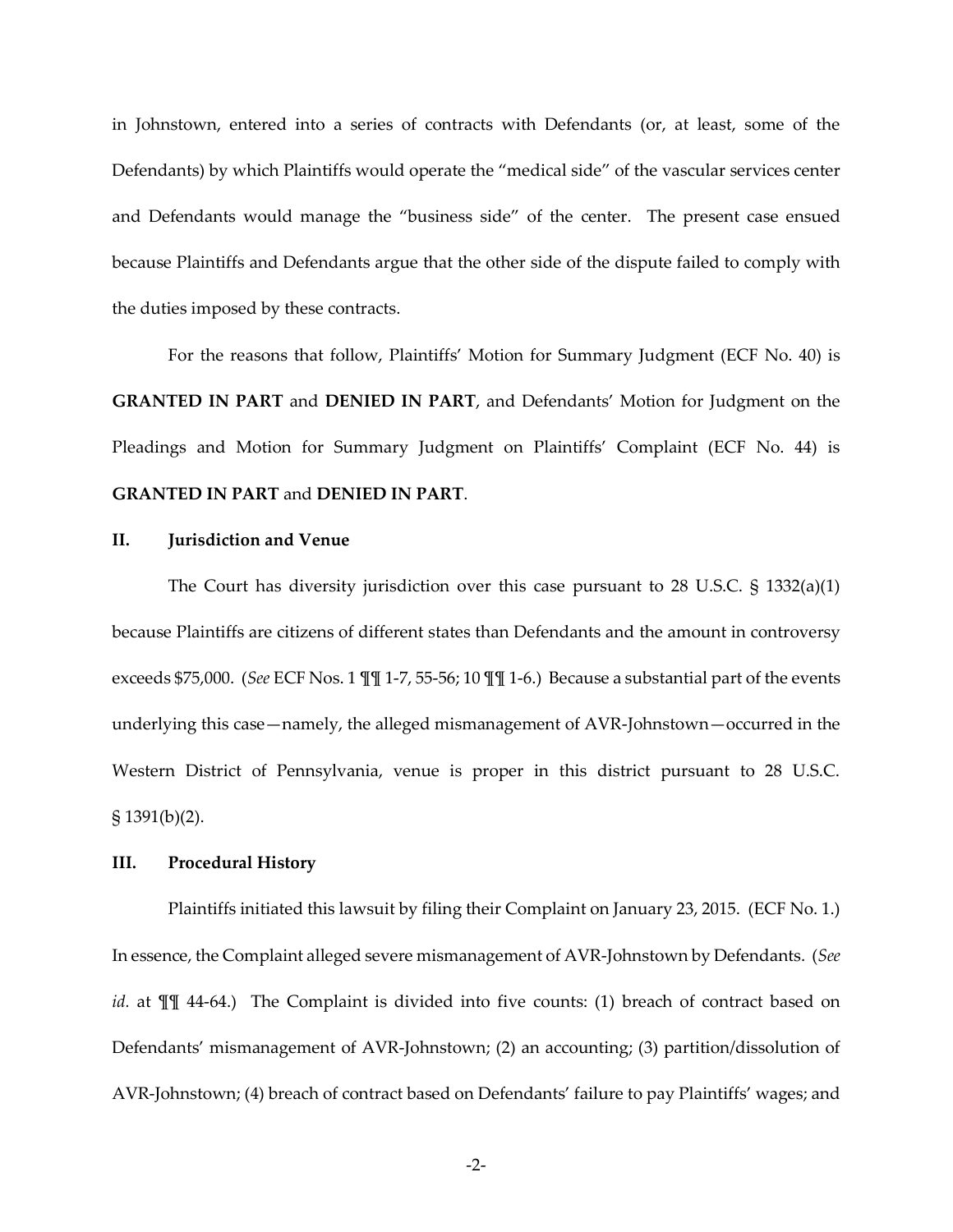in Johnstown, entered into a series of contracts with Defendants (or, at least, some of the Defendants) by which Plaintiffs would operate the "medical side" of the vascular services center and Defendants would manage the "business side" of the center. The present case ensued because Plaintiffs and Defendants argue that the other side of the dispute failed to comply with the duties imposed by these contracts.

For the reasons that follow, Plaintiffs' Motion for Summary Judgment (ECF No. 40) is **GRANTED IN PART** and **DENIED IN PART**, and Defendants' Motion for Judgment on the Pleadings and Motion for Summary Judgment on Plaintiffs' Complaint (ECF No. 44) is **GRANTED IN PART** and **DENIED IN PART**.

## II. Jurisdiction and Venue

The Court has diversity jurisdiction over this case pursuant to 28 U.S.C. § 1332(a)(1) because Plaintiffs are citizens of different states than Defendants and the amount in controversy exceeds $75,000. (*See* ECF Nos. 1 ¶¶ 1-7, 55-56; 10 ¶¶ 1-6.) Because a substantial part of the events underlying this case—namely, the alleged mismanagement of AVR-Johnstown—occurred in the Western District of Pennsylvania, venue is proper in this district pursuant to 28 U.S.C. § 1391(b)(2).

## III. Procedural History

Plaintiffs initiated this lawsuit by filing their Complaint on January 23, 2015. (ECF No. 1.) In essence, the Complaint alleged severe mismanagement of AVR-Johnstown by Defendants. (*See id.* at ¶¶ 44-64.) The Complaint is divided into five counts: (1) breach of contract based on Defendants' mismanagement of AVR-Johnstown; (2) an accounting; (3) partition/dissolution of AVR-Johnstown; (4) breach of contract based on Defendants' failure to pay Plaintiffs' wages; and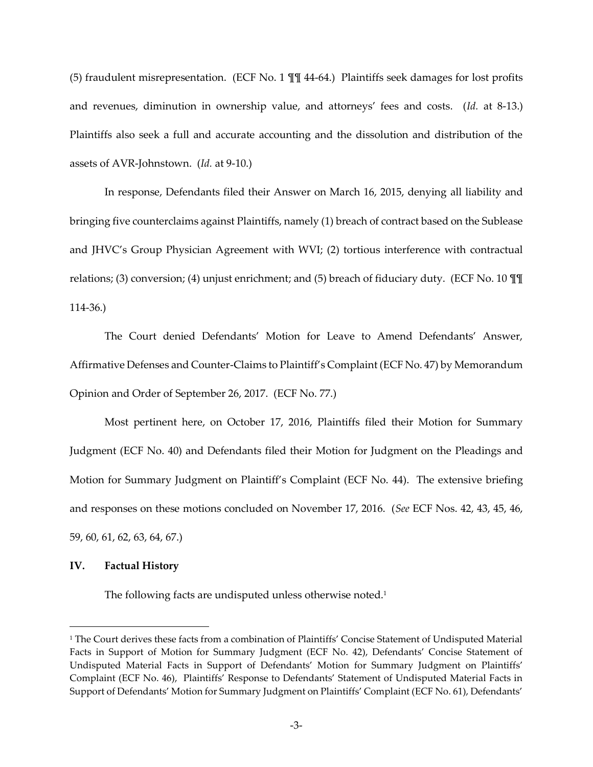(5) fraudulent misrepresentation. (ECF No. 1 ¶¶ 44-64.) Plaintiffs seek damages for lost profits and revenues, diminution in ownership value, and attorneys' fees and costs. (*Id.* at 8-13.) Plaintiffs also seek a full and accurate accounting and the dissolution and distribution of the assets of AVR-Johnstown. (*Id.* at 9-10.)

In response, Defendants filed their Answer on March 16, 2015, denying all liability and bringing five counterclaims against Plaintiffs, namely (1) breach of contract based on the Sublease and JHVC's Group Physician Agreement with WVI; (2) tortious interference with contractual relations; (3) conversion; (4) unjust enrichment; and (5) breach of fiduciary duty. (ECF No. 10 ¶¶ 114-36.)

The Court denied Defendants' Motion for Leave to Amend Defendants' Answer, Affirmative Defenses and Counter-Claims to Plaintiff's Complaint (ECF No. 47) by Memorandum Opinion and Order of September 26, 2017. (ECF No. 77.)

Most pertinent here, on October 17, 2016, Plaintiffs filed their Motion for Summary Judgment (ECF No. 40) and Defendants filed their Motion for Judgment on the Pleadings and Motion for Summary Judgment on Plaintiff's Complaint (ECF No. 44). The extensive briefing and responses on these motions concluded on November 17, 2016. (*See* ECF Nos. 42, 43, 45, 46, 59, 60, 61, 62, 63, 64, 67.)

## IV. Factual History

The following facts are undisputed unless otherwise noted.[1]

[1] The Court derives these facts from a combination of Plaintiffs' Concise Statement of Undisputed Material Facts in Support of Motion for Summary Judgment (ECF No. 42), Defendants' Concise Statement of Undisputed Material Facts in Support of Defendants' Motion for Summary Judgment on Plaintiffs' Complaint (ECF No. 46), Plaintiffs' Response to Defendants' Statement of Undisputed Material Facts in Support of Defendants' Motion for Summary Judgment on Plaintiffs' Complaint (ECF No. 61), Defendants'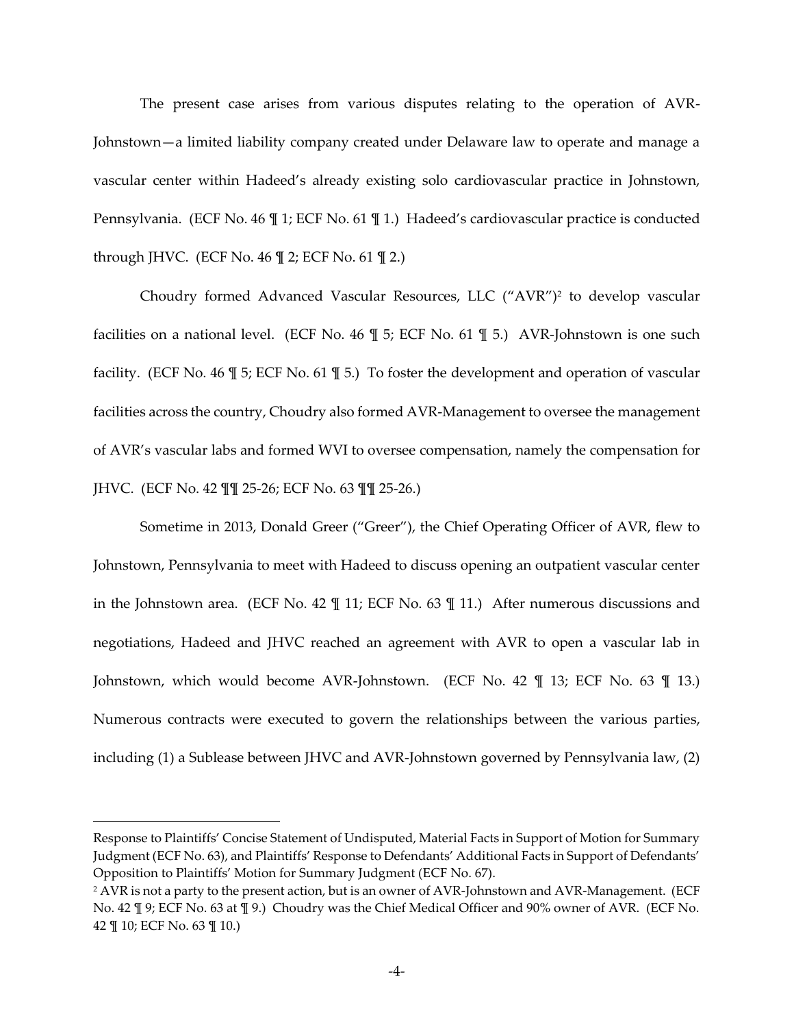The present case arises from various disputes relating to the operation of AVR-Johnstown—a limited liability company created under Delaware law to operate and manage a vascular center within Hadeed's already existing solo cardiovascular practice in Johnstown, Pennsylvania. (ECF No. 46 ¶ 1; ECF No. 61 ¶ 1.) Hadeed's cardiovascular practice is conducted through JHVC. (ECF No. 46 ¶ 2; ECF No. 61 ¶ 2.)

Choudry formed Advanced Vascular Resources, LLC ("AVR")[2] to develop vascular facilities on a national level. (ECF No. 46 ¶ 5; ECF No. 61 ¶ 5.) AVR-Johnstown is one such facility. (ECF No. 46 ¶ 5; ECF No. 61 ¶ 5.) To foster the development and operation of vascular facilities across the country, Choudry also formed AVR-Management to oversee the management of AVR's vascular labs and formed WVI to oversee compensation, namely the compensation for JHVC. (ECF No. 42 ¶¶ 25-26; ECF No. 63 ¶¶ 25-26.)

Sometime in 2013, Donald Greer ("Greer"), the Chief Operating Officer of AVR, flew to Johnstown, Pennsylvania to meet with Hadeed to discuss opening an outpatient vascular center in the Johnstown area. (ECF No. 42 ¶ 11; ECF No. 63 ¶ 11.) After numerous discussions and negotiations, Hadeed and JHVC reached an agreement with AVR to open a vascular lab in Johnstown, which would become AVR-Johnstown. (ECF No. 42 ¶ 13; ECF No. 63 ¶ 13.) Numerous contracts were executed to govern the relationships between the various parties, including (1) a Sublease between JHVC and AVR-Johnstown governed by Pennsylvania law, (2)

---

Response to Plaintiffs' Concise Statement of Undisputed, Material Facts in Support of Motion for Summary Judgment (ECF No. 63), and Plaintiffs' Response to Defendants' Additional Facts in Support of Defendants' Opposition to Plaintiffs' Motion for Summary Judgment (ECF No. 67).

[2] AVR is not a party to the present action, but is an owner of AVR-Johnstown and AVR-Management. (ECF No. 42 ¶ 9; ECF No. 63 at ¶ 9.) Choudry was the Chief Medical Officer and 90% owner of AVR. (ECF No. 42 ¶ 10; ECF No. 63 ¶ 10.)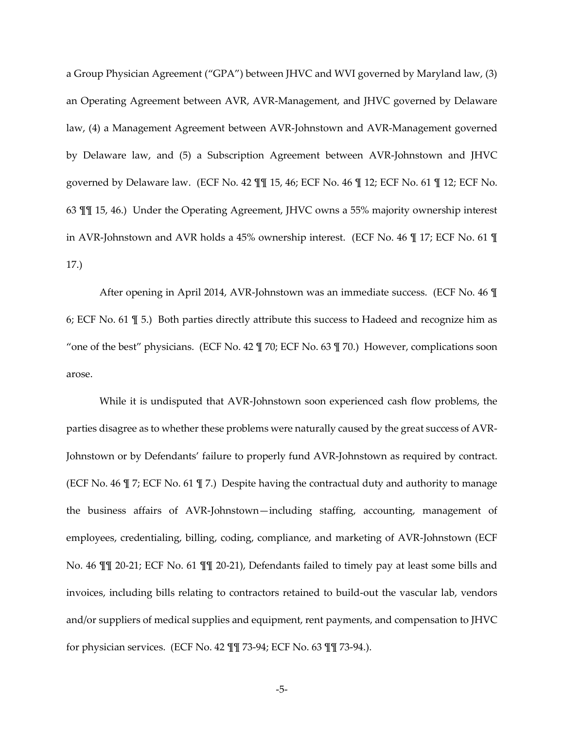a Group Physician Agreement ("GPA") between JHVC and WVI governed by Maryland law, (3) an Operating Agreement between AVR, AVR-Management, and JHVC governed by Delaware law, (4) a Management Agreement between AVR-Johnstown and AVR-Management governed by Delaware law, and (5) a Subscription Agreement between AVR-Johnstown and JHVC governed by Delaware law. (ECF No. 42 ¶¶ 15, 46; ECF No. 46 ¶ 12; ECF No. 61 ¶ 12; ECF No. 63 ¶¶ 15, 46.) Under the Operating Agreement, JHVC owns a 55% majority ownership interest in AVR-Johnstown and AVR holds a 45% ownership interest. (ECF No. 46 ¶ 17; ECF No. 61 ¶ 17.)

After opening in April 2014, AVR-Johnstown was an immediate success. (ECF No. 46 ¶ 6; ECF No. 61 ¶ 5.) Both parties directly attribute this success to Hadeed and recognize him as "one of the best" physicians. (ECF No. 42 ¶ 70; ECF No. 63 ¶ 70.) However, complications soon arose.

While it is undisputed that AVR-Johnstown soon experienced cash flow problems, the parties disagree as to whether these problems were naturally caused by the great success of AVR-Johnstown or by Defendants' failure to properly fund AVR-Johnstown as required by contract. (ECF No. 46 ¶ 7; ECF No. 61 ¶ 7.) Despite having the contractual duty and authority to manage the business affairs of AVR-Johnstown—including staffing, accounting, management of employees, credentialing, billing, coding, compliance, and marketing of AVR-Johnstown (ECF No. 46 ¶¶ 20-21; ECF No. 61 ¶¶ 20-21), Defendants failed to timely pay at least some bills and invoices, including bills relating to contractors retained to build-out the vascular lab, vendors and/or suppliers of medical supplies and equipment, rent payments, and compensation to JHVC for physician services. (ECF No. 42 ¶¶ 73-94; ECF No. 63 ¶¶ 73-94.).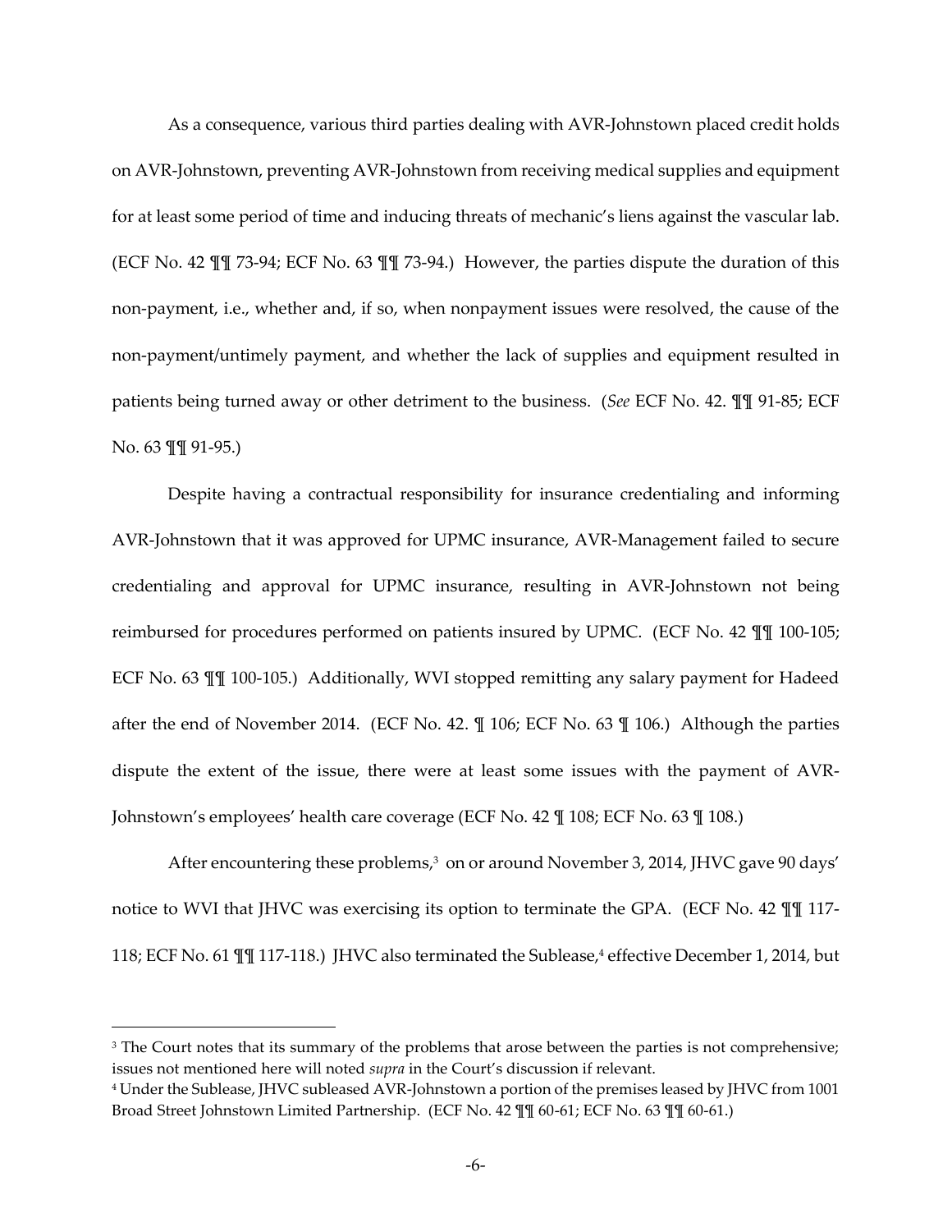As a consequence, various third parties dealing with AVR-Johnstown placed credit holds on AVR-Johnstown, preventing AVR-Johnstown from receiving medical supplies and equipment for at least some period of time and inducing threats of mechanic's liens against the vascular lab. (ECF No. 42 ¶¶ 73-94; ECF No. 63 ¶¶ 73-94.) However, the parties dispute the duration of this non-payment, i.e., whether and, if so, when nonpayment issues were resolved, the cause of the non-payment/untimely payment, and whether the lack of supplies and equipment resulted in patients being turned away or other detriment to the business. (*See* ECF No. 42. ¶¶ 91-85; ECF No. 63 ¶¶ 91-95.)

Despite having a contractual responsibility for insurance credentialing and informing AVR-Johnstown that it was approved for UPMC insurance, AVR-Management failed to secure credentialing and approval for UPMC insurance, resulting in AVR-Johnstown not being reimbursed for procedures performed on patients insured by UPMC. (ECF No. 42 ¶¶ 100-105; ECF No. 63 ¶¶ 100-105.) Additionally, WVI stopped remitting any salary payment for Hadeed after the end of November 2014. (ECF No. 42. ¶ 106; ECF No. 63 ¶ 106.) Although the parties dispute the extent of the issue, there were at least some issues with the payment of AVR-Johnstown's employees' health care coverage (ECF No. 42 ¶ 108; ECF No. 63 ¶ 108.)

After encountering these problems,[3] on or around November 3, 2014, JHVC gave 90 days' notice to WVI that JHVC was exercising its option to terminate the GPA. (ECF No. 42 ¶¶ 117-118; ECF No. 61 ¶¶ 117-118.) JHVC also terminated the Sublease,[4] effective December 1, 2014, but

[3] The Court notes that its summary of the problems that arose between the parties is not comprehensive; issues not mentioned here will noted *supra* in the Court's discussion if relevant.

[4] Under the Sublease, JHVC subleased AVR-Johnstown a portion of the premises leased by JHVC from 1001 Broad Street Johnstown Limited Partnership. (ECF No. 42 ¶¶ 60-61; ECF No. 63 ¶¶ 60-61.)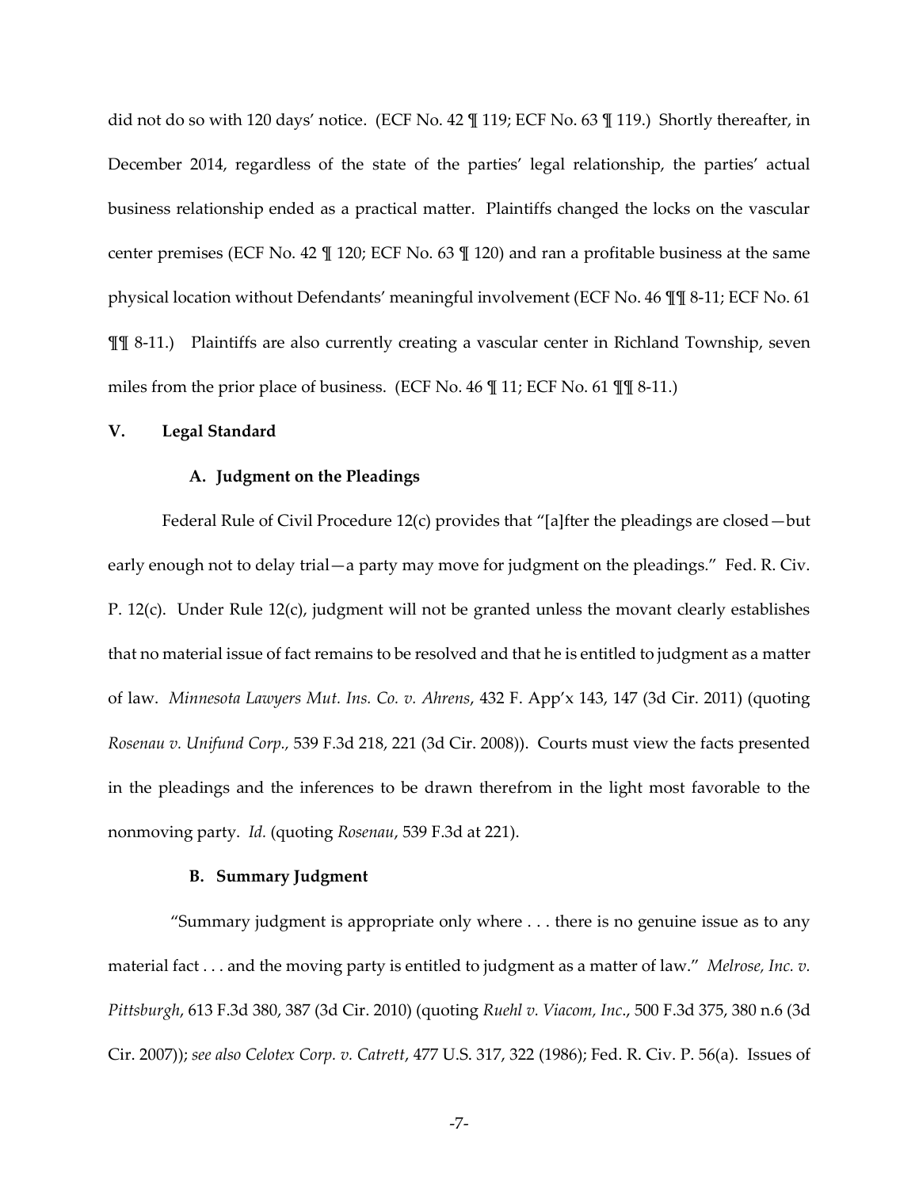did not do so with 120 days' notice. (ECF No. 42 ¶ 119; ECF No. 63 ¶ 119.) Shortly thereafter, in December 2014, regardless of the state of the parties' legal relationship, the parties' actual business relationship ended as a practical matter. Plaintiffs changed the locks on the vascular center premises (ECF No. 42 ¶ 120; ECF No. 63 ¶ 120) and ran a profitable business at the same physical location without Defendants' meaningful involvement (ECF No. 46 ¶¶ 8-11; ECF No. 61 ¶¶ 8-11.) Plaintiffs are also currently creating a vascular center in Richland Township, seven miles from the prior place of business. (ECF No. 46 ¶ 11; ECF No. 61 ¶¶ 8-11.)

## V. Legal Standard

### A. Judgment on the Pleadings

Federal Rule of Civil Procedure 12(c) provides that "[a]fter the pleadings are closed—but early enough not to delay trial—a party may move for judgment on the pleadings." Fed. R. Civ. P. 12(c). Under Rule 12(c), judgment will not be granted unless the movant clearly establishes that no material issue of fact remains to be resolved and that he is entitled to judgment as a matter of law. *Minnesota Lawyers Mut. Ins. Co. v. Ahrens*, 432 F. App'x 143, 147 (3d Cir. 2011) (quoting *Rosenau v. Unifund Corp.*, 539 F.3d 218, 221 (3d Cir. 2008)). Courts must view the facts presented in the pleadings and the inferences to be drawn therefrom in the light most favorable to the nonmoving party. *Id.* (quoting *Rosenau*, 539 F.3d at 221).

### B. Summary Judgment

"Summary judgment is appropriate only where . . . there is no genuine issue as to any material fact . . . and the moving party is entitled to judgment as a matter of law." *Melrose, Inc. v. Pittsburgh*, 613 F.3d 380, 387 (3d Cir. 2010) (quoting *Ruehl v. Viacom, Inc*., 500 F.3d 375, 380 n.6 (3d Cir. 2007)); *see also Celotex Corp. v. Catrett*, 477 U.S. 317, 322 (1986); Fed. R. Civ. P. 56(a). Issues of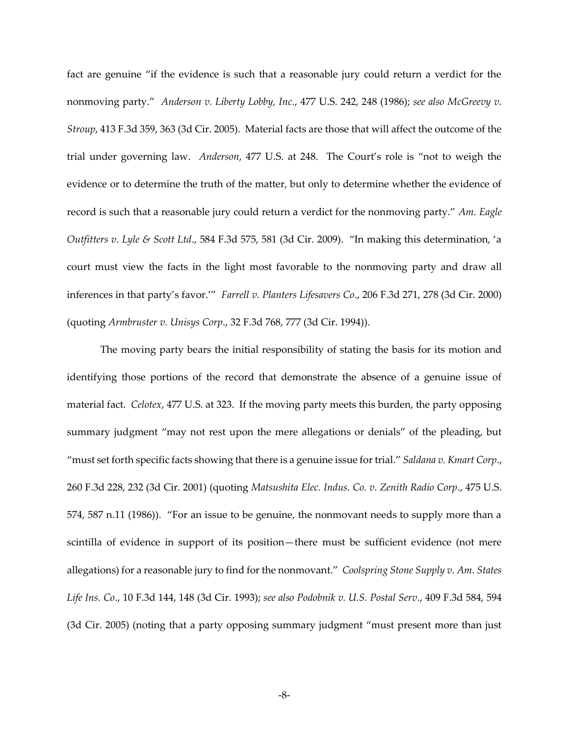fact are genuine "if the evidence is such that a reasonable jury could return a verdict for the nonmoving party." *Anderson v. Liberty Lobby, Inc*., 477 U.S. 242, 248 (1986); *see also McGreevy v. Stroup*, 413 F.3d 359, 363 (3d Cir. 2005). Material facts are those that will affect the outcome of the trial under governing law. *Anderson*, 477 U.S. at 248. The Court's role is "not to weigh the evidence or to determine the truth of the matter, but only to determine whether the evidence of record is such that a reasonable jury could return a verdict for the nonmoving party." *Am. Eagle Outfitters v. Lyle & Scott Ltd*., 584 F.3d 575, 581 (3d Cir. 2009). "In making this determination, 'a court must view the facts in the light most favorable to the nonmoving party and draw all inferences in that party's favor.'" *Farrell v. Planters Lifesavers Co*., 206 F.3d 271, 278 (3d Cir. 2000) (quoting *Armbruster v. Unisys Corp*., 32 F.3d 768, 777 (3d Cir. 1994)).

The moving party bears the initial responsibility of stating the basis for its motion and identifying those portions of the record that demonstrate the absence of a genuine issue of material fact. *Celotex*, 477 U.S. at 323. If the moving party meets this burden, the party opposing summary judgment "may not rest upon the mere allegations or denials" of the pleading, but "must set forth specific facts showing that there is a genuine issue for trial." *Saldana v. Kmart Corp*., 260 F.3d 228, 232 (3d Cir. 2001) (quoting *Matsushita Elec. Indus. Co. v. Zenith Radio Corp*., 475 U.S. 574, 587 n.11 (1986)). "For an issue to be genuine, the nonmovant needs to supply more than a scintilla of evidence in support of its position—there must be sufficient evidence (not mere allegations) for a reasonable jury to find for the nonmovant." *Coolspring Stone Supply v. Am. States Life Ins. Co*., 10 F.3d 144, 148 (3d Cir. 1993); *see also Podobnik v. U.S. Postal Serv*., 409 F.3d 584, 594 (3d Cir. 2005) (noting that a party opposing summary judgment "must present more than just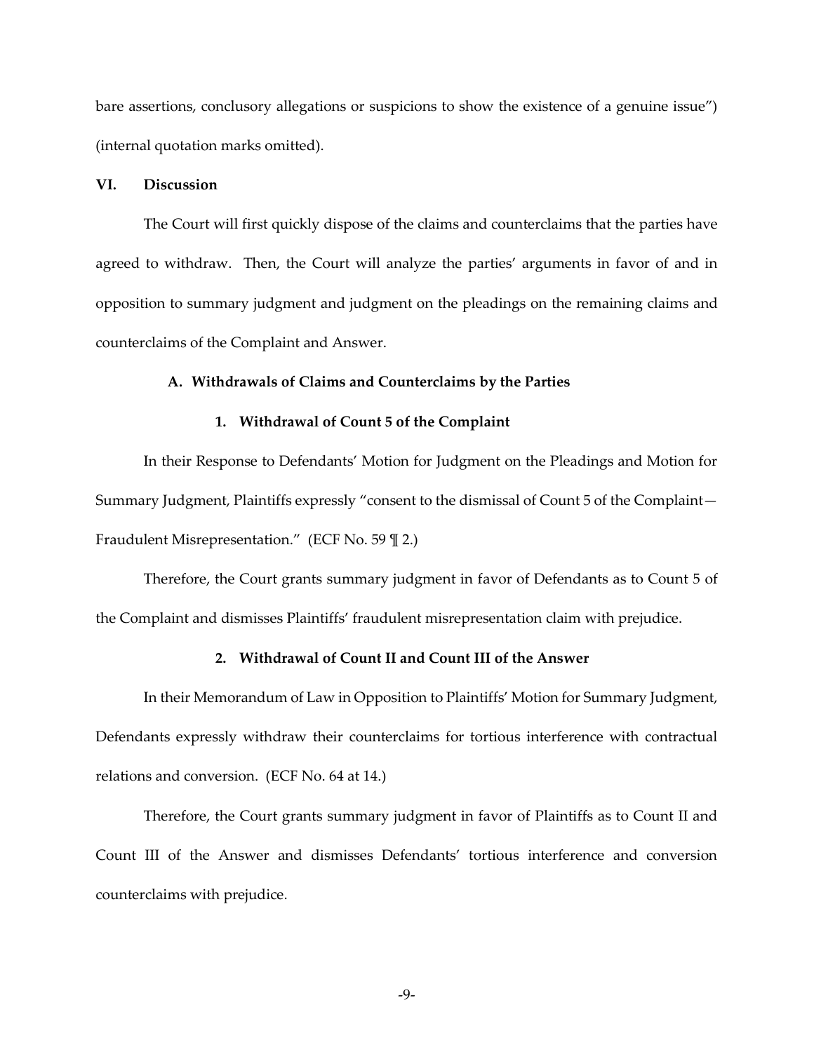bare assertions, conclusory allegations or suspicions to show the existence of a genuine issue") (internal quotation marks omitted).

## VI. Discussion

The Court will first quickly dispose of the claims and counterclaims that the parties have agreed to withdraw. Then, the Court will analyze the parties' arguments in favor of and in opposition to summary judgment and judgment on the pleadings on the remaining claims and counterclaims of the Complaint and Answer.

### A. Withdrawals of Claims and Counterclaims by the Parties

#### 1. Withdrawal of Count 5 of the Complaint

In their Response to Defendants' Motion for Judgment on the Pleadings and Motion for Summary Judgment, Plaintiffs expressly "consent to the dismissal of Count 5 of the Complaint—Fraudulent Misrepresentation." (ECF No. 59 ¶ 2.)

Therefore, the Court grants summary judgment in favor of Defendants as to Count 5 of the Complaint and dismisses Plaintiffs' fraudulent misrepresentation claim with prejudice.

#### 2. Withdrawal of Count II and Count III of the Answer

In their Memorandum of Law in Opposition to Plaintiffs' Motion for Summary Judgment, Defendants expressly withdraw their counterclaims for tortious interference with contractual relations and conversion. (ECF No. 64 at 14.)

Therefore, the Court grants summary judgment in favor of Plaintiffs as to Count II and Count III of the Answer and dismisses Defendants' tortious interference and conversion counterclaims with prejudice.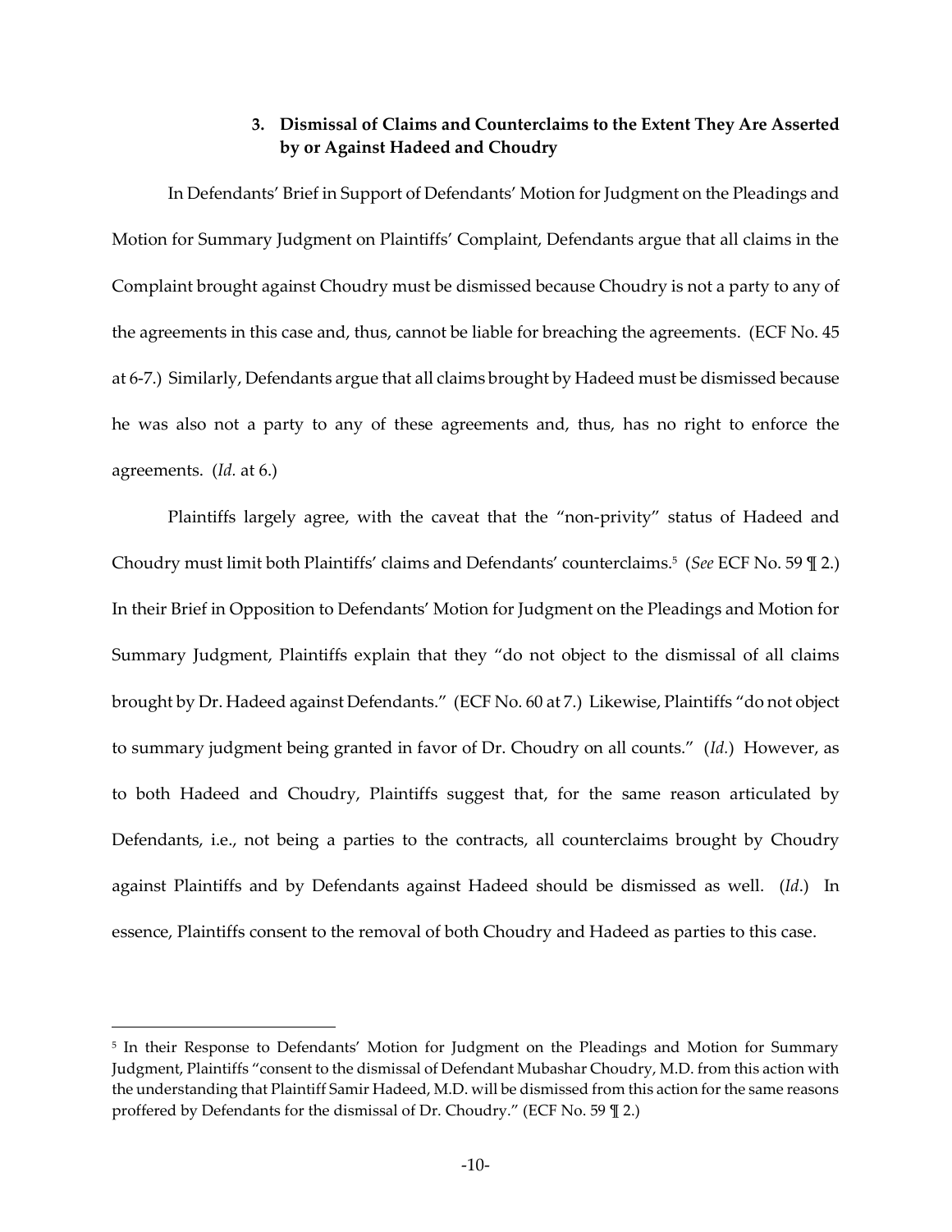### 3. Dismissal of Claims and Counterclaims to the Extent They Are Asserted by or Against Hadeed and Choudry

In Defendants' Brief in Support of Defendants' Motion for Judgment on the Pleadings and Motion for Summary Judgment on Plaintiffs' Complaint, Defendants argue that all claims in the Complaint brought against Choudry must be dismissed because Choudry is not a party to any of the agreements in this case and, thus, cannot be liable for breaching the agreements. (ECF No. 45 at 6-7.) Similarly, Defendants argue that all claims brought by Hadeed must be dismissed because he was also not a party to any of these agreements and, thus, has no right to enforce the agreements. (*Id.* at 6.)

Plaintiffs largely agree, with the caveat that the "non-privity" status of Hadeed and Choudry must limit both Plaintiffs' claims and Defendants' counterclaims.[5] (*See* ECF No. 59 ¶ 2.) In their Brief in Opposition to Defendants' Motion for Judgment on the Pleadings and Motion for Summary Judgment, Plaintiffs explain that they "do not object to the dismissal of all claims brought by Dr. Hadeed against Defendants." (ECF No. 60 at 7.) Likewise, Plaintiffs "do not object to summary judgment being granted in favor of Dr. Choudry on all counts." (*Id.*) However, as to both Hadeed and Choudry, Plaintiffs suggest that, for the same reason articulated by Defendants, i.e., not being a parties to the contracts, all counterclaims brought by Choudry against Plaintiffs and by Defendants against Hadeed should be dismissed as well. (*Id*.) In essence, Plaintiffs consent to the removal of both Choudry and Hadeed as parties to this case.

---

[5] In their Response to Defendants' Motion for Judgment on the Pleadings and Motion for Summary Judgment, Plaintiffs "consent to the dismissal of Defendant Mubashar Choudry, M.D. from this action with the understanding that Plaintiff Samir Hadeed, M.D. will be dismissed from this action for the same reasons proffered by Defendants for the dismissal of Dr. Choudry." (ECF No. 59 ¶ 2.)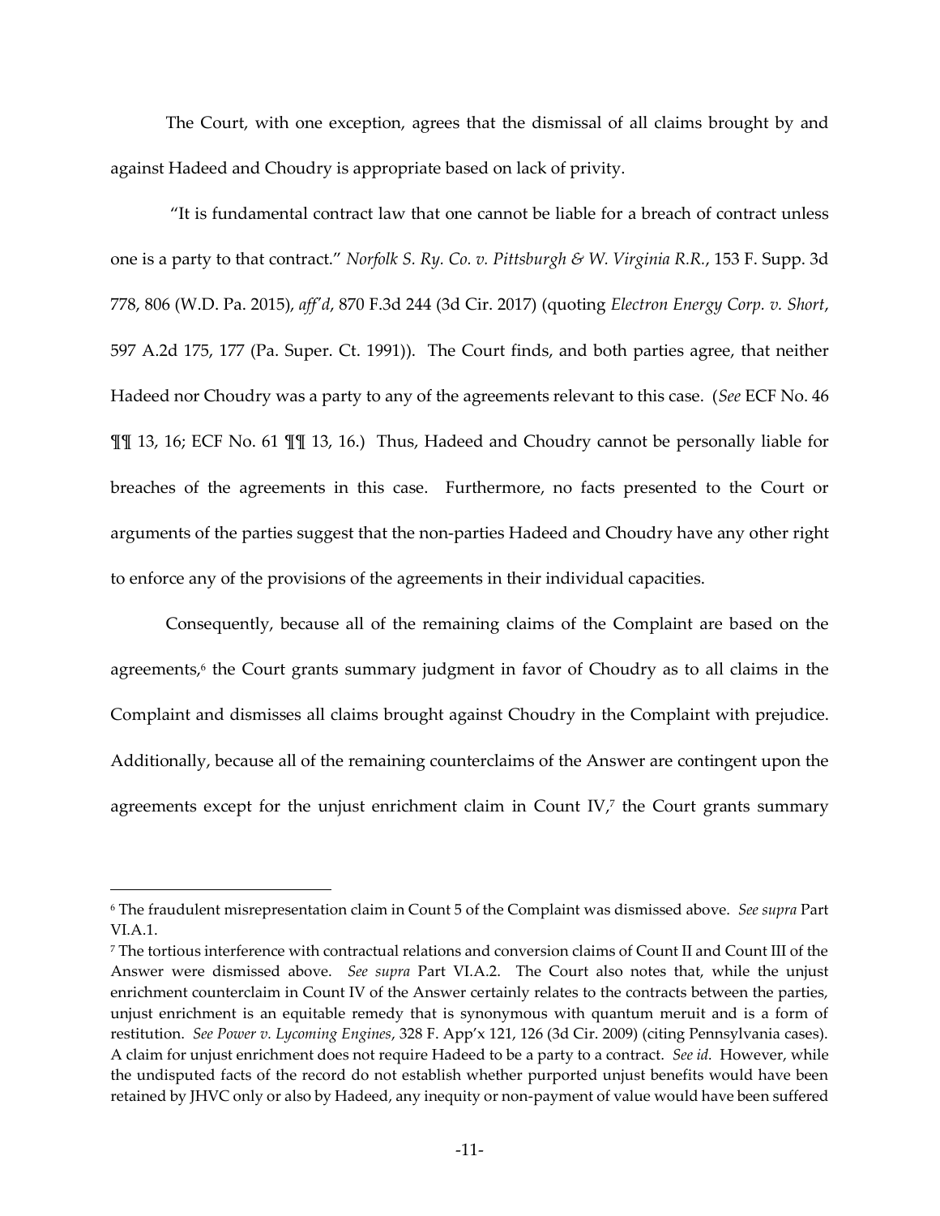The Court, with one exception, agrees that the dismissal of all claims brought by and against Hadeed and Choudry is appropriate based on lack of privity.

"It is fundamental contract law that one cannot be liable for a breach of contract unless one is a party to that contract." *Norfolk S. Ry. Co. v. Pittsburgh & W. Virginia R.R.*, 153 F. Supp. 3d 778, 806 (W.D. Pa. 2015), *aff'd*, 870 F.3d 244 (3d Cir. 2017) (quoting *Electron Energy Corp. v. Short*, 597 A.2d 175, 177 (Pa. Super. Ct. 1991)). The Court finds, and both parties agree, that neither Hadeed nor Choudry was a party to any of the agreements relevant to this case. (*See* ECF No. 46 ¶¶ 13, 16; ECF No. 61 ¶¶ 13, 16.) Thus, Hadeed and Choudry cannot be personally liable for breaches of the agreements in this case. Furthermore, no facts presented to the Court or arguments of the parties suggest that the non-parties Hadeed and Choudry have any other right to enforce any of the provisions of the agreements in their individual capacities.

Consequently, because all of the remaining claims of the Complaint are based on the agreements,[6] the Court grants summary judgment in favor of Choudry as to all claims in the Complaint and dismisses all claims brought against Choudry in the Complaint with prejudice. Additionally, because all of the remaining counterclaims of the Answer are contingent upon the agreements except for the unjust enrichment claim in Count IV,[7] the Court grants summary

---

[6] The fraudulent misrepresentation claim in Count 5 of the Complaint was dismissed above. *See supra* Part VI.A.1.

[7] The tortious interference with contractual relations and conversion claims of Count II and Count III of the Answer were dismissed above. *See supra* Part VI.A.2. The Court also notes that, while the unjust enrichment counterclaim in Count IV of the Answer certainly relates to the contracts between the parties, unjust enrichment is an equitable remedy that is synonymous with quantum meruit and is a form of restitution. *See Power v. Lycoming Engines*, 328 F. App'x 121, 126 (3d Cir. 2009) (citing Pennsylvania cases). A claim for unjust enrichment does not require Hadeed to be a party to a contract. *See id.* However, while the undisputed facts of the record do not establish whether purported unjust benefits would have been retained by JHVC only or also by Hadeed, any inequity or non-payment of value would have been suffered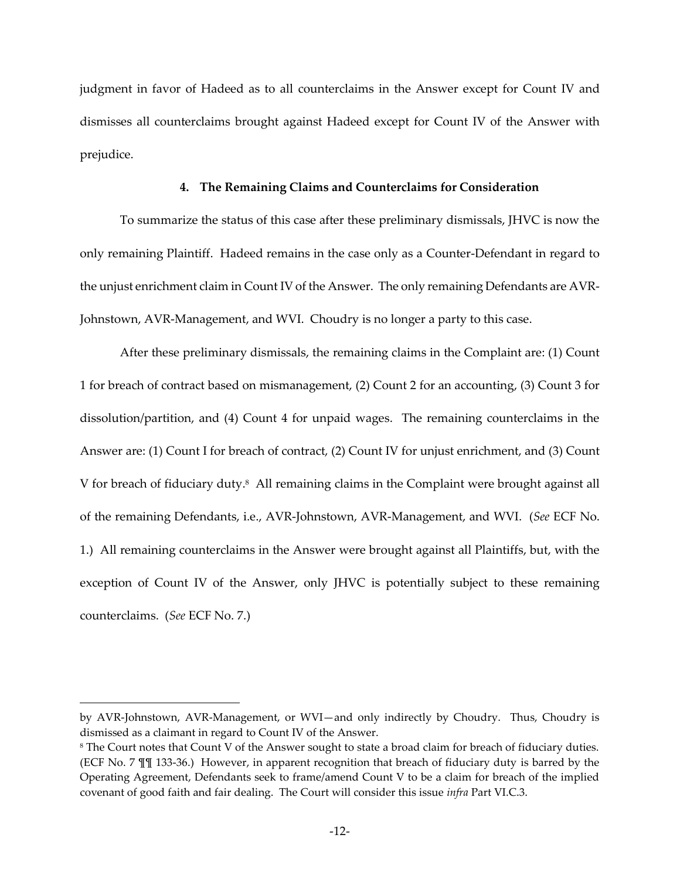judgment in favor of Hadeed as to all counterclaims in the Answer except for Count IV and dismisses all counterclaims brought against Hadeed except for Count IV of the Answer with prejudice.

#### 4. The Remaining Claims and Counterclaims for Consideration

To summarize the status of this case after these preliminary dismissals, JHVC is now the only remaining Plaintiff. Hadeed remains in the case only as a Counter-Defendant in regard to the unjust enrichment claim in Count IV of the Answer. The only remaining Defendants are AVR-Johnstown, AVR-Management, and WVI. Choudry is no longer a party to this case.

After these preliminary dismissals, the remaining claims in the Complaint are: (1) Count 1 for breach of contract based on mismanagement, (2) Count 2 for an accounting, (3) Count 3 for dissolution/partition, and (4) Count 4 for unpaid wages. The remaining counterclaims in the Answer are: (1) Count I for breach of contract, (2) Count IV for unjust enrichment, and (3) Count V for breach of fiduciary duty.[8] All remaining claims in the Complaint were brought against all of the remaining Defendants, i.e., AVR-Johnstown, AVR-Management, and WVI. (*See* ECF No. 1.) All remaining counterclaims in the Answer were brought against all Plaintiffs, but, with the exception of Count IV of the Answer, only JHVC is potentially subject to these remaining counterclaims. (*See* ECF No. 7.)

---

by AVR-Johnstown, AVR-Management, or WVI—and only indirectly by Choudry. Thus, Choudry is dismissed as a claimant in regard to Count IV of the Answer.

[8] The Court notes that Count V of the Answer sought to state a broad claim for breach of fiduciary duties. (ECF No. 7 ¶¶ 133-36.) However, in apparent recognition that breach of fiduciary duty is barred by the Operating Agreement, Defendants seek to frame/amend Count V to be a claim for breach of the implied covenant of good faith and fair dealing. The Court will consider this issue *infra* Part VI.C.3.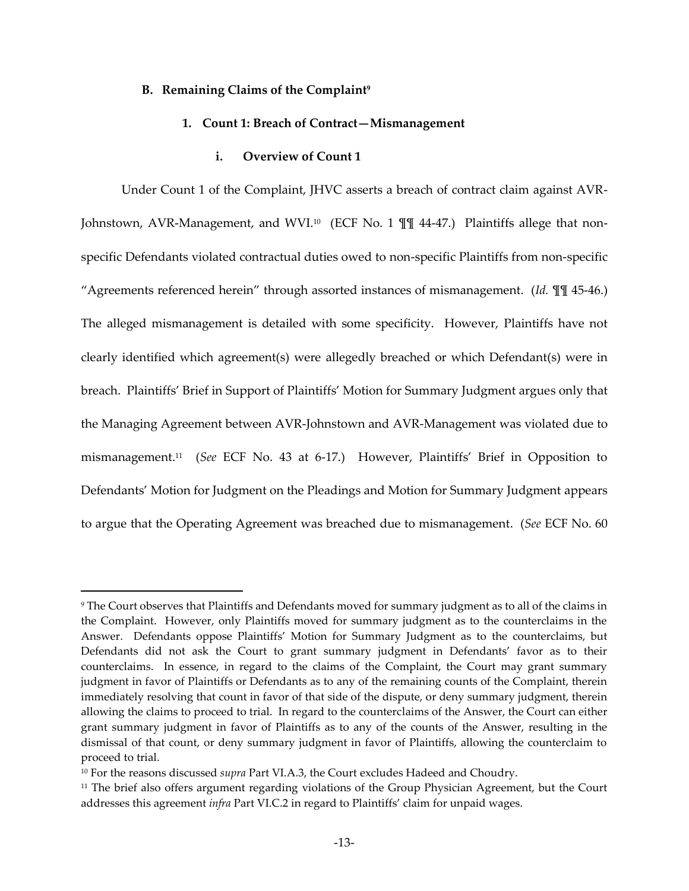### B. Remaining Claims of the Complaint[9]

#### 1. Count 1: Breach of Contract—Mismanagement

##### i. Overview of Count 1

Under Count 1 of the Complaint, JHVC asserts a breach of contract claim against AVR-Johnstown, AVR-Management, and WVI.[10] (ECF No. 1 ¶¶ 44-47.) Plaintiffs allege that non-specific Defendants violated contractual duties owed to non-specific Plaintiffs from non-specific "Agreements referenced herein" through assorted instances of mismanagement. (*Id.* ¶¶ 45-46.) The alleged mismanagement is detailed with some specificity. However, Plaintiffs have not clearly identified which agreement(s) were allegedly breached or which Defendant(s) were in breach. Plaintiffs' Brief in Support of Plaintiffs' Motion for Summary Judgment argues only that the Managing Agreement between AVR-Johnstown and AVR-Management was violated due to mismanagement.[11] (*See* ECF No. 43 at 6-17.) However, Plaintiffs' Brief in Opposition to Defendants' Motion for Judgment on the Pleadings and Motion for Summary Judgment appears to argue that the Operating Agreement was breached due to mismanagement. (*See* ECF No. 60

---

[9] The Court observes that Plaintiffs and Defendants moved for summary judgment as to all of the claims in the Complaint. However, only Plaintiffs moved for summary judgment as to the counterclaims in the Answer. Defendants oppose Plaintiffs' Motion for Summary Judgment as to the counterclaims, but Defendants did not ask the Court to grant summary judgment in Defendants' favor as to their counterclaims. In essence, in regard to the claims of the Complaint, the Court may grant summary judgment in favor of Plaintiffs or Defendants as to any of the remaining counts of the Complaint, therein immediately resolving that count in favor of that side of the dispute, or deny summary judgment, therein allowing the claims to proceed to trial. In regard to the counterclaims of the Answer, the Court can either grant summary judgment in favor of Plaintiffs as to any of the counts of the Answer, resulting in the dismissal of that count, or deny summary judgment in favor of Plaintiffs, allowing the counterclaim to proceed to trial.

[10] For the reasons discussed *supra* Part VI.A.3, the Court excludes Hadeed and Choudry.

[11] The brief also offers argument regarding violations of the Group Physician Agreement, but the Court addresses this agreement *infra* Part VI.C.2 in regard to Plaintiffs' claim for unpaid wages.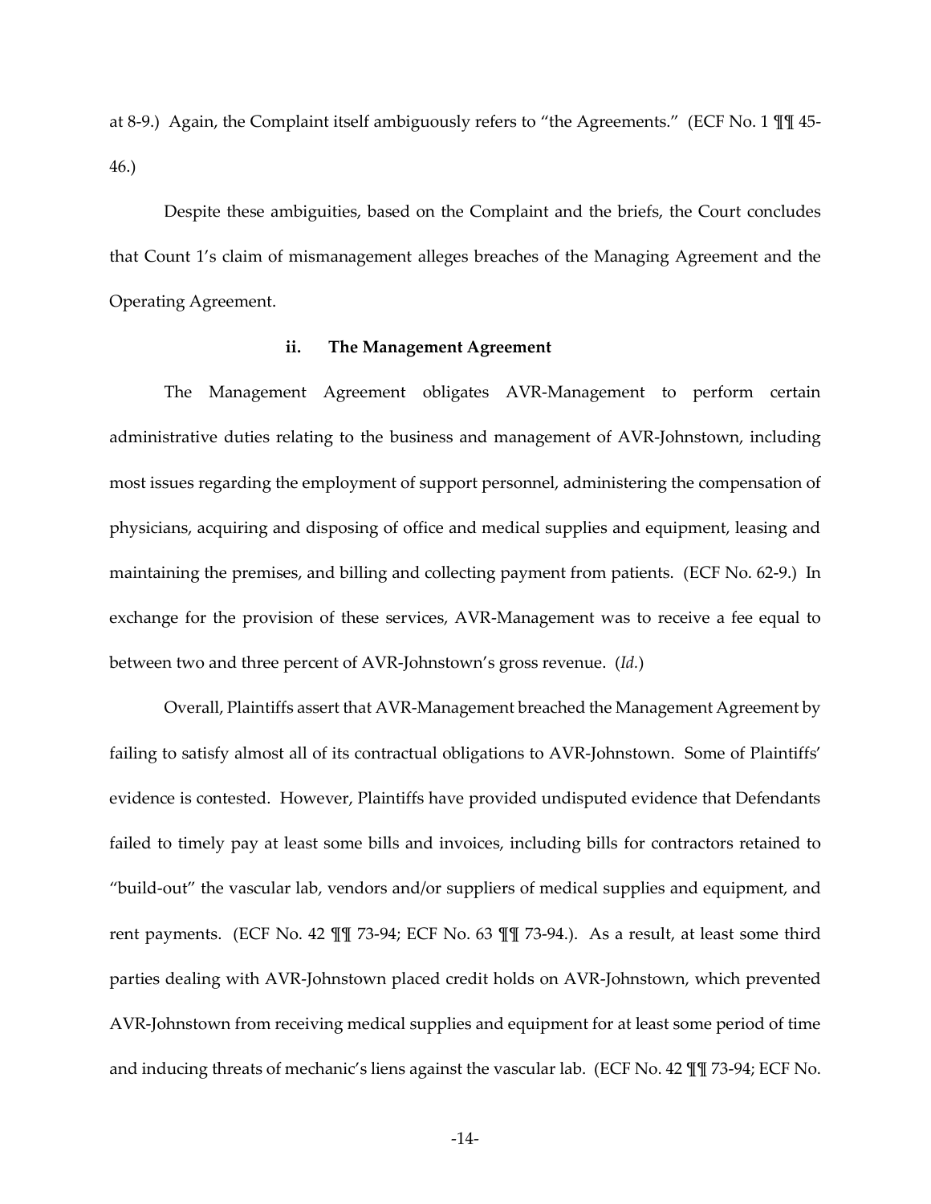at 8-9.) Again, the Complaint itself ambiguously refers to "the Agreements." (ECF No. 1 ¶¶ 45-46.)

Despite these ambiguities, based on the Complaint and the briefs, the Court concludes that Count 1's claim of mismanagement alleges breaches of the Managing Agreement and the Operating Agreement.

### ii. The Management Agreement

The Management Agreement obligates AVR-Management to perform certain administrative duties relating to the business and management of AVR-Johnstown, including most issues regarding the employment of support personnel, administering the compensation of physicians, acquiring and disposing of office and medical supplies and equipment, leasing and maintaining the premises, and billing and collecting payment from patients. (ECF No. 62-9.) In exchange for the provision of these services, AVR-Management was to receive a fee equal to between two and three percent of AVR-Johnstown's gross revenue. (*Id.*)

Overall, Plaintiffs assert that AVR-Management breached the Management Agreement by failing to satisfy almost all of its contractual obligations to AVR-Johnstown. Some of Plaintiffs' evidence is contested. However, Plaintiffs have provided undisputed evidence that Defendants failed to timely pay at least some bills and invoices, including bills for contractors retained to "build-out" the vascular lab, vendors and/or suppliers of medical supplies and equipment, and rent payments. (ECF No. 42 ¶¶ 73-94; ECF No. 63 ¶¶ 73-94.). As a result, at least some third parties dealing with AVR-Johnstown placed credit holds on AVR-Johnstown, which prevented AVR-Johnstown from receiving medical supplies and equipment for at least some period of time and inducing threats of mechanic's liens against the vascular lab. (ECF No. 42 ¶¶ 73-94; ECF No.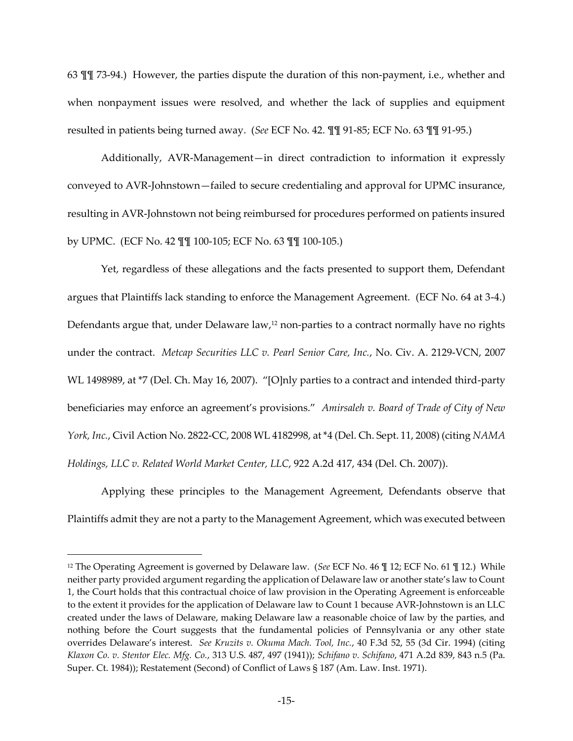63 ¶¶ 73-94.) However, the parties dispute the duration of this non-payment, i.e., whether and when nonpayment issues were resolved, and whether the lack of supplies and equipment resulted in patients being turned away. (*See* ECF No. 42. ¶¶ 91-85; ECF No. 63 ¶¶ 91-95.)

Additionally, AVR-Management—in direct contradiction to information it expressly conveyed to AVR-Johnstown—failed to secure credentialing and approval for UPMC insurance, resulting in AVR-Johnstown not being reimbursed for procedures performed on patients insured by UPMC. (ECF No. 42 ¶¶ 100-105; ECF No. 63 ¶¶ 100-105.)

Yet, regardless of these allegations and the facts presented to support them, Defendant argues that Plaintiffs lack standing to enforce the Management Agreement. (ECF No. 64 at 3-4.) Defendants argue that, under Delaware law,[12] non-parties to a contract normally have no rights under the contract. *Metcap Securities LLC v. Pearl Senior Care, Inc.*, No. Civ. A. 2129-VCN, 2007 WL 1498989, at *7 (Del. Ch. May 16, 2007). "[O]nly parties to a contract and intended third-party beneficiaries may enforce an agreement's provisions." *Amirsaleh v. Board of Trade of City of New York, Inc.*, Civil Action No. 2822-CC, 2008 WL 4182998, at *4 (Del. Ch. Sept. 11, 2008) (citing *NAMA Holdings, LLC v. Related World Market Center, LLC*, 922 A.2d 417, 434 (Del. Ch. 2007)).

Applying these principles to the Management Agreement, Defendants observe that Plaintiffs admit they are not a party to the Management Agreement, which was executed between

[12] The Operating Agreement is governed by Delaware law. (*See* ECF No. 46 ¶ 12; ECF No. 61 ¶ 12.) While neither party provided argument regarding the application of Delaware law or another state's law to Count 1, the Court holds that this contractual choice of law provision in the Operating Agreement is enforceable to the extent it provides for the application of Delaware law to Count 1 because AVR-Johnstown is an LLC created under the laws of Delaware, making Delaware law a reasonable choice of law by the parties, and nothing before the Court suggests that the fundamental policies of Pennsylvania or any other state overrides Delaware's interest. *See Kruzits v. Okuma Mach. Tool, Inc.*, 40 F.3d 52, 55 (3d Cir. 1994) (citing *Klaxon Co. v. Stentor Elec. Mfg. Co.*, 313 U.S. 487, 497 (1941)); *Schifano v. Schifano*, 471 A.2d 839, 843 n.5 (Pa. Super. Ct. 1984)); Restatement (Second) of Conflict of Laws § 187 (Am. Law. Inst. 1971).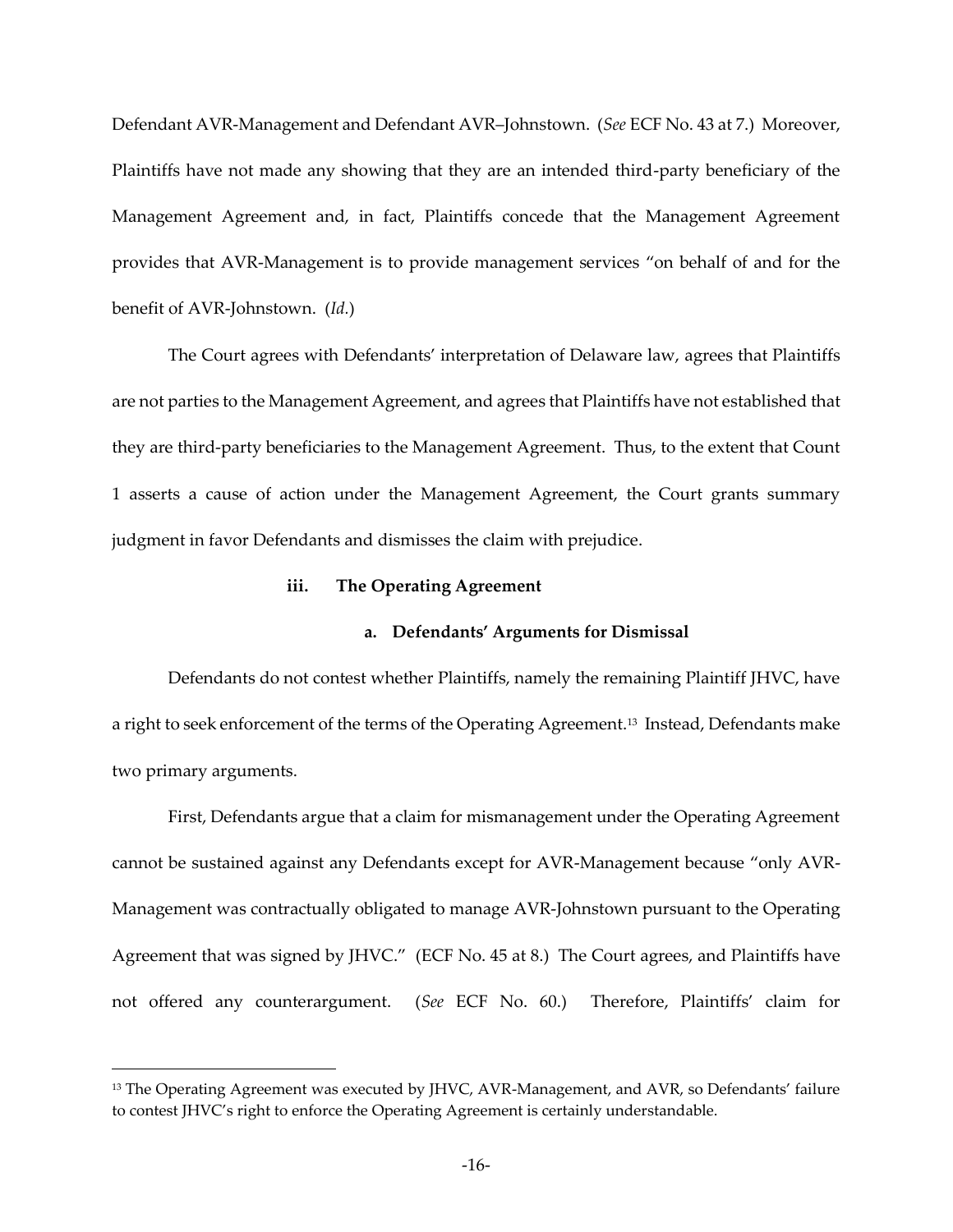Defendant AVR-Management and Defendant AVR–Johnstown. (*See* ECF No. 43 at 7.) Moreover, Plaintiffs have not made any showing that they are an intended third-party beneficiary of the Management Agreement and, in fact, Plaintiffs concede that the Management Agreement provides that AVR-Management is to provide management services "on behalf of and for the benefit of AVR-Johnstown. (*Id.*)

The Court agrees with Defendants' interpretation of Delaware law, agrees that Plaintiffs are not parties to the Management Agreement, and agrees that Plaintiffs have not established that they are third-party beneficiaries to the Management Agreement. Thus, to the extent that Count 1 asserts a cause of action under the Management Agreement, the Court grants summary judgment in favor Defendants and dismisses the claim with prejudice.

**iii. The Operating Agreement**

**a. Defendants' Arguments for Dismissal**

Defendants do not contest whether Plaintiffs, namely the remaining Plaintiff JHVC, have a right to seek enforcement of the terms of the Operating Agreement.[13] Instead, Defendants make two primary arguments.

First, Defendants argue that a claim for mismanagement under the Operating Agreement cannot be sustained against any Defendants except for AVR-Management because "only AVR-Management was contractually obligated to manage AVR-Johnstown pursuant to the Operating Agreement that was signed by JHVC." (ECF No. 45 at 8.) The Court agrees, and Plaintiffs have not offered any counterargument. (*See* ECF No. 60.) Therefore, Plaintiffs' claim for

---

[13] The Operating Agreement was executed by JHVC, AVR-Management, and AVR, so Defendants' failure to contest JHVC's right to enforce the Operating Agreement is certainly understandable.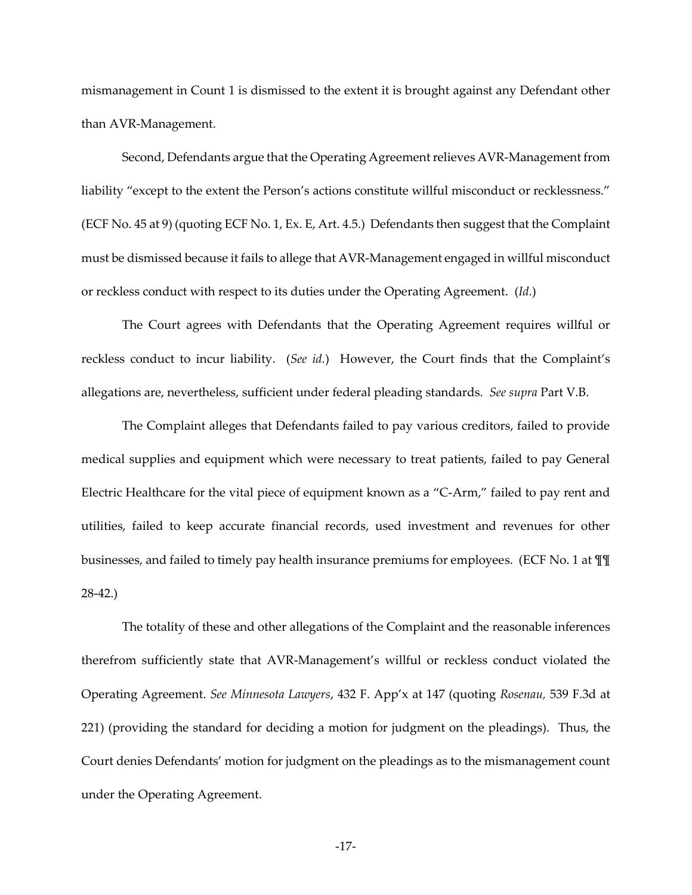mismanagement in Count 1 is dismissed to the extent it is brought against any Defendant other than AVR-Management.

Second, Defendants argue that the Operating Agreement relieves AVR-Management from liability "except to the extent the Person's actions constitute willful misconduct or recklessness." (ECF No. 45 at 9) (quoting ECF No. 1, Ex. E, Art. 4.5.) Defendants then suggest that the Complaint must be dismissed because it fails to allege that AVR-Management engaged in willful misconduct or reckless conduct with respect to its duties under the Operating Agreement. (*Id.*)

The Court agrees with Defendants that the Operating Agreement requires willful or reckless conduct to incur liability. (*See id.*) However, the Court finds that the Complaint's allegations are, nevertheless, sufficient under federal pleading standards. *See supra* Part V.B.

The Complaint alleges that Defendants failed to pay various creditors, failed to provide medical supplies and equipment which were necessary to treat patients, failed to pay General Electric Healthcare for the vital piece of equipment known as a "C-Arm," failed to pay rent and utilities, failed to keep accurate financial records, used investment and revenues for other businesses, and failed to timely pay health insurance premiums for employees. (ECF No. 1 at ¶¶ 28-42.)

The totality of these and other allegations of the Complaint and the reasonable inferences therefrom sufficiently state that AVR-Management's willful or reckless conduct violated the Operating Agreement. *See Minnesota Lawyers*, 432 F. App'x at 147 (quoting *Rosenau,* 539 F.3d at 221) (providing the standard for deciding a motion for judgment on the pleadings). Thus, the Court denies Defendants' motion for judgment on the pleadings as to the mismanagement count under the Operating Agreement.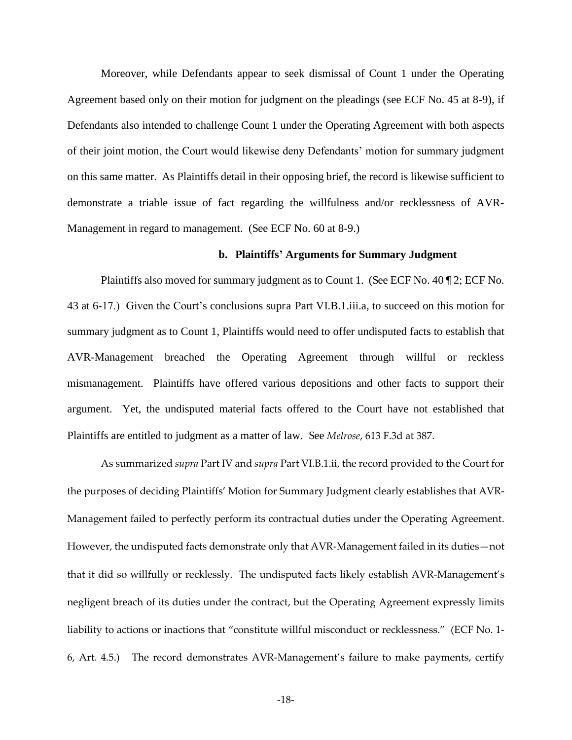Moreover, while Defendants appear to seek dismissal of Count 1 under the Operating Agreement based only on their motion for judgment on the pleadings (see ECF No. 45 at 8-9), if Defendants also intended to challenge Count 1 under the Operating Agreement with both aspects of their joint motion, the Court would likewise deny Defendants' motion for summary judgment on this same matter. As Plaintiffs detail in their opposing brief, the record is likewise sufficient to demonstrate a triable issue of fact regarding the willfulness and/or recklessness of AVR-Management in regard to management. (See ECF No. 60 at 8-9.)

**b. Plaintiffs' Arguments for Summary Judgment**

Plaintiffs also moved for summary judgment as to Count 1. (See ECF No. 40 ¶ 2; ECF No. 43 at 6-17.) Given the Court's conclusions supra Part VI.B.1.iii.a, to succeed on this motion for summary judgment as to Count 1, Plaintiffs would need to offer undisputed facts to establish that AVR-Management breached the Operating Agreement through willful or reckless mismanagement. Plaintiffs have offered various depositions and other facts to support their argument. Yet, the undisputed material facts offered to the Court have not established that Plaintiffs are entitled to judgment as a matter of law. See *Melrose*, 613 F.3d at 387.

As summarized *supra* Part IV and *supra* Part VI.B.1.ii, the record provided to the Court for the purposes of deciding Plaintiffs' Motion for Summary Judgment clearly establishes that AVR-Management failed to perfectly perform its contractual duties under the Operating Agreement. However, the undisputed facts demonstrate only that AVR-Management failed in its duties—not that it did so willfully or recklessly. The undisputed facts likely establish AVR-Management's negligent breach of its duties under the contract, but the Operating Agreement expressly limits liability to actions or inactions that "constitute willful misconduct or recklessness." (ECF No. 1-6, Art. 4.5.) The record demonstrates AVR-Management's failure to make payments, certify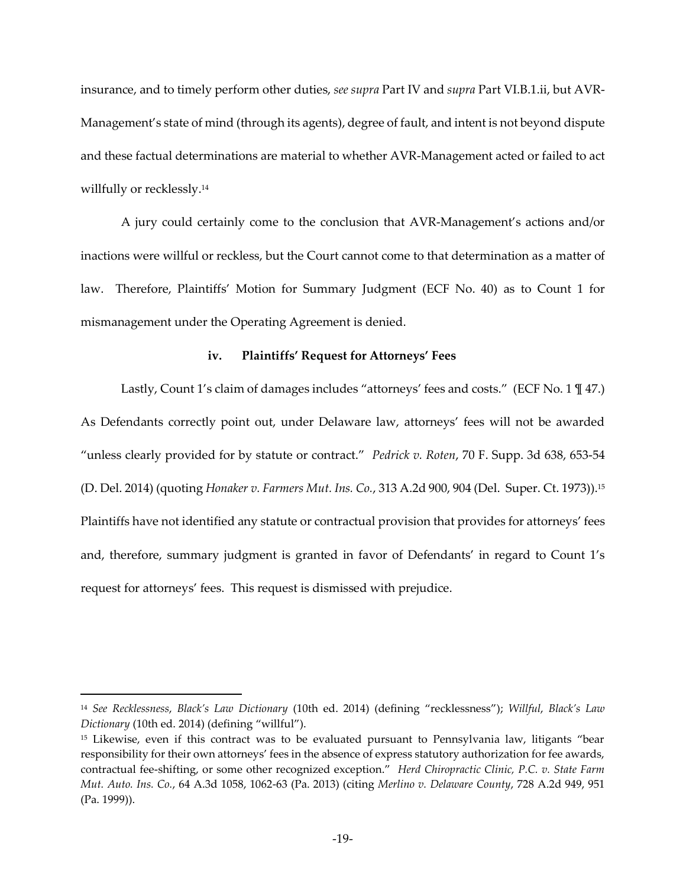insurance, and to timely perform other duties, *see supra* Part IV and *supra* Part VI.B.1.ii, but AVR-Management's state of mind (through its agents), degree of fault, and intent is not beyond dispute and these factual determinations are material to whether AVR-Management acted or failed to act willfully or recklessly.[14]

A jury could certainly come to the conclusion that AVR-Management's actions and/or inactions were willful or reckless, but the Court cannot come to that determination as a matter of law. Therefore, Plaintiffs' Motion for Summary Judgment (ECF No. 40) as to Count 1 for mismanagement under the Operating Agreement is denied.

#### iv. Plaintiffs' Request for Attorneys' Fees

Lastly, Count 1's claim of damages includes "attorneys' fees and costs." (ECF No. 1 ¶ 47.) As Defendants correctly point out, under Delaware law, attorneys' fees will not be awarded "unless clearly provided for by statute or contract." *Pedrick v. Roten*, 70 F. Supp. 3d 638, 653-54 (D. Del. 2014) (quoting *Honaker v. Farmers Mut. Ins. Co.*, 313 A.2d 900, 904 (Del. Super. Ct. 1973)).[15] Plaintiffs have not identified any statute or contractual provision that provides for attorneys' fees and, therefore, summary judgment is granted in favor of Defendants' in regard to Count 1's request for attorneys' fees. This request is dismissed with prejudice.

---

[14] *See Recklessness*, *Black's Law Dictionary* (10th ed. 2014) (defining "recklessness"); *Willful*, *Black's Law Dictionary* (10th ed. 2014) (defining "willful").

[15] Likewise, even if this contract was to be evaluated pursuant to Pennsylvania law, litigants "bear responsibility for their own attorneys' fees in the absence of express statutory authorization for fee awards, contractual fee-shifting, or some other recognized exception." *Herd Chiropractic Clinic, P.C. v. State Farm Mut. Auto. Ins. Co.*, 64 A.3d 1058, 1062-63 (Pa. 2013) (citing *Merlino v. Delaware County*, 728 A.2d 949, 951 (Pa. 1999)).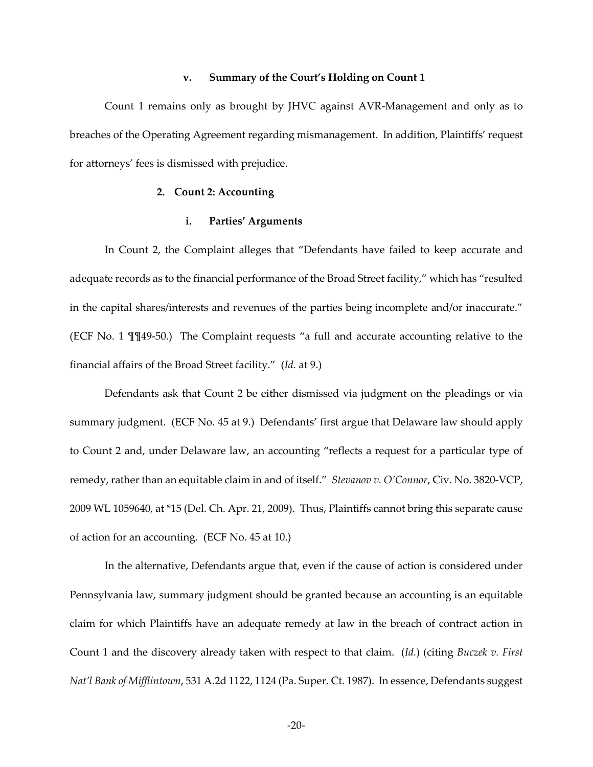#### v. Summary of the Court's Holding on Count 1

Count 1 remains only as brought by JHVC against AVR-Management and only as to breaches of the Operating Agreement regarding mismanagement. In addition, Plaintiffs' request for attorneys' fees is dismissed with prejudice.

### 2. Count 2: Accounting

#### i. Parties' Arguments

In Count 2, the Complaint alleges that "Defendants have failed to keep accurate and adequate records as to the financial performance of the Broad Street facility," which has "resulted in the capital shares/interests and revenues of the parties being incomplete and/or inaccurate." (ECF No. 1 ¶¶49-50.) The Complaint requests "a full and accurate accounting relative to the financial affairs of the Broad Street facility." (*Id.* at 9.)

Defendants ask that Count 2 be either dismissed via judgment on the pleadings or via summary judgment. (ECF No. 45 at 9.) Defendants' first argue that Delaware law should apply to Count 2 and, under Delaware law, an accounting "reflects a request for a particular type of remedy, rather than an equitable claim in and of itself." *Stevanov v. O'Connor*, Civ. No. 3820-VCP, 2009 WL 1059640, at *15 (Del. Ch. Apr. 21, 2009). Thus, Plaintiffs cannot bring this separate cause of action for an accounting. (ECF No. 45 at 10.)

In the alternative, Defendants argue that, even if the cause of action is considered under Pennsylvania law, summary judgment should be granted because an accounting is an equitable claim for which Plaintiffs have an adequate remedy at law in the breach of contract action in Count 1 and the discovery already taken with respect to that claim. (*Id.*) (citing *Buczek v. First Nat'l Bank of Mifflintown*, 531 A.2d 1122, 1124 (Pa. Super. Ct. 1987). In essence, Defendants suggest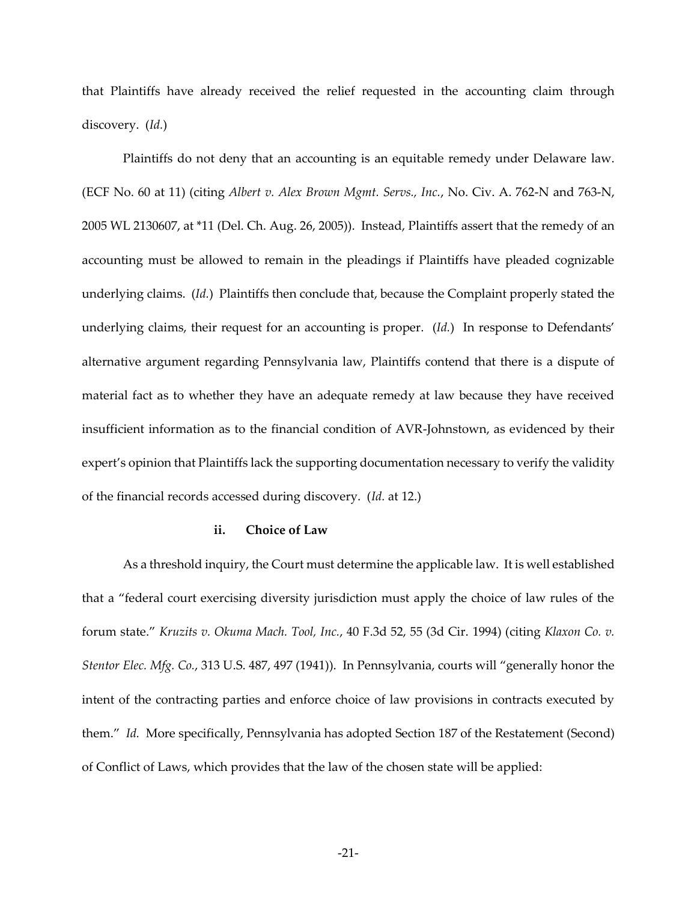that Plaintiffs have already received the relief requested in the accounting claim through discovery. (*Id.*)

Plaintiffs do not deny that an accounting is an equitable remedy under Delaware law. (ECF No. 60 at 11) (citing *Albert v. Alex Brown Mgmt. Servs., Inc.*, No. Civ. A. 762-N and 763-N, 2005 WL 2130607, at *11 (Del. Ch. Aug. 26, 2005)). Instead, Plaintiffs assert that the remedy of an accounting must be allowed to remain in the pleadings if Plaintiffs have pleaded cognizable underlying claims. (*Id.*) Plaintiffs then conclude that, because the Complaint properly stated the underlying claims, their request for an accounting is proper. (*Id.*) In response to Defendants' alternative argument regarding Pennsylvania law, Plaintiffs contend that there is a dispute of material fact as to whether they have an adequate remedy at law because they have received insufficient information as to the financial condition of AVR-Johnstown, as evidenced by their expert's opinion that Plaintiffs lack the supporting documentation necessary to verify the validity of the financial records accessed during discovery. (*Id.* at 12.)

### ii. Choice of Law

As a threshold inquiry, the Court must determine the applicable law. It is well established that a "federal court exercising diversity jurisdiction must apply the choice of law rules of the forum state." *Kruzits v. Okuma Mach. Tool, Inc.*, 40 F.3d 52, 55 (3d Cir. 1994) (citing *Klaxon Co. v. Stentor Elec. Mfg. Co.*, 313 U.S. 487, 497 (1941)). In Pennsylvania, courts will "generally honor the intent of the contracting parties and enforce choice of law provisions in contracts executed by them." *Id.* More specifically, Pennsylvania has adopted Section 187 of the Restatement (Second) of Conflict of Laws, which provides that the law of the chosen state will be applied: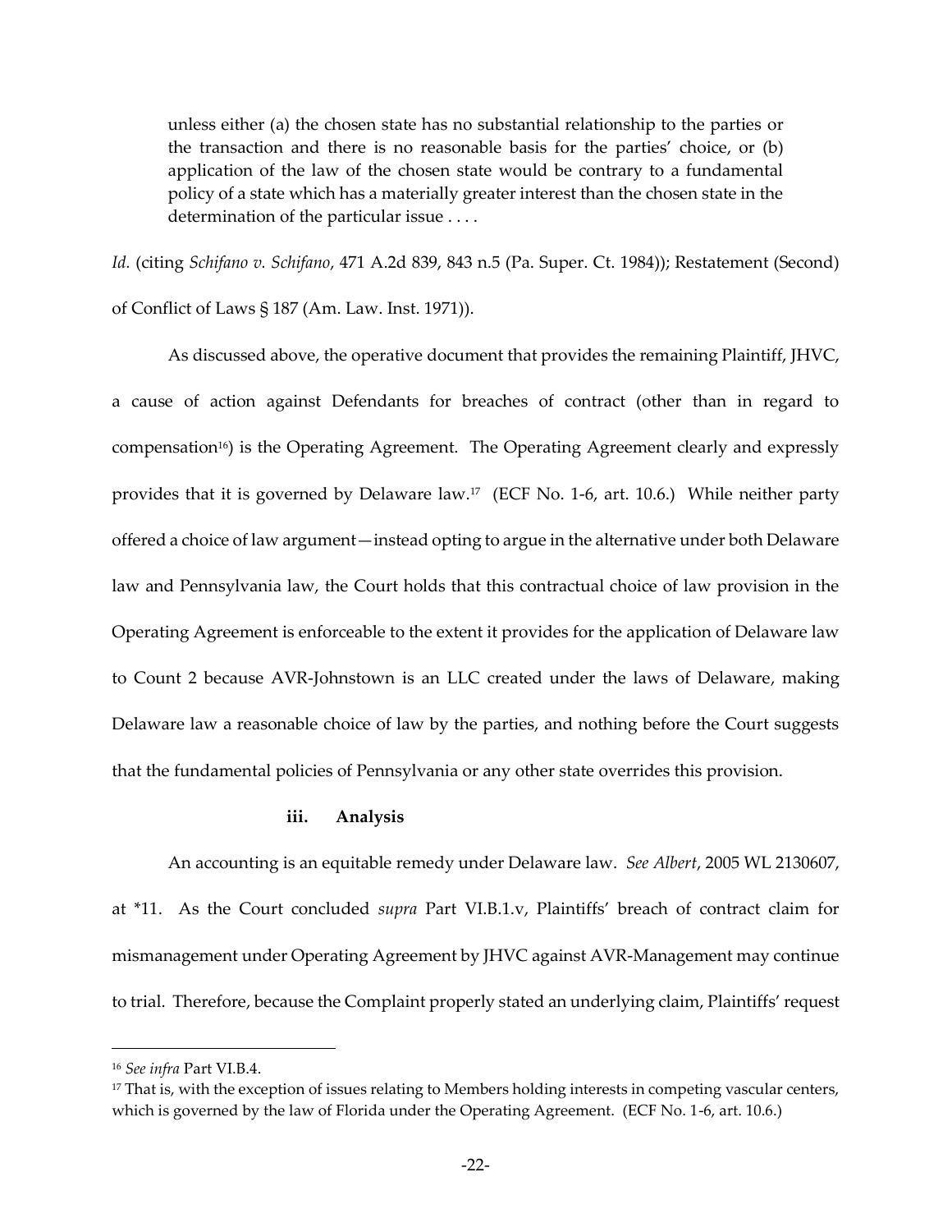> unless either (a) the chosen state has no substantial relationship to the parties or the transaction and there is no reasonable basis for the parties' choice, or (b) application of the law of the chosen state would be contrary to a fundamental policy of a state which has a materially greater interest than the chosen state in the determination of the particular issue . . . .

*Id.* (citing *Schifano v. Schifano*, 471 A.2d 839, 843 n.5 (Pa. Super. Ct. 1984)); Restatement (Second) of Conflict of Laws § 187 (Am. Law. Inst. 1971)).

As discussed above, the operative document that provides the remaining Plaintiff, JHVC, a cause of action against Defendants for breaches of contract (other than in regard to compensation[16]) is the Operating Agreement. The Operating Agreement clearly and expressly provides that it is governed by Delaware law.[17] (ECF No. 1-6, art. 10.6.) While neither party offered a choice of law argument—instead opting to argue in the alternative under both Delaware law and Pennsylvania law, the Court holds that this contractual choice of law provision in the Operating Agreement is enforceable to the extent it provides for the application of Delaware law to Count 2 because AVR-Johnstown is an LLC created under the laws of Delaware, making Delaware law a reasonable choice of law by the parties, and nothing before the Court suggests that the fundamental policies of Pennsylvania or any other state overrides this provision.

#### iii. Analysis

An accounting is an equitable remedy under Delaware law. *See Albert*, 2005 WL 2130607, at *11. As the Court concluded *supra* Part VI.B.1.v, Plaintiffs' breach of contract claim for mismanagement under Operating Agreement by JHVC against AVR-Management may continue to trial. Therefore, because the Complaint properly stated an underlying claim, Plaintiffs' request

---

[16] *See infra* Part VI.B.4.

[17] That is, with the exception of issues relating to Members holding interests in competing vascular centers, which is governed by the law of Florida under the Operating Agreement. (ECF No. 1-6, art. 10.6.)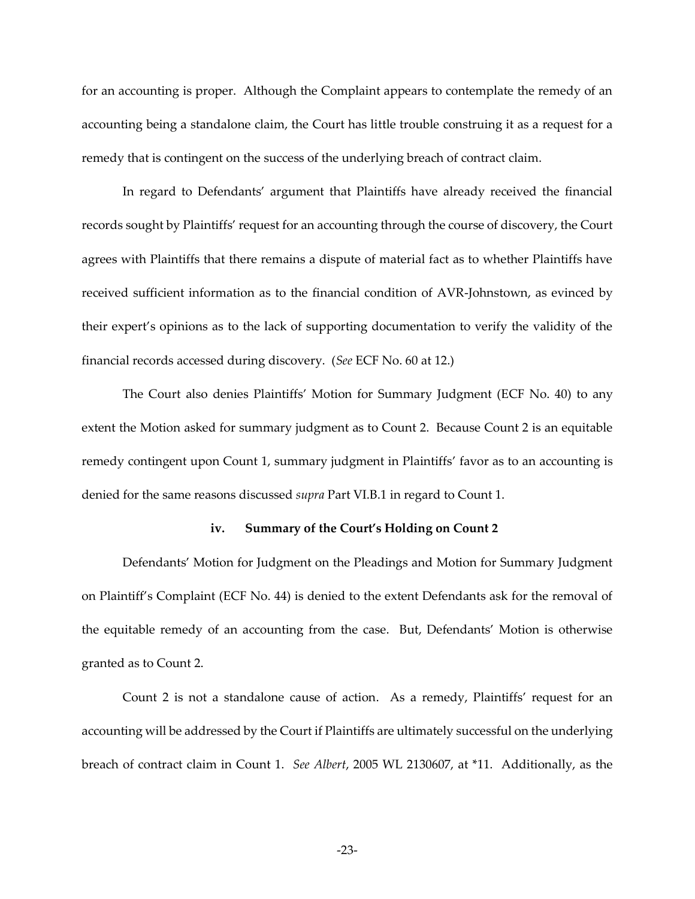for an accounting is proper. Although the Complaint appears to contemplate the remedy of an accounting being a standalone claim, the Court has little trouble construing it as a request for a remedy that is contingent on the success of the underlying breach of contract claim.

In regard to Defendants' argument that Plaintiffs have already received the financial records sought by Plaintiffs' request for an accounting through the course of discovery, the Court agrees with Plaintiffs that there remains a dispute of material fact as to whether Plaintiffs have received sufficient information as to the financial condition of AVR-Johnstown, as evinced by their expert's opinions as to the lack of supporting documentation to verify the validity of the financial records accessed during discovery. (*See* ECF No. 60 at 12.)

The Court also denies Plaintiffs' Motion for Summary Judgment (ECF No. 40) to any extent the Motion asked for summary judgment as to Count 2. Because Count 2 is an equitable remedy contingent upon Count 1, summary judgment in Plaintiffs' favor as to an accounting is denied for the same reasons discussed *supra* Part VI.B.1 in regard to Count 1.

#### iv. Summary of the Court's Holding on Count 2

Defendants' Motion for Judgment on the Pleadings and Motion for Summary Judgment on Plaintiff's Complaint (ECF No. 44) is denied to the extent Defendants ask for the removal of the equitable remedy of an accounting from the case. But, Defendants' Motion is otherwise granted as to Count 2.

Count 2 is not a standalone cause of action. As a remedy, Plaintiffs' request for an accounting will be addressed by the Court if Plaintiffs are ultimately successful on the underlying breach of contract claim in Count 1. *See Albert*, 2005 WL 2130607, at *11. Additionally, as the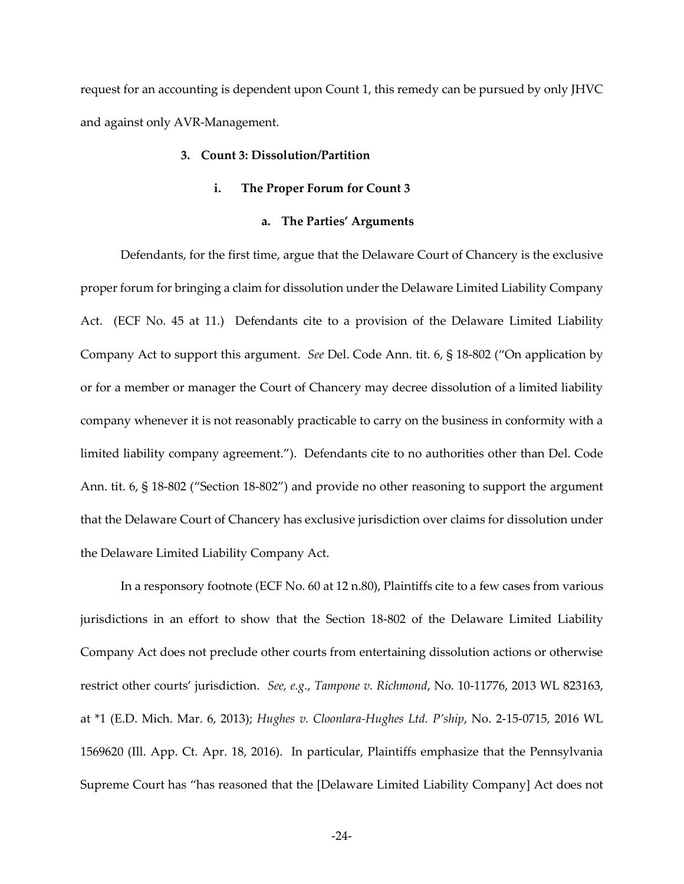request for an accounting is dependent upon Count 1, this remedy can be pursued by only JHVC and against only AVR-Management.

### 3. Count 3: Dissolution/Partition

#### i. The Proper Forum for Count 3

##### a. The Parties' Arguments

Defendants, for the first time, argue that the Delaware Court of Chancery is the exclusive proper forum for bringing a claim for dissolution under the Delaware Limited Liability Company Act. (ECF No. 45 at 11.) Defendants cite to a provision of the Delaware Limited Liability Company Act to support this argument. *See* Del. Code Ann. tit. 6, § 18-802 ("On application by or for a member or manager the Court of Chancery may decree dissolution of a limited liability company whenever it is not reasonably practicable to carry on the business in conformity with a limited liability company agreement."). Defendants cite to no authorities other than Del. Code Ann. tit. 6, § 18-802 ("Section 18-802") and provide no other reasoning to support the argument that the Delaware Court of Chancery has exclusive jurisdiction over claims for dissolution under the Delaware Limited Liability Company Act.

In a responsory footnote (ECF No. 60 at 12 n.80), Plaintiffs cite to a few cases from various jurisdictions in an effort to show that the Section 18-802 of the Delaware Limited Liability Company Act does not preclude other courts from entertaining dissolution actions or otherwise restrict other courts' jurisdiction. *See, e.g.*, *Tampone v. Richmond*, No. 10-11776, 2013 WL 823163, at *1 (E.D. Mich. Mar. 6, 2013); *Hughes v. Cloonlara-Hughes Ltd. P'ship*, No. 2-15-0715, 2016 WL 1569620 (Ill. App. Ct. Apr. 18, 2016). In particular, Plaintiffs emphasize that the Pennsylvania Supreme Court has "has reasoned that the [Delaware Limited Liability Company] Act does not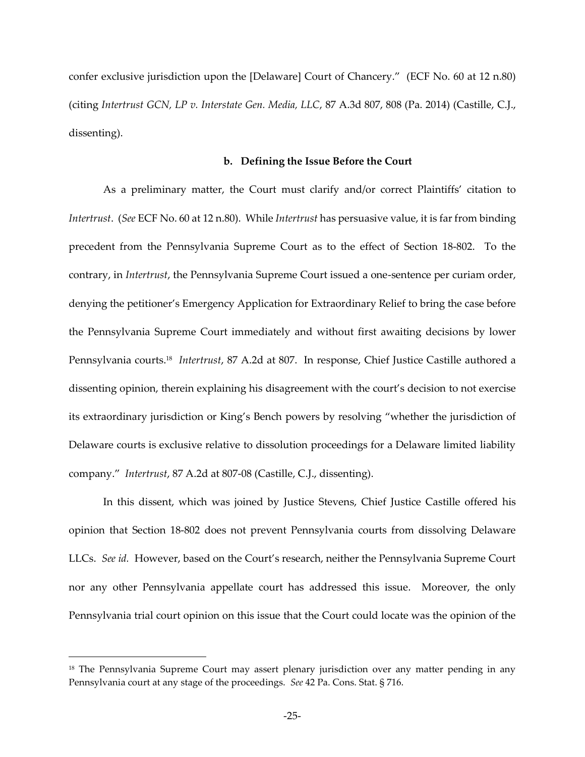confer exclusive jurisdiction upon the [Delaware] Court of Chancery." (ECF No. 60 at 12 n.80) (citing *Intertrust GCN, LP v. Interstate Gen. Media, LLC*, 87 A.3d 807, 808 (Pa. 2014) (Castille, C.J., dissenting).

**b. Defining the Issue Before the Court**

As a preliminary matter, the Court must clarify and/or correct Plaintiffs' citation to *Intertrust*. (*See* ECF No. 60 at 12 n.80). While *Intertrust* has persuasive value, it is far from binding precedent from the Pennsylvania Supreme Court as to the effect of Section 18-802. To the contrary, in *Intertrust*, the Pennsylvania Supreme Court issued a one-sentence per curiam order, denying the petitioner's Emergency Application for Extraordinary Relief to bring the case before the Pennsylvania Supreme Court immediately and without first awaiting decisions by lower Pennsylvania courts.[18] *Intertrust*, 87 A.2d at 807. In response, Chief Justice Castille authored a dissenting opinion, therein explaining his disagreement with the court's decision to not exercise its extraordinary jurisdiction or King's Bench powers by resolving "whether the jurisdiction of Delaware courts is exclusive relative to dissolution proceedings for a Delaware limited liability company." *Intertrust*, 87 A.2d at 807-08 (Castille, C.J., dissenting).

In this dissent, which was joined by Justice Stevens, Chief Justice Castille offered his opinion that Section 18-802 does not prevent Pennsylvania courts from dissolving Delaware LLCs. *See id.* However, based on the Court's research, neither the Pennsylvania Supreme Court nor any other Pennsylvania appellate court has addressed this issue. Moreover, the only Pennsylvania trial court opinion on this issue that the Court could locate was the opinion of the

---

[18] The Pennsylvania Supreme Court may assert plenary jurisdiction over any matter pending in any Pennsylvania court at any stage of the proceedings. *See* 42 Pa. Cons. Stat. § 716.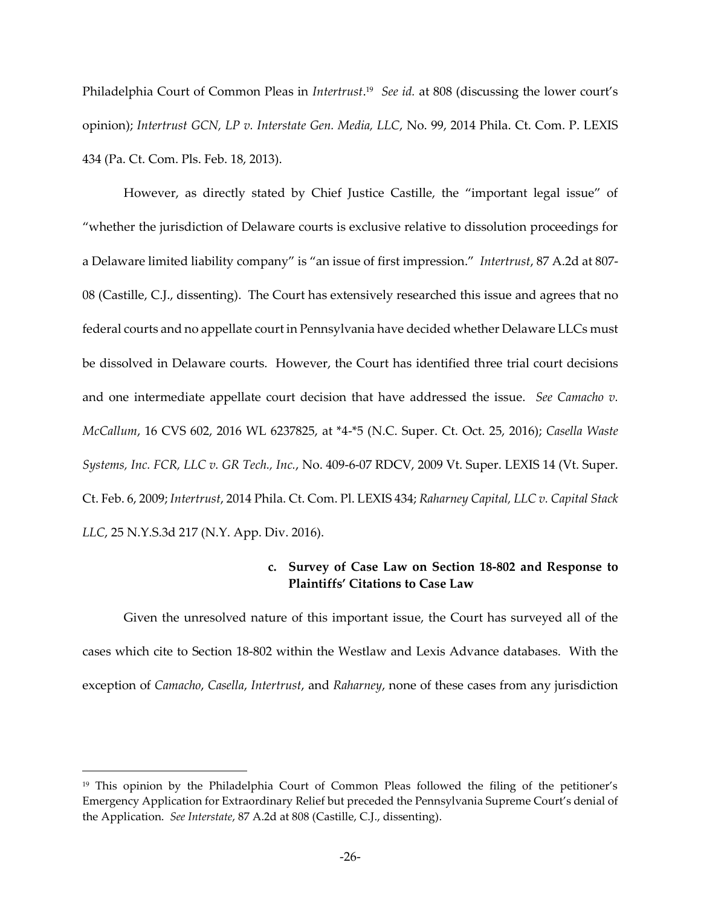Philadelphia Court of Common Pleas in *Intertrust*.[19] *See id.* at 808 (discussing the lower court's opinion); *Intertrust GCN, LP v. Interstate Gen. Media, LLC*, No. 99, 2014 Phila. Ct. Com. P. LEXIS 434 (Pa. Ct. Com. Pls. Feb. 18, 2013).

However, as directly stated by Chief Justice Castille, the "important legal issue" of "whether the jurisdiction of Delaware courts is exclusive relative to dissolution proceedings for a Delaware limited liability company" is "an issue of first impression." *Intertrust*, 87 A.2d at 807-08 (Castille, C.J., dissenting). The Court has extensively researched this issue and agrees that no federal courts and no appellate court in Pennsylvania have decided whether Delaware LLCs must be dissolved in Delaware courts. However, the Court has identified three trial court decisions and one intermediate appellate court decision that have addressed the issue. *See Camacho v. McCallum*, 16 CVS 602, 2016 WL 6237825, at *4-*5 (N.C. Super. Ct. Oct. 25, 2016); *Casella Waste Systems, Inc. FCR, LLC v. GR Tech., Inc.*, No. 409-6-07 RDCV, 2009 Vt. Super. LEXIS 14 (Vt. Super. Ct. Feb. 6, 2009; *Intertrust*, 2014 Phila. Ct. Com. Pl. LEXIS 434; *Raharney Capital, LLC v. Capital Stack LLC*, 25 N.Y.S.3d 217 (N.Y. App. Div. 2016).

#### c. Survey of Case Law on Section 18-802 and Response to Plaintiffs' Citations to Case Law

Given the unresolved nature of this important issue, the Court has surveyed all of the cases which cite to Section 18-802 within the Westlaw and Lexis Advance databases. With the exception of *Camacho*, *Casella*, *Intertrust*, and *Raharney*, none of these cases from any jurisdiction

---

[19] This opinion by the Philadelphia Court of Common Pleas followed the filing of the petitioner's Emergency Application for Extraordinary Relief but preceded the Pennsylvania Supreme Court's denial of the Application. *See Interstate*, 87 A.2d at 808 (Castille, C.J., dissenting).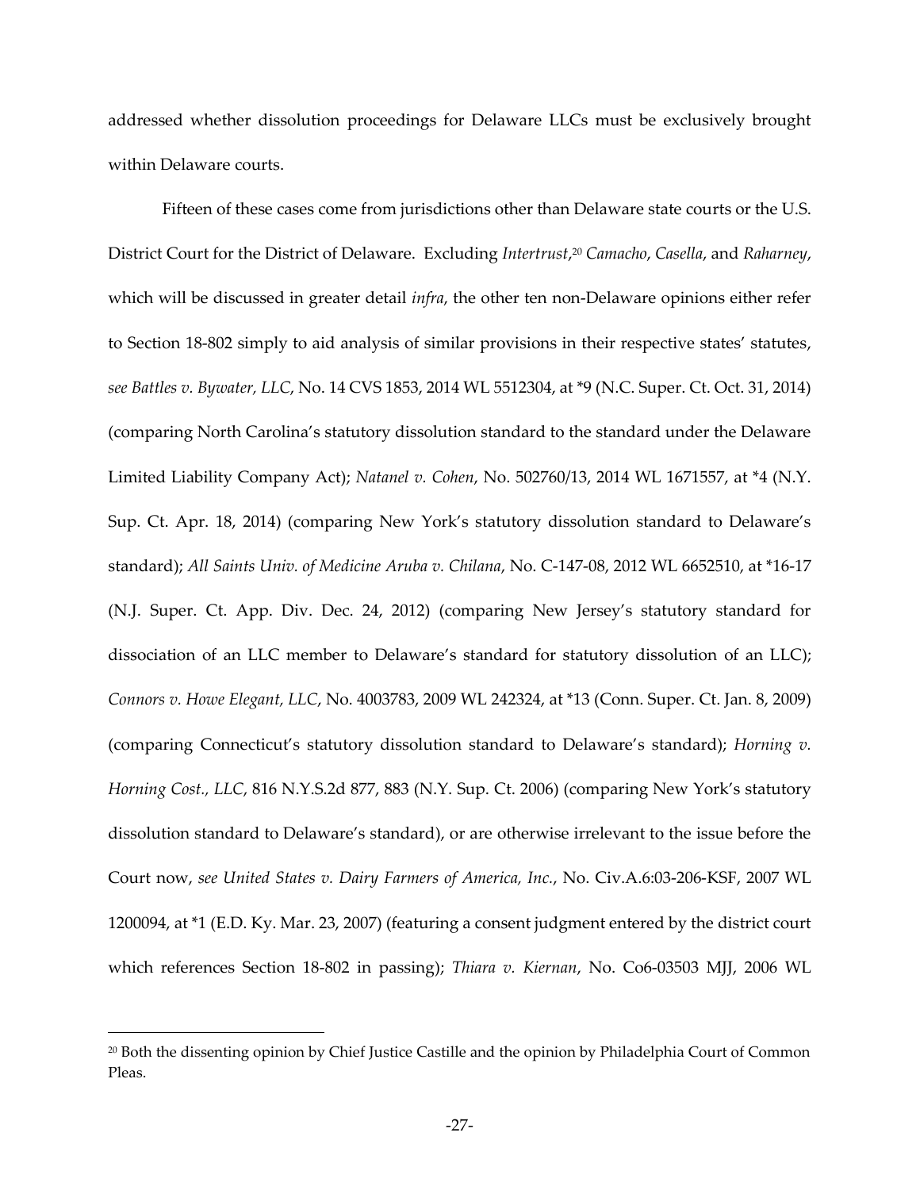addressed whether dissolution proceedings for Delaware LLCs must be exclusively brought within Delaware courts.

Fifteen of these cases come from jurisdictions other than Delaware state courts or the U.S. District Court for the District of Delaware. Excluding *Intertrust*,[20] *Camacho*, *Casella*, and *Raharney*, which will be discussed in greater detail *infra*, the other ten non-Delaware opinions either refer to Section 18-802 simply to aid analysis of similar provisions in their respective states' statutes, *see Battles v. Bywater, LLC*, No. 14 CVS 1853, 2014 WL 5512304, at *9 (N.C. Super. Ct. Oct. 31, 2014) (comparing North Carolina's statutory dissolution standard to the standard under the Delaware Limited Liability Company Act); *Natanel v. Cohen*, No. 502760/13, 2014 WL 1671557, at *4 (N.Y. Sup. Ct. Apr. 18, 2014) (comparing New York's statutory dissolution standard to Delaware's standard); *All Saints Univ. of Medicine Aruba v. Chilana*, No. C-147-08, 2012 WL 6652510, at *16-17 (N.J. Super. Ct. App. Div. Dec. 24, 2012) (comparing New Jersey's statutory standard for dissociation of an LLC member to Delaware's standard for statutory dissolution of an LLC); *Connors v. Howe Elegant, LLC*, No. 4003783, 2009 WL 242324, at *13 (Conn. Super. Ct. Jan. 8, 2009) (comparing Connecticut's statutory dissolution standard to Delaware's standard); *Horning v. Horning Cost., LLC*, 816 N.Y.S.2d 877, 883 (N.Y. Sup. Ct. 2006) (comparing New York's statutory dissolution standard to Delaware's standard), or are otherwise irrelevant to the issue before the Court now, *see United States v. Dairy Farmers of America, Inc.*, No. Civ.A.6:03-206-KSF, 2007 WL 1200094, at *1 (E.D. Ky. Mar. 23, 2007) (featuring a consent judgment entered by the district court which references Section 18-802 in passing); *Thiara v. Kiernan*, No. C06-03503 MJJ, 2006 WL

[20] Both the dissenting opinion by Chief Justice Castille and the opinion by Philadelphia Court of Common Pleas.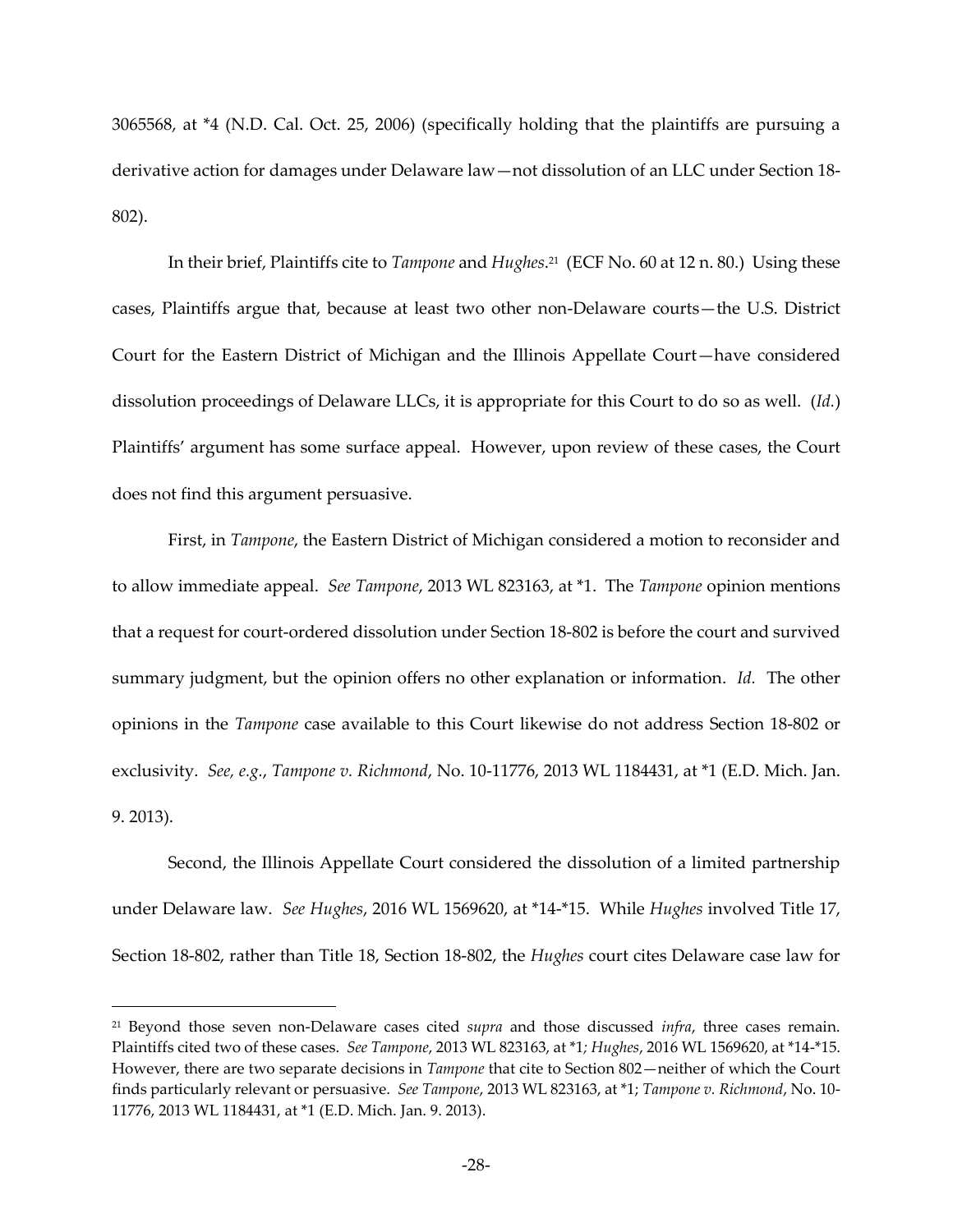3065568, at *4 (N.D. Cal. Oct. 25, 2006) (specifically holding that the plaintiffs are pursuing a derivative action for damages under Delaware law—not dissolution of an LLC under Section 18-802).

In their brief, Plaintiffs cite to *Tampone* and *Hughes*.[21] (ECF No. 60 at 12 n. 80.) Using these cases, Plaintiffs argue that, because at least two other non-Delaware courts—the U.S. District Court for the Eastern District of Michigan and the Illinois Appellate Court—have considered dissolution proceedings of Delaware LLCs, it is appropriate for this Court to do so as well. (*Id.*) Plaintiffs' argument has some surface appeal. However, upon review of these cases, the Court does not find this argument persuasive.

First, in *Tampone*, the Eastern District of Michigan considered a motion to reconsider and to allow immediate appeal. *See Tampone*, 2013 WL 823163, at *1. The *Tampone* opinion mentions that a request for court-ordered dissolution under Section 18-802 is before the court and survived summary judgment, but the opinion offers no other explanation or information. *Id.* The other opinions in the *Tampone* case available to this Court likewise do not address Section 18-802 or exclusivity. *See, e.g.*, *Tampone v. Richmond*, No. 10-11776, 2013 WL 1184431, at *1 (E.D. Mich. Jan. 9. 2013).

Second, the Illinois Appellate Court considered the dissolution of a limited partnership under Delaware law. *See Hughes*, 2016 WL 1569620, at *14-*15. While *Hughes* involved Title 17, Section 18-802, rather than Title 18, Section 18-802, the *Hughes* court cites Delaware case law for

---

[21] Beyond those seven non-Delaware cases cited *supra* and those discussed *infra*, three cases remain. Plaintiffs cited two of these cases. *See Tampone*, 2013 WL 823163, at *1; *Hughes*, 2016 WL 1569620, at *14-*15. However, there are two separate decisions in *Tampone* that cite to Section 802—neither of which the Court finds particularly relevant or persuasive. *See Tampone*, 2013 WL 823163, at *1; *Tampone v. Richmond*, No. 10-11776, 2013 WL 1184431, at *1 (E.D. Mich. Jan. 9. 2013).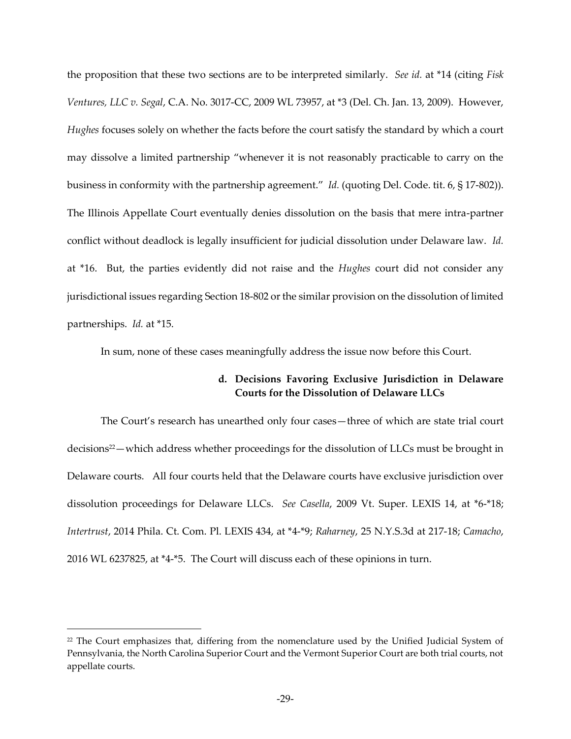the proposition that these two sections are to be interpreted similarly. *See id.* at *14 (citing *Fisk Ventures, LLC v. Segal*, C.A. No. 3017-CC, 2009 WL 73957, at *3 (Del. Ch. Jan. 13, 2009). However, *Hughes* focuses solely on whether the facts before the court satisfy the standard by which a court may dissolve a limited partnership "whenever it is not reasonably practicable to carry on the business in conformity with the partnership agreement." *Id.* (quoting Del. Code. tit. 6, § 17-802)). The Illinois Appellate Court eventually denies dissolution on the basis that mere intra-partner conflict without deadlock is legally insufficient for judicial dissolution under Delaware law. *Id.* at *16. But, the parties evidently did not raise and the *Hughes* court did not consider any jurisdictional issues regarding Section 18-802 or the similar provision on the dissolution of limited partnerships. *Id.* at *15.

In sum, none of these cases meaningfully address the issue now before this Court.

**d. Decisions Favoring Exclusive Jurisdiction in Delaware Courts for the Dissolution of Delaware LLCs**

The Court's research has unearthed only four cases—three of which are state trial court decisions[22]—which address whether proceedings for the dissolution of LLCs must be brought in Delaware courts. All four courts held that the Delaware courts have exclusive jurisdiction over dissolution proceedings for Delaware LLCs. *See Casella*, 2009 Vt. Super. LEXIS 14, at *6-*18; *Intertrust*, 2014 Phila. Ct. Com. Pl. LEXIS 434, at *4-*9; *Raharney*, 25 N.Y.S.3d at 217-18; *Camacho*, 2016 WL 6237825, at *4-*5. The Court will discuss each of these opinions in turn.

[22] The Court emphasizes that, differing from the nomenclature used by the Unified Judicial System of Pennsylvania, the North Carolina Superior Court and the Vermont Superior Court are both trial courts, not appellate courts.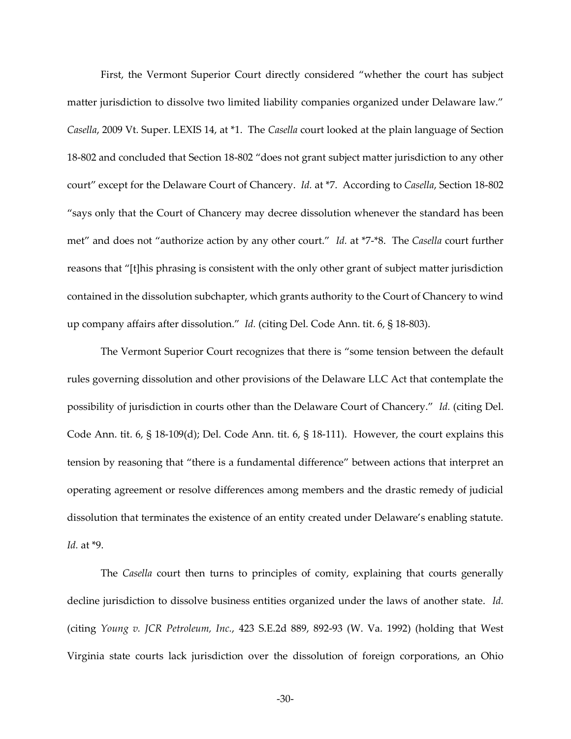First, the Vermont Superior Court directly considered "whether the court has subject matter jurisdiction to dissolve two limited liability companies organized under Delaware law." *Casella*, 2009 Vt. Super. LEXIS 14, at *1. The *Casella* court looked at the plain language of Section 18-802 and concluded that Section 18-802 "does not grant subject matter jurisdiction to any other court" except for the Delaware Court of Chancery. *Id.* at *7. According to *Casella*, Section 18-802 "says only that the Court of Chancery may decree dissolution whenever the standard has been met" and does not "authorize action by any other court." *Id.* at *7-*8. The *Casella* court further reasons that "[t]his phrasing is consistent with the only other grant of subject matter jurisdiction contained in the dissolution subchapter, which grants authority to the Court of Chancery to wind up company affairs after dissolution." *Id.* (citing Del. Code Ann. tit. 6, § 18-803).

The Vermont Superior Court recognizes that there is "some tension between the default rules governing dissolution and other provisions of the Delaware LLC Act that contemplate the possibility of jurisdiction in courts other than the Delaware Court of Chancery." *Id.* (citing Del. Code Ann. tit. 6, § 18-109(d); Del. Code Ann. tit. 6, § 18-111). However, the court explains this tension by reasoning that "there is a fundamental difference" between actions that interpret an operating agreement or resolve differences among members and the drastic remedy of judicial dissolution that terminates the existence of an entity created under Delaware's enabling statute. *Id.* at *9.

The *Casella* court then turns to principles of comity, explaining that courts generally decline jurisdiction to dissolve business entities organized under the laws of another state. *Id.* (citing *Young v. JCR Petroleum, Inc.*, 423 S.E.2d 889, 892-93 (W. Va. 1992) (holding that West Virginia state courts lack jurisdiction over the dissolution of foreign corporations, an Ohio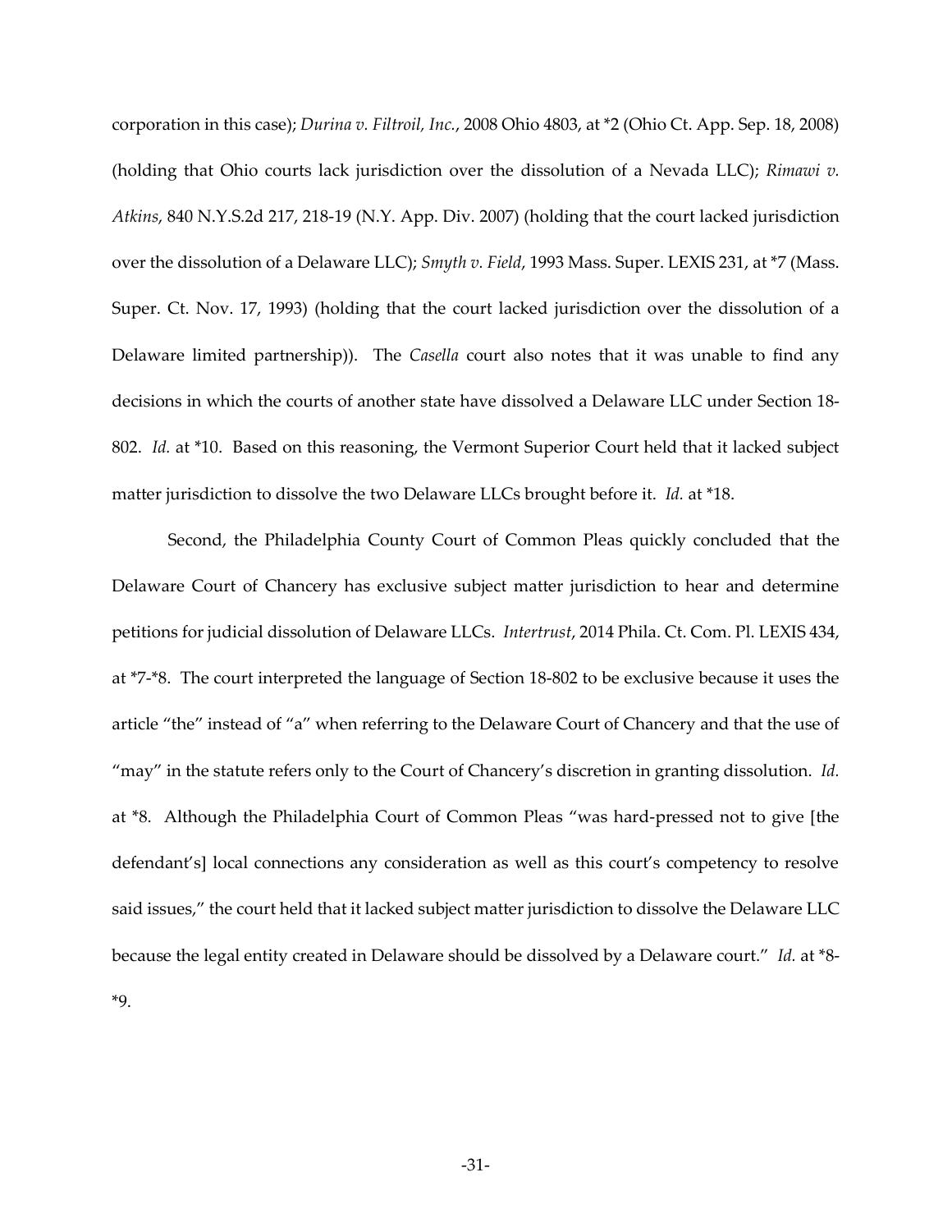corporation in this case); *Durina v. Filtroil, Inc.*, 2008 Ohio 4803, at *2 (Ohio Ct. App. Sep. 18, 2008) (holding that Ohio courts lack jurisdiction over the dissolution of a Nevada LLC); *Rimawi v. Atkins*, 840 N.Y.S.2d 217, 218-19 (N.Y. App. Div. 2007) (holding that the court lacked jurisdiction over the dissolution of a Delaware LLC); *Smyth v. Field*, 1993 Mass. Super. LEXIS 231, at *7 (Mass. Super. Ct. Nov. 17, 1993) (holding that the court lacked jurisdiction over the dissolution of a Delaware limited partnership)). The *Casella* court also notes that it was unable to find any decisions in which the courts of another state have dissolved a Delaware LLC under Section 18-802. *Id.* at *10. Based on this reasoning, the Vermont Superior Court held that it lacked subject matter jurisdiction to dissolve the two Delaware LLCs brought before it. *Id.* at *18.

Second, the Philadelphia County Court of Common Pleas quickly concluded that the Delaware Court of Chancery has exclusive subject matter jurisdiction to hear and determine petitions for judicial dissolution of Delaware LLCs. *Intertrust*, 2014 Phila. Ct. Com. Pl. LEXIS 434, at *7-*8. The court interpreted the language of Section 18-802 to be exclusive because it uses the article "the" instead of "a" when referring to the Delaware Court of Chancery and that the use of "may" in the statute refers only to the Court of Chancery's discretion in granting dissolution. *Id.* at *8. Although the Philadelphia Court of Common Pleas "was hard-pressed not to give [the defendant's] local connections any consideration as well as this court's competency to resolve said issues," the court held that it lacked subject matter jurisdiction to dissolve the Delaware LLC because the legal entity created in Delaware should be dissolved by a Delaware court." *Id.* at *8-*9.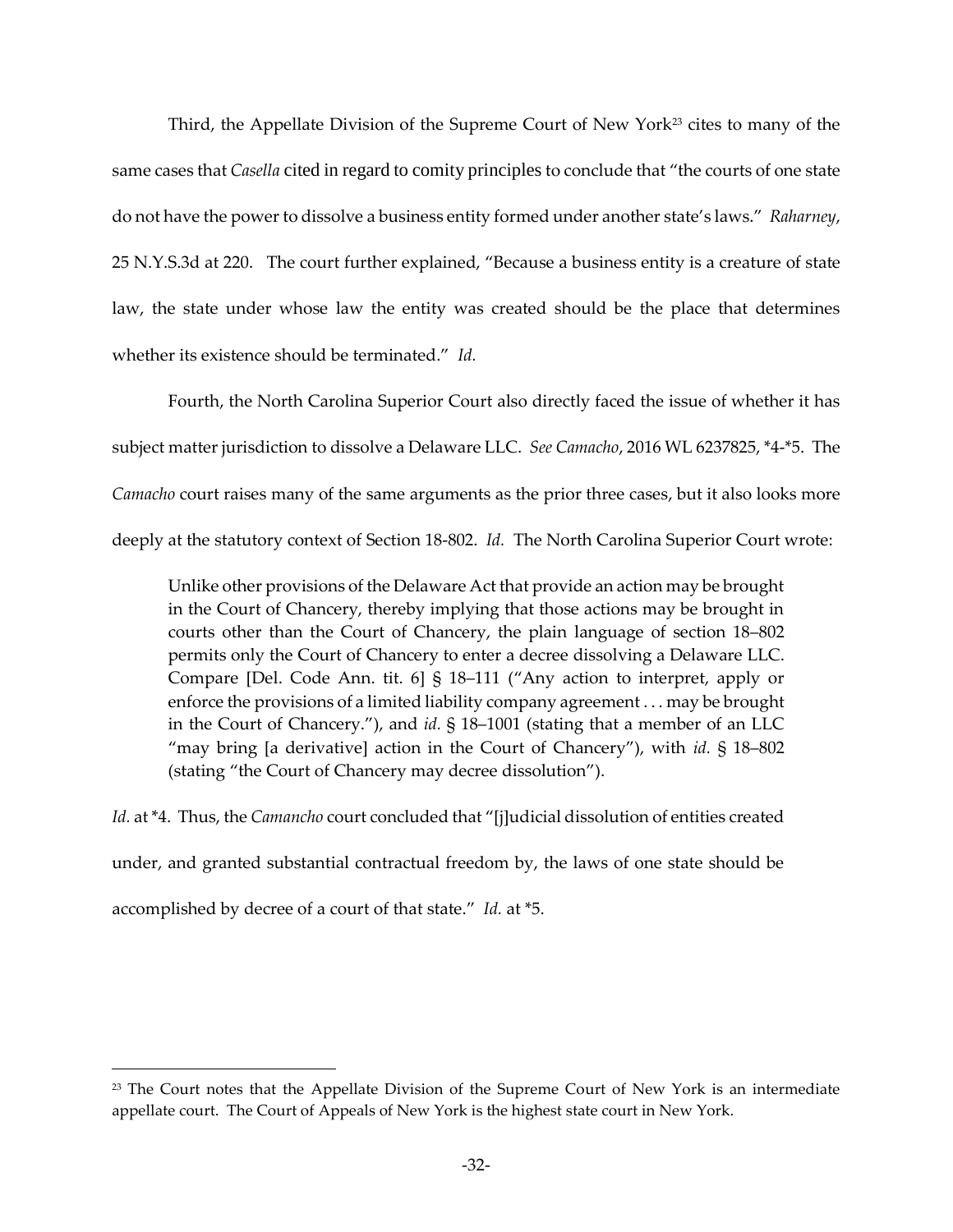Third, the Appellate Division of the Supreme Court of New York[23] cites to many of the same cases that *Casella* cited in regard to comity principles to conclude that "the courts of one state do not have the power to dissolve a business entity formed under another state's laws." *Raharney*, 25 N.Y.S.3d at 220. The court further explained, "Because a business entity is a creature of state law, the state under whose law the entity was created should be the place that determines whether its existence should be terminated." *Id.*

Fourth, the North Carolina Superior Court also directly faced the issue of whether it has subject matter jurisdiction to dissolve a Delaware LLC. *See Camacho*, 2016 WL 6237825, *4-*5. The *Camacho* court raises many of the same arguments as the prior three cases, but it also looks more deeply at the statutory context of Section 18-802. *Id.* The North Carolina Superior Court wrote:

> Unlike other provisions of the Delaware Act that provide an action may be brought in the Court of Chancery, thereby implying that those actions may be brought in courts other than the Court of Chancery, the plain language of section 18–802 permits only the Court of Chancery to enter a decree dissolving a Delaware LLC. Compare [Del. Code Ann. tit. 6] § 18–111 ("Any action to interpret, apply or enforce the provisions of a limited liability company agreement . . . may be brought in the Court of Chancery."), and *id.* § 18–1001 (stating that a member of an LLC "may bring [a derivative] action in the Court of Chancery"), with *id.* § 18–802 (stating "the Court of Chancery may decree dissolution").

*Id.* at *4. Thus, the *Camancho* court concluded that "[j]udicial dissolution of entities created under, and granted substantial contractual freedom by, the laws of one state should be accomplished by decree of a court of that state." *Id.* at *5.

---

[23] The Court notes that the Appellate Division of the Supreme Court of New York is an intermediate appellate court. The Court of Appeals of New York is the highest state court in New York.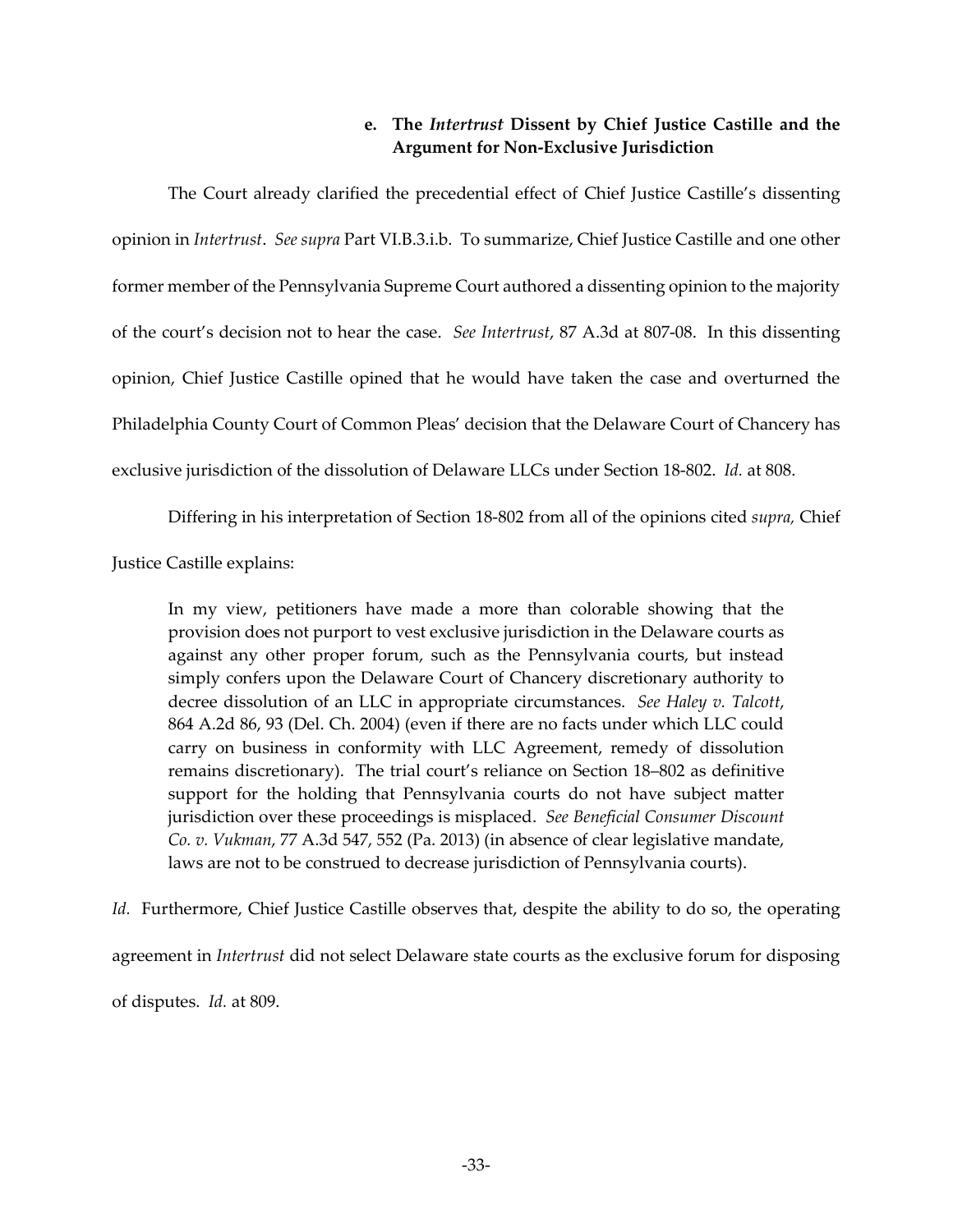#### e. The *Intertrust* Dissent by Chief Justice Castille and the Argument for Non-Exclusive Jurisdiction

The Court already clarified the precedential effect of Chief Justice Castille's dissenting opinion in *Intertrust*. *See supra* Part VI.B.3.i.b. To summarize, Chief Justice Castille and one other former member of the Pennsylvania Supreme Court authored a dissenting opinion to the majority of the court's decision not to hear the case. *See Intertrust*, 87 A.3d at 807-08. In this dissenting opinion, Chief Justice Castille opined that he would have taken the case and overturned the Philadelphia County Court of Common Pleas' decision that the Delaware Court of Chancery has exclusive jurisdiction of the dissolution of Delaware LLCs under Section 18-802. *Id.* at 808.

Differing in his interpretation of Section 18-802 from all of the opinions cited *supra,* Chief Justice Castille explains:

> In my view, petitioners have made a more than colorable showing that the provision does not purport to vest exclusive jurisdiction in the Delaware courts as against any other proper forum, such as the Pennsylvania courts, but instead simply confers upon the Delaware Court of Chancery discretionary authority to decree dissolution of an LLC in appropriate circumstances. *See Haley v. Talcott*, 864 A.2d 86, 93 (Del. Ch. 2004) (even if there are no facts under which LLC could carry on business in conformity with LLC Agreement, remedy of dissolution remains discretionary). The trial court's reliance on Section 18–802 as definitive support for the holding that Pennsylvania courts do not have subject matter jurisdiction over these proceedings is misplaced. *See Beneficial Consumer Discount Co. v. Vukman*, 77 A.3d 547, 552 (Pa. 2013) (in absence of clear legislative mandate, laws are not to be construed to decrease jurisdiction of Pennsylvania courts).

*Id.* Furthermore, Chief Justice Castille observes that, despite the ability to do so, the operating agreement in *Intertrust* did not select Delaware state courts as the exclusive forum for disposing of disputes. *Id.* at 809.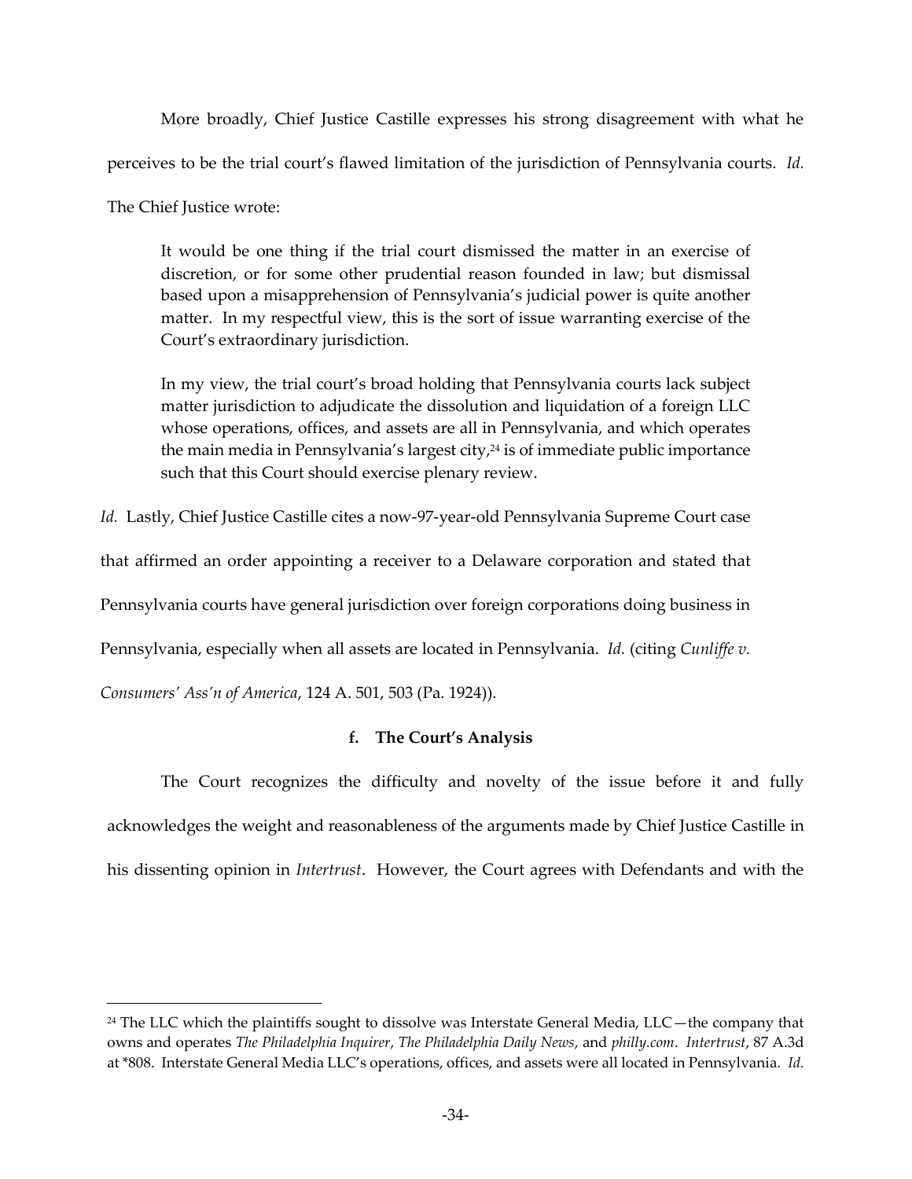More broadly, Chief Justice Castille expresses his strong disagreement with what he perceives to be the trial court's flawed limitation of the jurisdiction of Pennsylvania courts. *Id.* The Chief Justice wrote:

> It would be one thing if the trial court dismissed the matter in an exercise of discretion, or for some other prudential reason founded in law; but dismissal based upon a misapprehension of Pennsylvania's judicial power is quite another matter. In my respectful view, this is the sort of issue warranting exercise of the Court's extraordinary jurisdiction.
>
> In my view, the trial court's broad holding that Pennsylvania courts lack subject matter jurisdiction to adjudicate the dissolution and liquidation of a foreign LLC whose operations, offices, and assets are all in Pennsylvania, and which operates the main media in Pennsylvania's largest city,[24] is of immediate public importance such that this Court should exercise plenary review.

*Id.* Lastly, Chief Justice Castille cites a now-97-year-old Pennsylvania Supreme Court case that affirmed an order appointing a receiver to a Delaware corporation and stated that Pennsylvania courts have general jurisdiction over foreign corporations doing business in Pennsylvania, especially when all assets are located in Pennsylvania. *Id.* (citing *Cunliffe v. Consumers' Ass'n of America*, 124 A. 501, 503 (Pa. 1924)).

**f. The Court's Analysis**

The Court recognizes the difficulty and novelty of the issue before it and fully acknowledges the weight and reasonableness of the arguments made by Chief Justice Castille in his dissenting opinion in *Intertrust*. However, the Court agrees with Defendants and with the

[24] The LLC which the plaintiffs sought to dissolve was Interstate General Media, LLC—the company that owns and operates *The Philadelphia Inquirer*, *The Philadelphia Daily News*, and *philly.com*. *Intertrust*, 87 A.3d at *808. Interstate General Media LLC's operations, offices, and assets were all located in Pennsylvania. *Id.*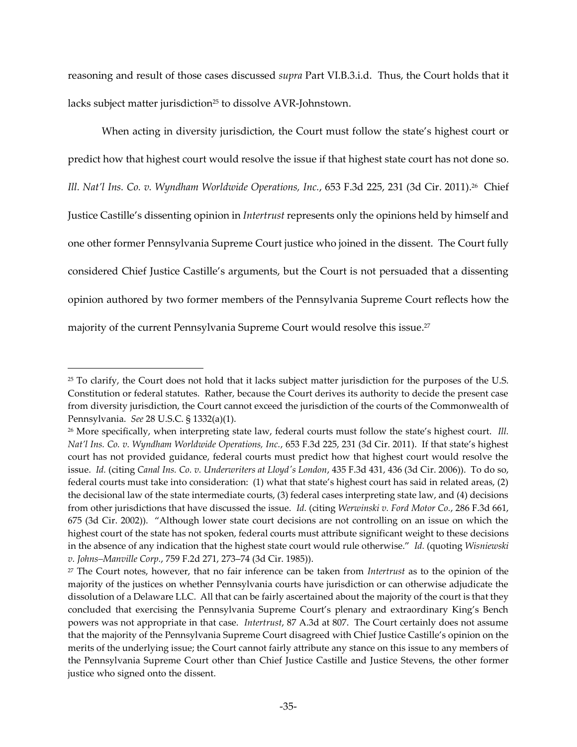reasoning and result of those cases discussed *supra* Part VI.B.3.i.d. Thus, the Court holds that it lacks subject matter jurisdiction[25] to dissolve AVR-Johnstown.

When acting in diversity jurisdiction, the Court must follow the state's highest court or predict how that highest court would resolve the issue if that highest state court has not done so. *Ill. Nat'l Ins. Co. v. Wyndham Worldwide Operations, Inc.*, 653 F.3d 225, 231 (3d Cir. 2011).[26] Chief Justice Castille's dissenting opinion in *Intertrust* represents only the opinions held by himself and one other former Pennsylvania Supreme Court justice who joined in the dissent. The Court fully considered Chief Justice Castille's arguments, but the Court is not persuaded that a dissenting opinion authored by two former members of the Pennsylvania Supreme Court reflects how the majority of the current Pennsylvania Supreme Court would resolve this issue.[27]

---

[25] To clarify, the Court does not hold that it lacks subject matter jurisdiction for the purposes of the U.S. Constitution or federal statutes. Rather, because the Court derives its authority to decide the present case from diversity jurisdiction, the Court cannot exceed the jurisdiction of the courts of the Commonwealth of Pennsylvania. *See* 28 U.S.C. § 1332(a)(1).

[26] More specifically, when interpreting state law, federal courts must follow the state's highest court. *Ill. Nat'l Ins. Co. v. Wyndham Worldwide Operations, Inc.*, 653 F.3d 225, 231 (3d Cir. 2011). If that state's highest court has not provided guidance, federal courts must predict how that highest court would resolve the issue. *Id.* (citing *Canal Ins. Co. v. Underwriters at Lloyd's London*, 435 F.3d 431, 436 (3d Cir. 2006)). To do so, federal courts must take into consideration: (1) what that state's highest court has said in related areas, (2) the decisional law of the state intermediate courts, (3) federal cases interpreting state law, and (4) decisions from other jurisdictions that have discussed the issue. *Id.* (citing *Werwinski v. Ford Motor Co.*, 286 F.3d 661, 675 (3d Cir. 2002)). "Although lower state court decisions are not controlling on an issue on which the highest court of the state has not spoken, federal courts must attribute significant weight to these decisions in the absence of any indication that the highest state court would rule otherwise." *Id.* (quoting *Wisniewski v. Johns–Manville Corp.*, 759 F.2d 271, 273–74 (3d Cir. 1985)).

[27] The Court notes, however, that no fair inference can be taken from *Intertrust* as to the opinion of the majority of the justices on whether Pennsylvania courts have jurisdiction or can otherwise adjudicate the dissolution of a Delaware LLC. All that can be fairly ascertained about the majority of the court is that they concluded that exercising the Pennsylvania Supreme Court's plenary and extraordinary King's Bench powers was not appropriate in that case. *Intertrust*, 87 A.3d at 807. The Court certainly does not assume that the majority of the Pennsylvania Supreme Court disagreed with Chief Justice Castille's opinion on the merits of the underlying issue; the Court cannot fairly attribute any stance on this issue to any members of the Pennsylvania Supreme Court other than Chief Justice Castille and Justice Stevens, the other former justice who signed onto the dissent.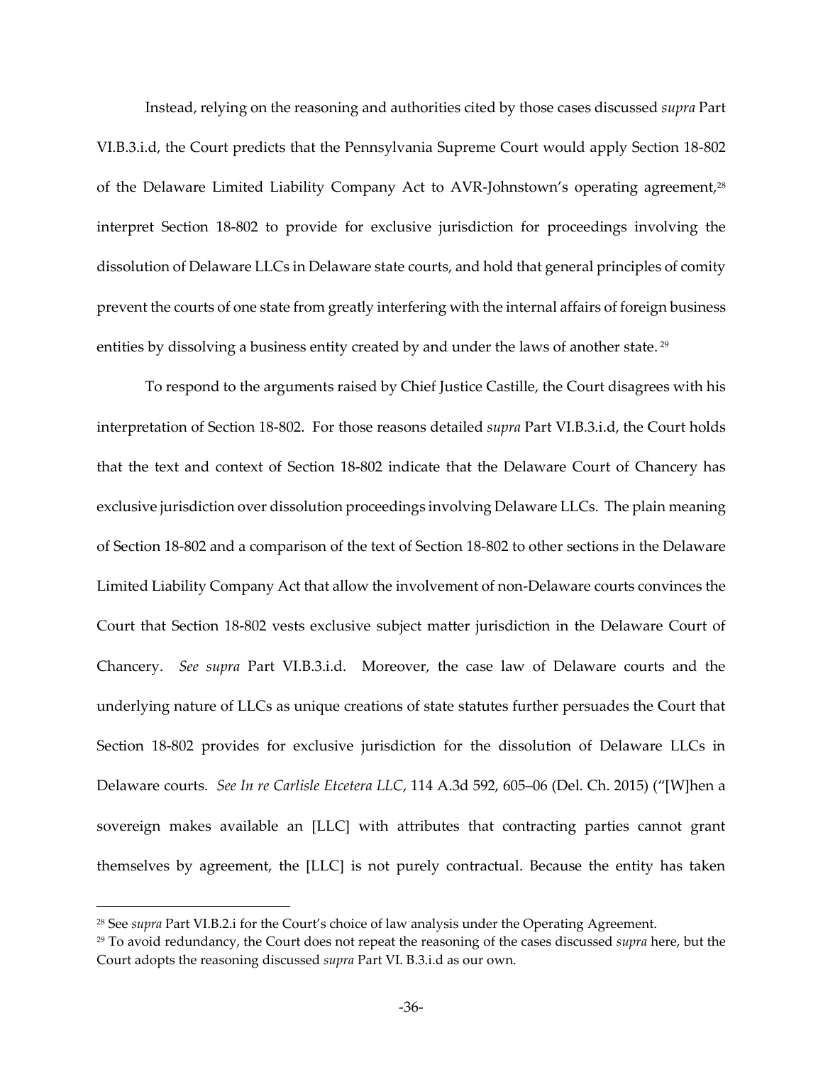Instead, relying on the reasoning and authorities cited by those cases discussed *supra* Part VI.B.3.i.d, the Court predicts that the Pennsylvania Supreme Court would apply Section 18-802 of the Delaware Limited Liability Company Act to AVR-Johnstown's operating agreement,[28] interpret Section 18-802 to provide for exclusive jurisdiction for proceedings involving the dissolution of Delaware LLCs in Delaware state courts, and hold that general principles of comity prevent the courts of one state from greatly interfering with the internal affairs of foreign business entities by dissolving a business entity created by and under the laws of another state.[29]

To respond to the arguments raised by Chief Justice Castille, the Court disagrees with his interpretation of Section 18-802. For those reasons detailed *supra* Part VI.B.3.i.d, the Court holds that the text and context of Section 18-802 indicate that the Delaware Court of Chancery has exclusive jurisdiction over dissolution proceedings involving Delaware LLCs. The plain meaning of Section 18-802 and a comparison of the text of Section 18-802 to other sections in the Delaware Limited Liability Company Act that allow the involvement of non-Delaware courts convinces the Court that Section 18-802 vests exclusive subject matter jurisdiction in the Delaware Court of Chancery. *See supra* Part VI.B.3.i.d. Moreover, the case law of Delaware courts and the underlying nature of LLCs as unique creations of state statutes further persuades the Court that Section 18-802 provides for exclusive jurisdiction for the dissolution of Delaware LLCs in Delaware courts. *See In re Carlisle Etcetera LLC*, 114 A.3d 592, 605–06 (Del. Ch. 2015) ("[W]hen a sovereign makes available an [LLC] with attributes that contracting parties cannot grant themselves by agreement, the [LLC] is not purely contractual. Because the entity has taken

---

[28] See *supra* Part VI.B.2.i for the Court's choice of law analysis under the Operating Agreement.

[29] To avoid redundancy, the Court does not repeat the reasoning of the cases discussed *supra* here, but the Court adopts the reasoning discussed *supra* Part VI. B.3.i.d as our own.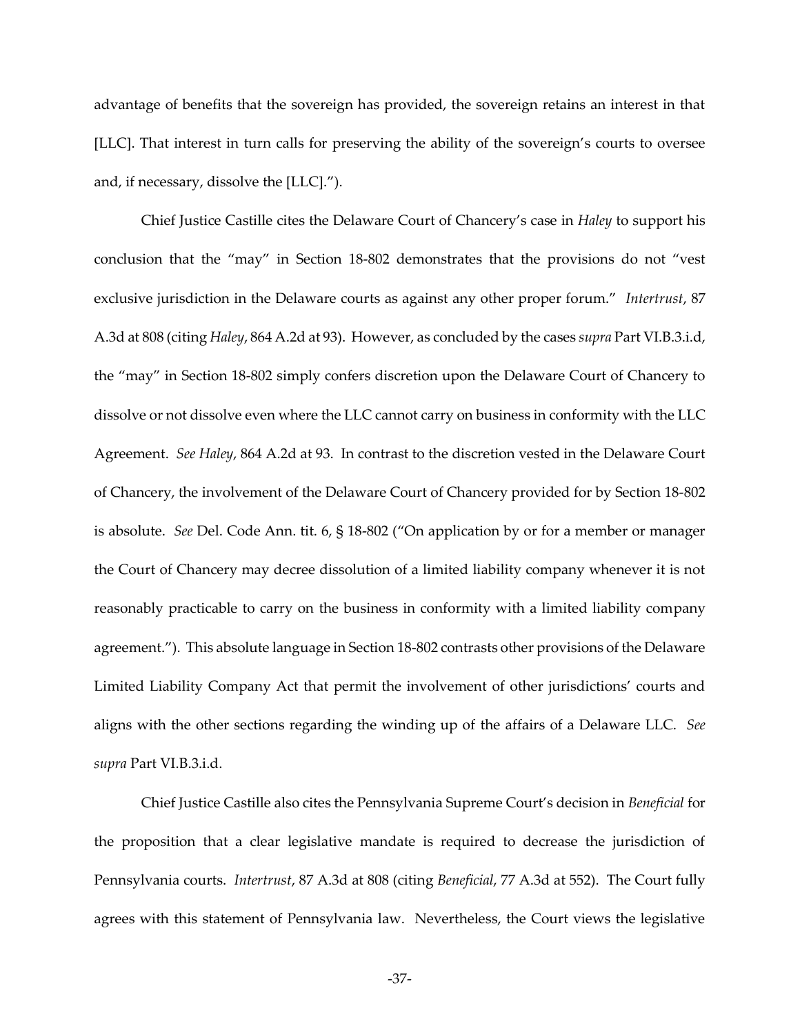advantage of benefits that the sovereign has provided, the sovereign retains an interest in that [LLC]. That interest in turn calls for preserving the ability of the sovereign's courts to oversee and, if necessary, dissolve the [LLC].").

Chief Justice Castille cites the Delaware Court of Chancery's case in *Haley* to support his conclusion that the "may" in Section 18-802 demonstrates that the provisions do not "vest exclusive jurisdiction in the Delaware courts as against any other proper forum." *Intertrust*, 87 A.3d at 808 (citing *Haley*, 864 A.2d at 93). However, as concluded by the cases *supra* Part VI.B.3.i.d, the "may" in Section 18-802 simply confers discretion upon the Delaware Court of Chancery to dissolve or not dissolve even where the LLC cannot carry on business in conformity with the LLC Agreement. *See Haley*, 864 A.2d at 93. In contrast to the discretion vested in the Delaware Court of Chancery, the involvement of the Delaware Court of Chancery provided for by Section 18-802 is absolute. *See* Del. Code Ann. tit. 6, § 18-802 ("On application by or for a member or manager the Court of Chancery may decree dissolution of a limited liability company whenever it is not reasonably practicable to carry on the business in conformity with a limited liability company agreement."). This absolute language in Section 18-802 contrasts other provisions of the Delaware Limited Liability Company Act that permit the involvement of other jurisdictions' courts and aligns with the other sections regarding the winding up of the affairs of a Delaware LLC. *See supra* Part VI.B.3.i.d.

Chief Justice Castille also cites the Pennsylvania Supreme Court's decision in *Beneficial* for the proposition that a clear legislative mandate is required to decrease the jurisdiction of Pennsylvania courts. *Intertrust*, 87 A.3d at 808 (citing *Beneficial*, 77 A.3d at 552). The Court fully agrees with this statement of Pennsylvania law. Nevertheless, the Court views the legislative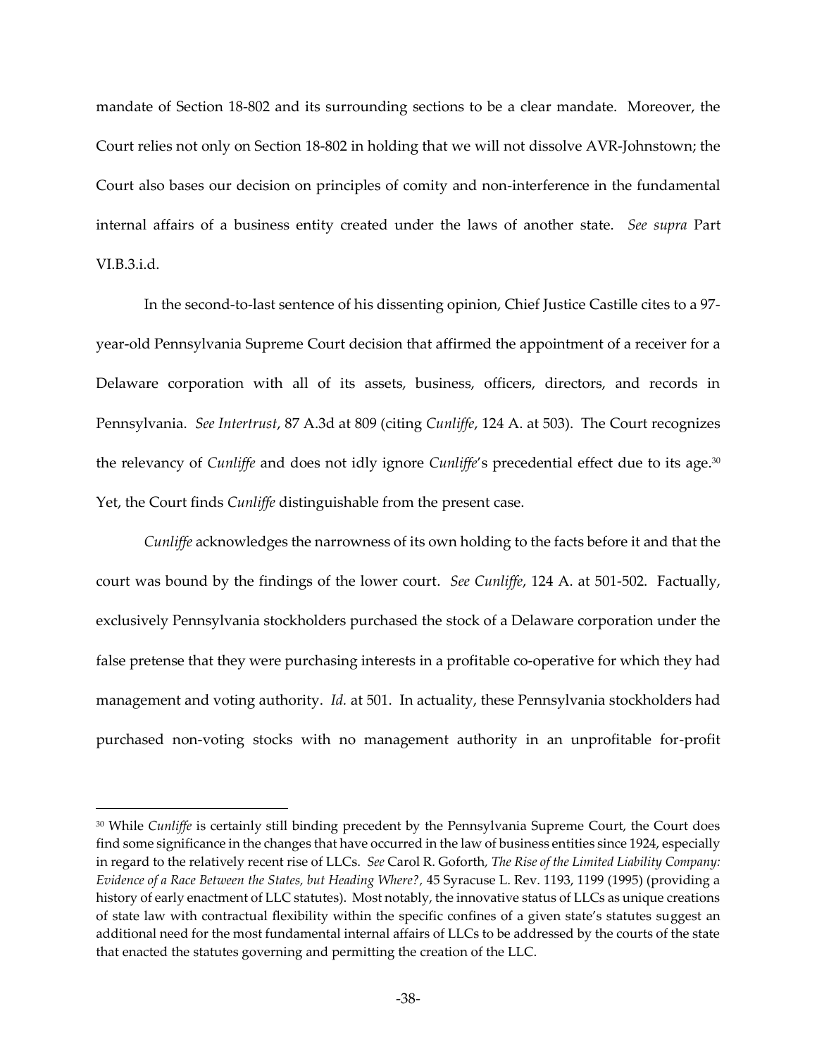mandate of Section 18-802 and its surrounding sections to be a clear mandate. Moreover, the Court relies not only on Section 18-802 in holding that we will not dissolve AVR-Johnstown; the Court also bases our decision on principles of comity and non-interference in the fundamental internal affairs of a business entity created under the laws of another state. *See supra* Part VI.B.3.i.d.

In the second-to-last sentence of his dissenting opinion, Chief Justice Castille cites to a 97-year-old Pennsylvania Supreme Court decision that affirmed the appointment of a receiver for a Delaware corporation with all of its assets, business, officers, directors, and records in Pennsylvania. *See Intertrust*, 87 A.3d at 809 (citing *Cunliffe*, 124 A. at 503). The Court recognizes the relevancy of *Cunliffe* and does not idly ignore *Cunliffe*'s precedential effect due to its age.[30] Yet, the Court finds *Cunliffe* distinguishable from the present case.

*Cunliffe* acknowledges the narrowness of its own holding to the facts before it and that the court was bound by the findings of the lower court. *See Cunliffe*, 124 A. at 501-502. Factually, exclusively Pennsylvania stockholders purchased the stock of a Delaware corporation under the false pretense that they were purchasing interests in a profitable co-operative for which they had management and voting authority. *Id.* at 501. In actuality, these Pennsylvania stockholders had purchased non-voting stocks with no management authority in an unprofitable for-profit

[30] While *Cunliffe* is certainly still binding precedent by the Pennsylvania Supreme Court, the Court does find some significance in the changes that have occurred in the law of business entities since 1924, especially in regard to the relatively recent rise of LLCs. *See* Carol R. Goforth, *The Rise of the Limited Liability Company: Evidence of a Race Between the States, but Heading Where?*, 45 Syracuse L. Rev. 1193, 1199 (1995) (providing a history of early enactment of LLC statutes). Most notably, the innovative status of LLCs as unique creations of state law with contractual flexibility within the specific confines of a given state's statutes suggest an additional need for the most fundamental internal affairs of LLCs to be addressed by the courts of the state that enacted the statutes governing and permitting the creation of the LLC.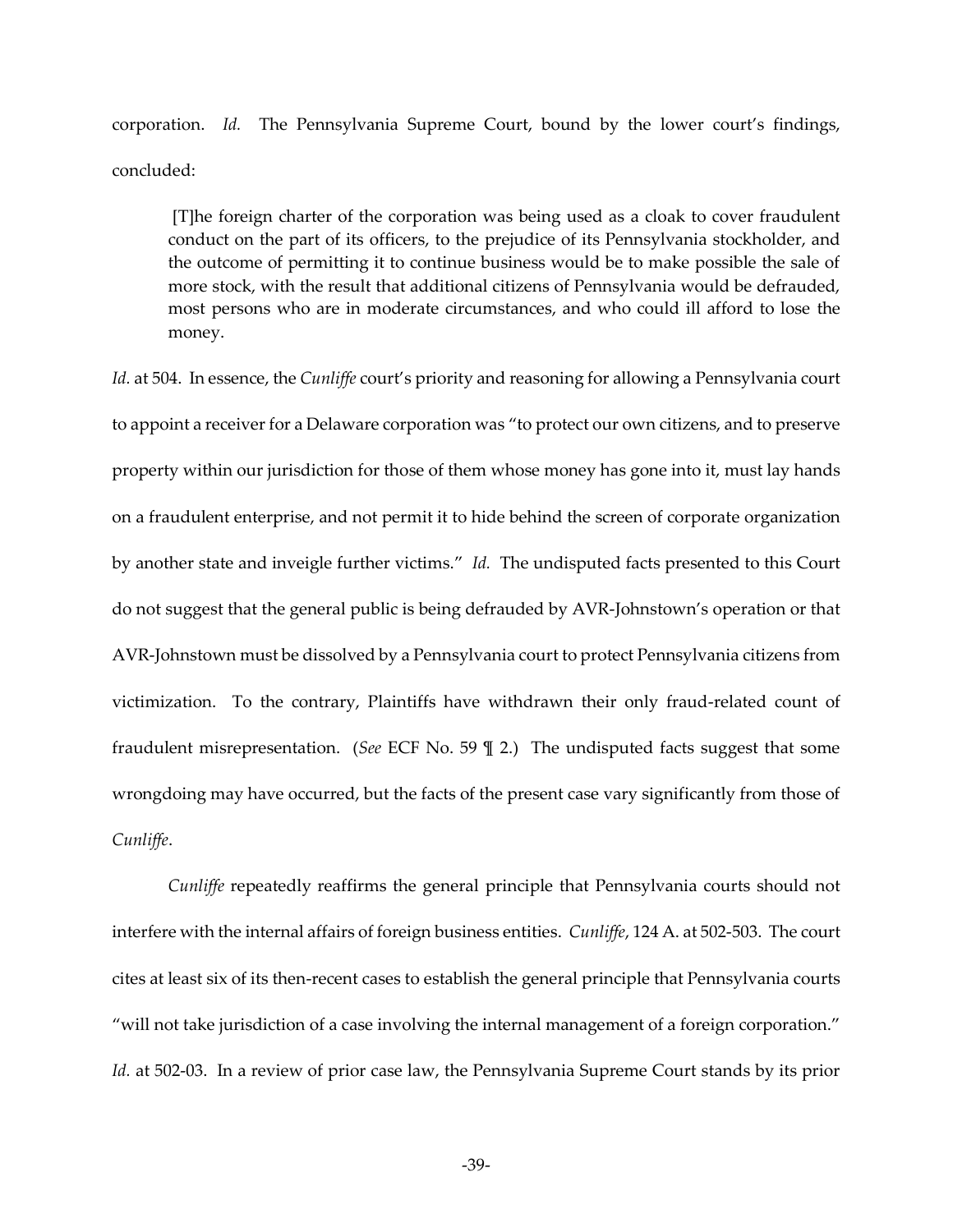corporation. *Id.* The Pennsylvania Supreme Court, bound by the lower court's findings, concluded:

> [T]he foreign charter of the corporation was being used as a cloak to cover fraudulent conduct on the part of its officers, to the prejudice of its Pennsylvania stockholder, and the outcome of permitting it to continue business would be to make possible the sale of more stock, with the result that additional citizens of Pennsylvania would be defrauded, most persons who are in moderate circumstances, and who could ill afford to lose the money.

*Id.* at 504. In essence, the *Cunliffe* court's priority and reasoning for allowing a Pennsylvania court to appoint a receiver for a Delaware corporation was "to protect our own citizens, and to preserve property within our jurisdiction for those of them whose money has gone into it, must lay hands on a fraudulent enterprise, and not permit it to hide behind the screen of corporate organization by another state and inveigle further victims." *Id.* The undisputed facts presented to this Court do not suggest that the general public is being defrauded by AVR-Johnstown's operation or that AVR-Johnstown must be dissolved by a Pennsylvania court to protect Pennsylvania citizens from victimization. To the contrary, Plaintiffs have withdrawn their only fraud-related count of fraudulent misrepresentation. (*See* ECF No. 59 ¶ 2.) The undisputed facts suggest that some wrongdoing may have occurred, but the facts of the present case vary significantly from those of *Cunliffe*.

*Cunliffe* repeatedly reaffirms the general principle that Pennsylvania courts should not interfere with the internal affairs of foreign business entities. *Cunliffe*, 124 A. at 502-503. The court cites at least six of its then-recent cases to establish the general principle that Pennsylvania courts "will not take jurisdiction of a case involving the internal management of a foreign corporation." *Id.* at 502-03. In a review of prior case law, the Pennsylvania Supreme Court stands by its prior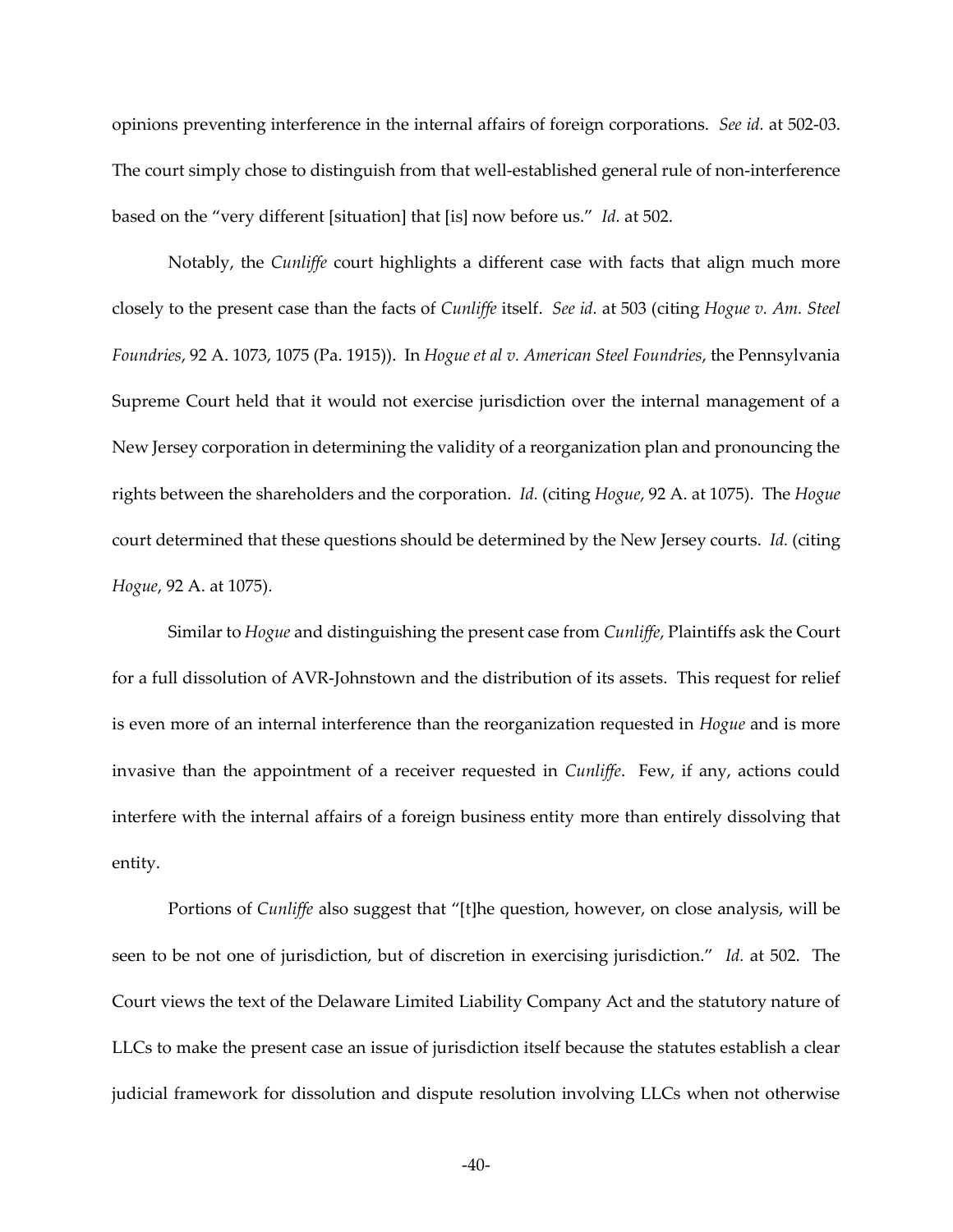opinions preventing interference in the internal affairs of foreign corporations. *See id.* at 502-03. The court simply chose to distinguish from that well-established general rule of non-interference based on the "very different [situation] that [is] now before us." *Id.* at 502.

Notably, the *Cunliffe* court highlights a different case with facts that align much more closely to the present case than the facts of *Cunliffe* itself. *See id.* at 503 (citing *Hogue v. Am. Steel Foundries*, 92 A. 1073, 1075 (Pa. 1915)). In *Hogue et al v. American Steel Foundries*, the Pennsylvania Supreme Court held that it would not exercise jurisdiction over the internal management of a New Jersey corporation in determining the validity of a reorganization plan and pronouncing the rights between the shareholders and the corporation. *Id.* (citing *Hogue*, 92 A. at 1075). The *Hogue* court determined that these questions should be determined by the New Jersey courts. *Id.* (citing *Hogue*, 92 A. at 1075).

Similar to *Hogue* and distinguishing the present case from *Cunliffe*, Plaintiffs ask the Court for a full dissolution of AVR-Johnstown and the distribution of its assets. This request for relief is even more of an internal interference than the reorganization requested in *Hogue* and is more invasive than the appointment of a receiver requested in *Cunliffe*. Few, if any, actions could interfere with the internal affairs of a foreign business entity more than entirely dissolving that entity.

Portions of *Cunliffe* also suggest that "[t]he question, however, on close analysis, will be seen to be not one of jurisdiction, but of discretion in exercising jurisdiction." *Id.* at 502. The Court views the text of the Delaware Limited Liability Company Act and the statutory nature of LLCs to make the present case an issue of jurisdiction itself because the statutes establish a clear judicial framework for dissolution and dispute resolution involving LLCs when not otherwise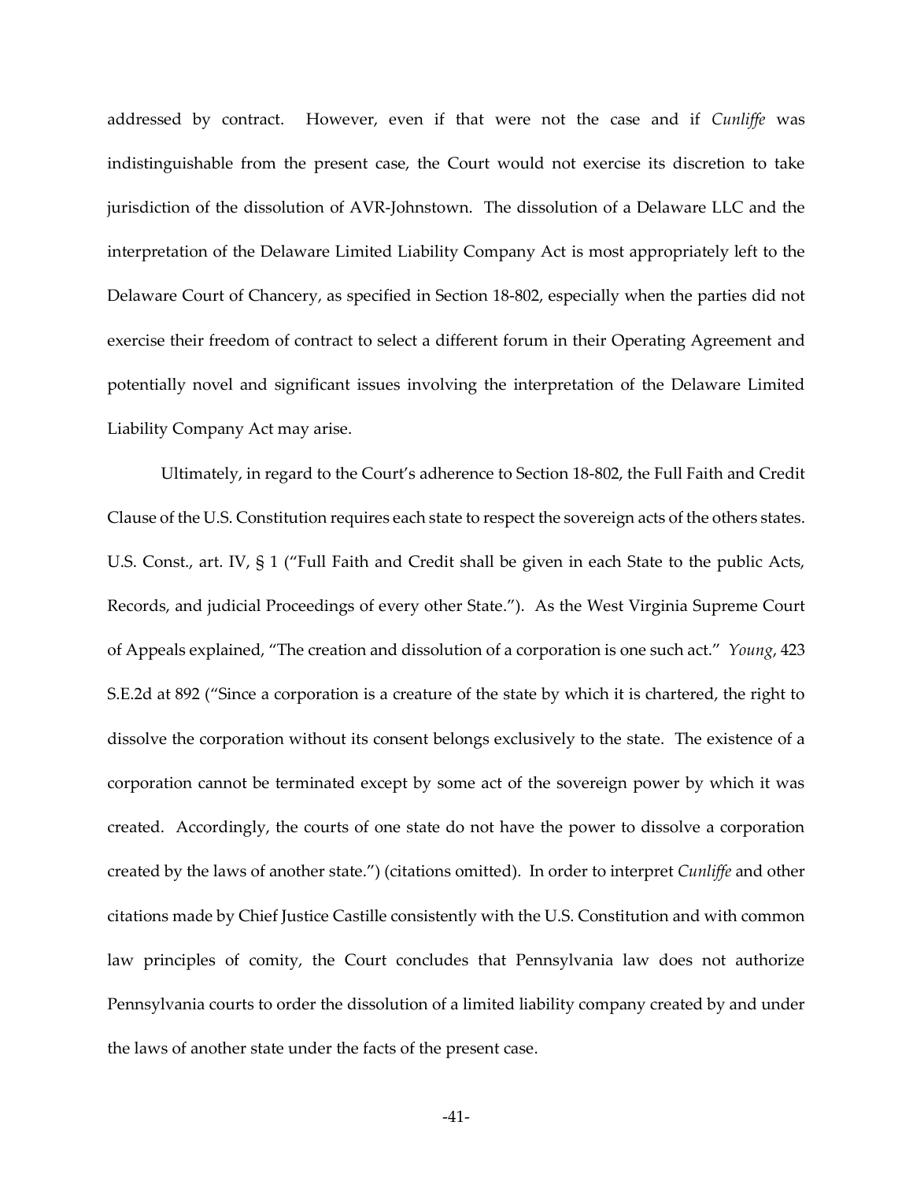addressed by contract. However, even if that were not the case and if *Cunliffe* was indistinguishable from the present case, the Court would not exercise its discretion to take jurisdiction of the dissolution of AVR-Johnstown. The dissolution of a Delaware LLC and the interpretation of the Delaware Limited Liability Company Act is most appropriately left to the Delaware Court of Chancery, as specified in Section 18-802, especially when the parties did not exercise their freedom of contract to select a different forum in their Operating Agreement and potentially novel and significant issues involving the interpretation of the Delaware Limited Liability Company Act may arise.

Ultimately, in regard to the Court's adherence to Section 18-802, the Full Faith and Credit Clause of the U.S. Constitution requires each state to respect the sovereign acts of the others states. U.S. Const., art. IV, § 1 ("Full Faith and Credit shall be given in each State to the public Acts, Records, and judicial Proceedings of every other State."). As the West Virginia Supreme Court of Appeals explained, "The creation and dissolution of a corporation is one such act." *Young*, 423 S.E.2d at 892 ("Since a corporation is a creature of the state by which it is chartered, the right to dissolve the corporation without its consent belongs exclusively to the state. The existence of a corporation cannot be terminated except by some act of the sovereign power by which it was created. Accordingly, the courts of one state do not have the power to dissolve a corporation created by the laws of another state.") (citations omitted). In order to interpret *Cunliffe* and other citations made by Chief Justice Castille consistently with the U.S. Constitution and with common law principles of comity, the Court concludes that Pennsylvania law does not authorize Pennsylvania courts to order the dissolution of a limited liability company created by and under the laws of another state under the facts of the present case.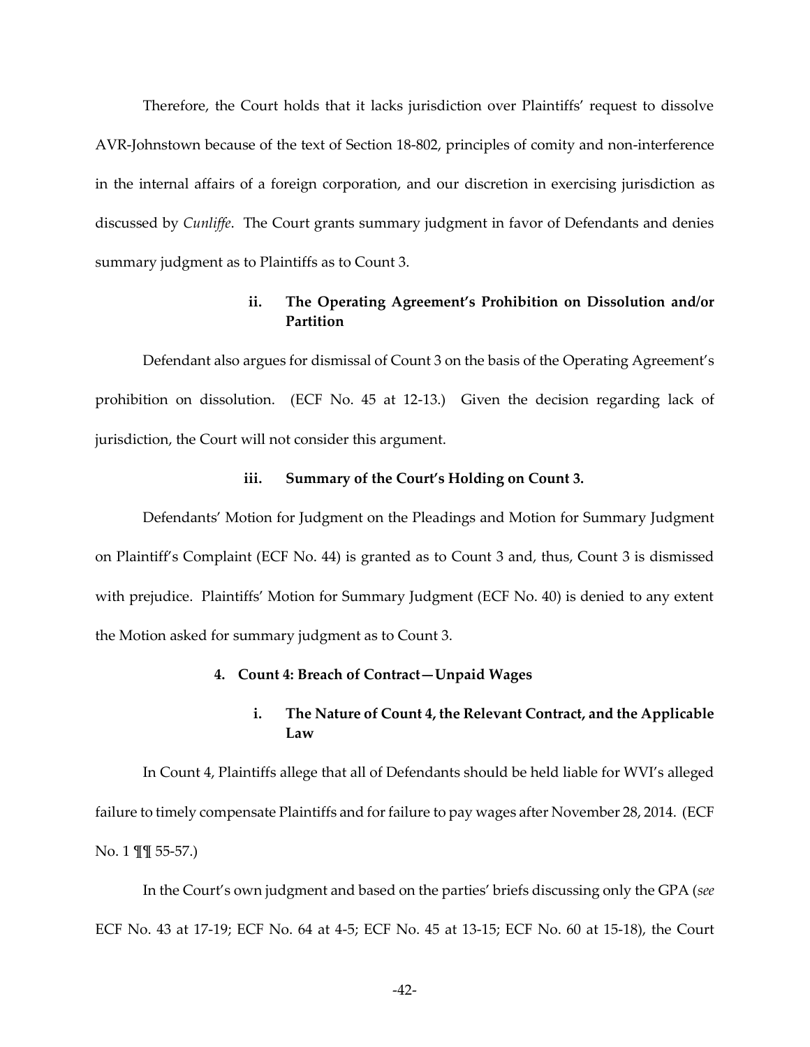Therefore, the Court holds that it lacks jurisdiction over Plaintiffs' request to dissolve AVR-Johnstown because of the text of Section 18-802, principles of comity and non-interference in the internal affairs of a foreign corporation, and our discretion in exercising jurisdiction as discussed by *Cunliffe*. The Court grants summary judgment in favor of Defendants and denies summary judgment as to Plaintiffs as to Count 3.

#### ii. The Operating Agreement's Prohibition on Dissolution and/or Partition

Defendant also argues for dismissal of Count 3 on the basis of the Operating Agreement's prohibition on dissolution. (ECF No. 45 at 12-13.) Given the decision regarding lack of jurisdiction, the Court will not consider this argument.

#### iii. Summary of the Court's Holding on Count 3.

Defendants' Motion for Judgment on the Pleadings and Motion for Summary Judgment on Plaintiff's Complaint (ECF No. 44) is granted as to Count 3 and, thus, Count 3 is dismissed with prejudice. Plaintiffs' Motion for Summary Judgment (ECF No. 40) is denied to any extent the Motion asked for summary judgment as to Count 3.

### 4. Count 4: Breach of Contract—Unpaid Wages

#### i. The Nature of Count 4, the Relevant Contract, and the Applicable Law

In Count 4, Plaintiffs allege that all of Defendants should be held liable for WVI's alleged failure to timely compensate Plaintiffs and for failure to pay wages after November 28, 2014. (ECF No. 1 ¶¶ 55-57.)

In the Court's own judgment and based on the parties' briefs discussing only the GPA (*see* ECF No. 43 at 17-19; ECF No. 64 at 4-5; ECF No. 45 at 13-15; ECF No. 60 at 15-18), the Court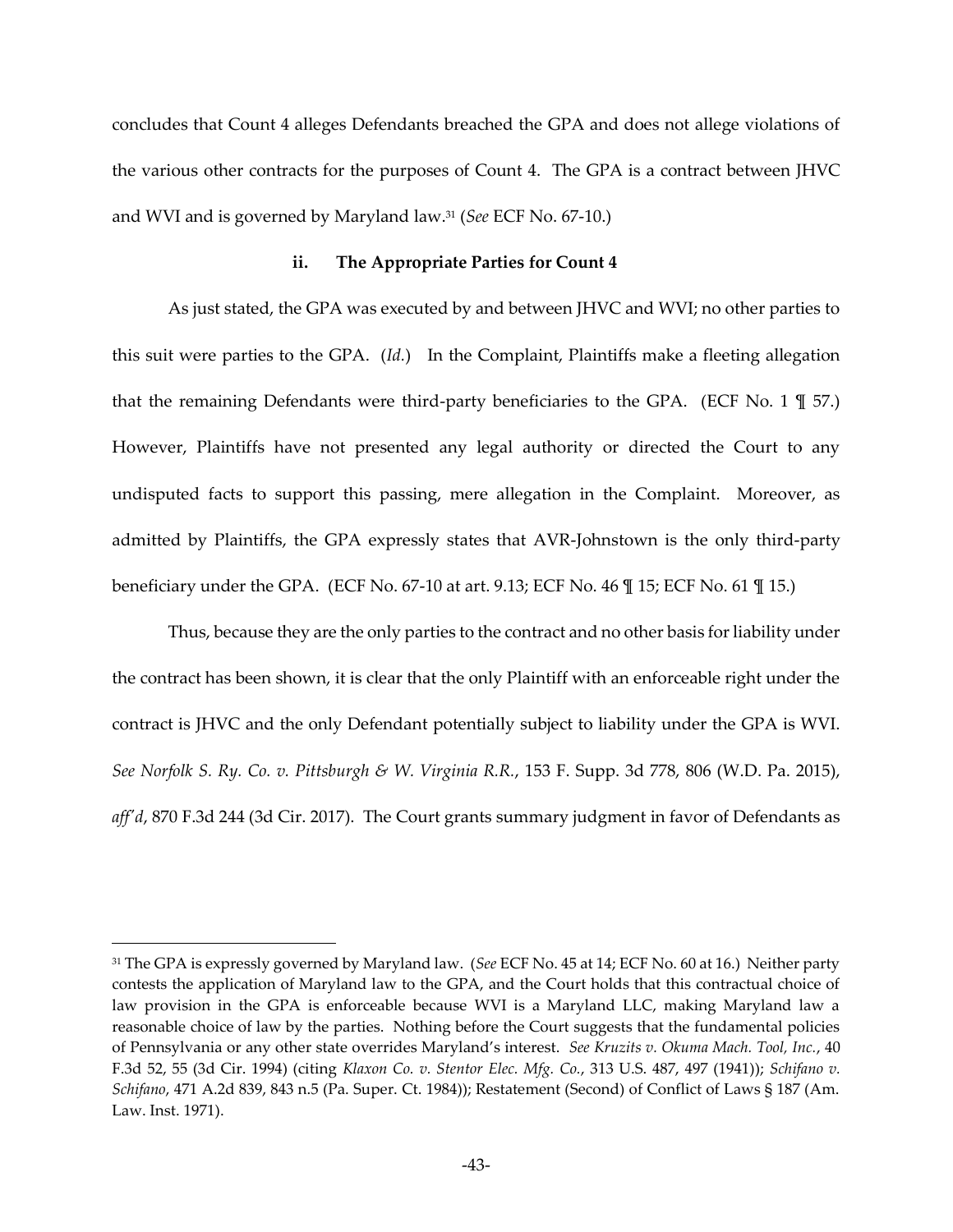concludes that Count 4 alleges Defendants breached the GPA and does not allege violations of the various other contracts for the purposes of Count 4. The GPA is a contract between JHVC and WVI and is governed by Maryland law.[31] (*See* ECF No. 67-10.)

### ii. The Appropriate Parties for Count 4

As just stated, the GPA was executed by and between JHVC and WVI; no other parties to this suit were parties to the GPA. (*Id.*) In the Complaint, Plaintiffs make a fleeting allegation that the remaining Defendants were third-party beneficiaries to the GPA. (ECF No. 1 ¶ 57.) However, Plaintiffs have not presented any legal authority or directed the Court to any undisputed facts to support this passing, mere allegation in the Complaint. Moreover, as admitted by Plaintiffs, the GPA expressly states that AVR-Johnstown is the only third-party beneficiary under the GPA. (ECF No. 67-10 at art. 9.13; ECF No. 46 ¶ 15; ECF No. 61 ¶ 15.)

Thus, because they are the only parties to the contract and no other basis for liability under the contract has been shown, it is clear that the only Plaintiff with an enforceable right under the contract is JHVC and the only Defendant potentially subject to liability under the GPA is WVI. *See Norfolk S. Ry. Co. v. Pittsburgh & W. Virginia R.R.*, 153 F. Supp. 3d 778, 806 (W.D. Pa. 2015), *aff'd*, 870 F.3d 244 (3d Cir. 2017). The Court grants summary judgment in favor of Defendants as

---

[31] The GPA is expressly governed by Maryland law. (*See* ECF No. 45 at 14; ECF No. 60 at 16.) Neither party contests the application of Maryland law to the GPA, and the Court holds that this contractual choice of law provision in the GPA is enforceable because WVI is a Maryland LLC, making Maryland law a reasonable choice of law by the parties. Nothing before the Court suggests that the fundamental policies of Pennsylvania or any other state overrides Maryland's interest. *See Kruzits v. Okuma Mach. Tool, Inc.*, 40 F.3d 52, 55 (3d Cir. 1994) (citing *Klaxon Co. v. Stentor Elec. Mfg. Co.*, 313 U.S. 487, 497 (1941)); *Schifano v. Schifano*, 471 A.2d 839, 843 n.5 (Pa. Super. Ct. 1984)); Restatement (Second) of Conflict of Laws § 187 (Am. Law. Inst. 1971).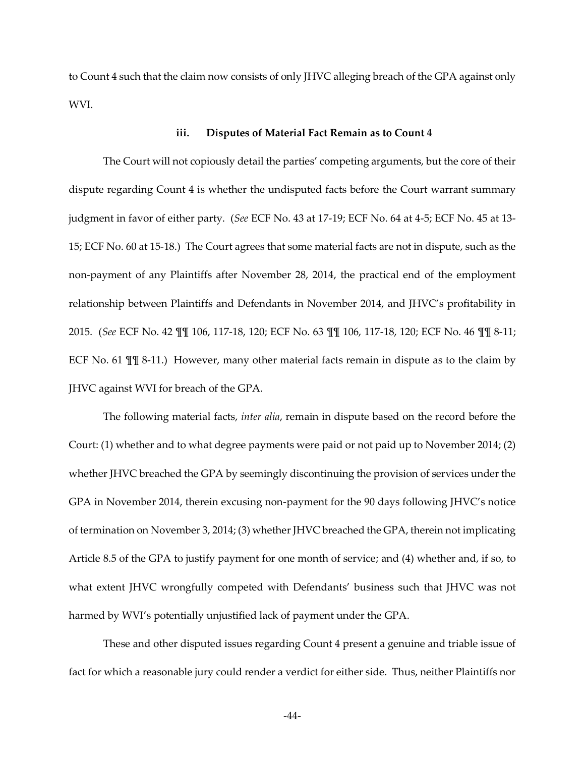to Count 4 such that the claim now consists of only JHVC alleging breach of the GPA against only WVI.

### iii. Disputes of Material Fact Remain as to Count 4

The Court will not copiously detail the parties' competing arguments, but the core of their dispute regarding Count 4 is whether the undisputed facts before the Court warrant summary judgment in favor of either party. (*See* ECF No. 43 at 17-19; ECF No. 64 at 4-5; ECF No. 45 at 13-15; ECF No. 60 at 15-18.) The Court agrees that some material facts are not in dispute, such as the non-payment of any Plaintiffs after November 28, 2014, the practical end of the employment relationship between Plaintiffs and Defendants in November 2014, and JHVC's profitability in 2015. (*See* ECF No. 42 ¶¶ 106, 117-18, 120; ECF No. 63 ¶¶ 106, 117-18, 120; ECF No. 46 ¶¶ 8-11; ECF No. 61 ¶¶ 8-11.) However, many other material facts remain in dispute as to the claim by JHVC against WVI for breach of the GPA.

The following material facts, *inter alia*, remain in dispute based on the record before the Court: (1) whether and to what degree payments were paid or not paid up to November 2014; (2) whether JHVC breached the GPA by seemingly discontinuing the provision of services under the GPA in November 2014, therein excusing non-payment for the 90 days following JHVC's notice of termination on November 3, 2014; (3) whether JHVC breached the GPA, therein not implicating Article 8.5 of the GPA to justify payment for one month of service; and (4) whether and, if so, to what extent JHVC wrongfully competed with Defendants' business such that JHVC was not harmed by WVI's potentially unjustified lack of payment under the GPA.

These and other disputed issues regarding Count 4 present a genuine and triable issue of fact for which a reasonable jury could render a verdict for either side. Thus, neither Plaintiffs nor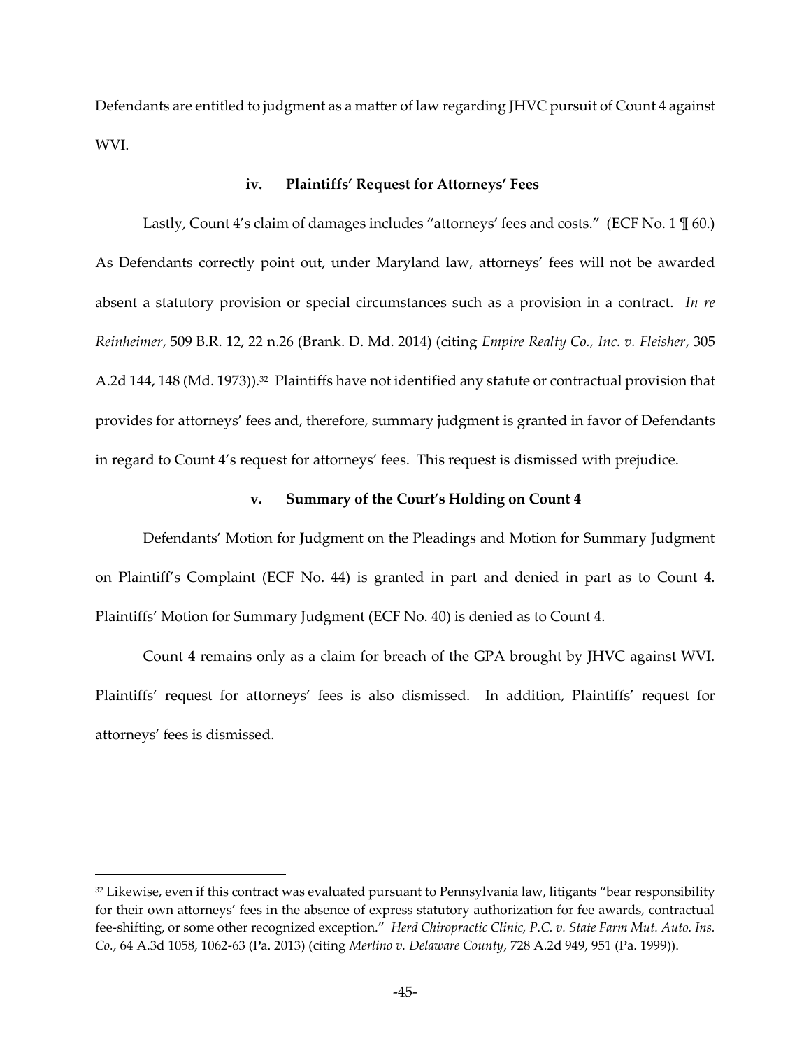Defendants are entitled to judgment as a matter of law regarding JHVC pursuit of Count 4 against WVI.

### iv. Plaintiffs' Request for Attorneys' Fees

Lastly, Count 4's claim of damages includes "attorneys' fees and costs." (ECF No. 1 ¶ 60.) As Defendants correctly point out, under Maryland law, attorneys' fees will not be awarded absent a statutory provision or special circumstances such as a provision in a contract. *In re Reinheimer*, 509 B.R. 12, 22 n.26 (Brank. D. Md. 2014) (citing *Empire Realty Co., Inc. v. Fleisher*, 305 A.2d 144, 148 (Md. 1973)).[32] Plaintiffs have not identified any statute or contractual provision that provides for attorneys' fees and, therefore, summary judgment is granted in favor of Defendants in regard to Count 4's request for attorneys' fees. This request is dismissed with prejudice.

### v. Summary of the Court's Holding on Count 4

Defendants' Motion for Judgment on the Pleadings and Motion for Summary Judgment on Plaintiff's Complaint (ECF No. 44) is granted in part and denied in part as to Count 4. Plaintiffs' Motion for Summary Judgment (ECF No. 40) is denied as to Count 4.

Count 4 remains only as a claim for breach of the GPA brought by JHVC against WVI. Plaintiffs' request for attorneys' fees is also dismissed. In addition, Plaintiffs' request for attorneys' fees is dismissed.

---

[32] Likewise, even if this contract was evaluated pursuant to Pennsylvania law, litigants "bear responsibility for their own attorneys' fees in the absence of express statutory authorization for fee awards, contractual fee-shifting, or some other recognized exception." *Herd Chiropractic Clinic, P.C. v. State Farm Mut. Auto. Ins. Co.*, 64 A.3d 1058, 1062-63 (Pa. 2013) (citing *Merlino v. Delaware County*, 728 A.2d 949, 951 (Pa. 1999)).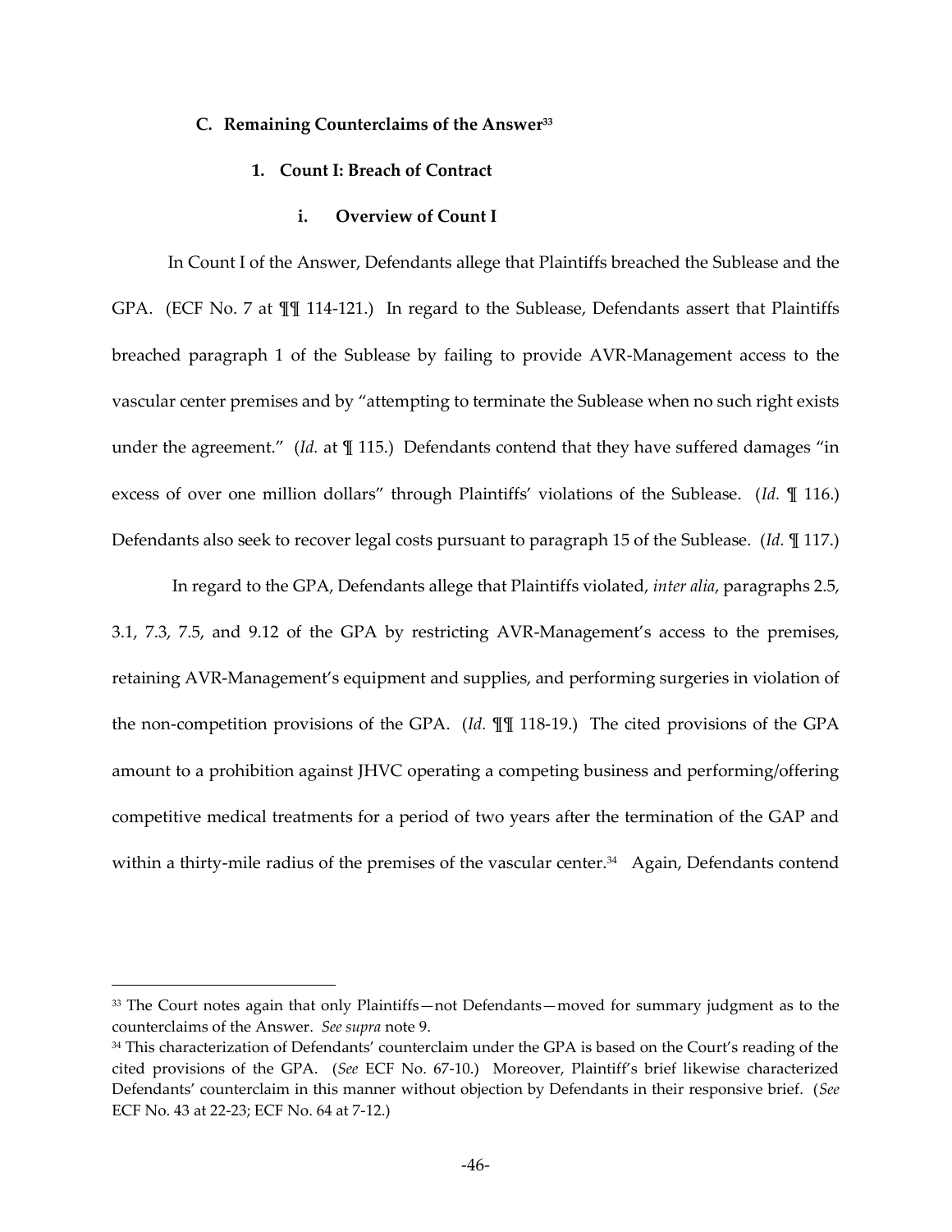### C. Remaining Counterclaims of the Answer[33]

#### 1. Count I: Breach of Contract

##### i. Overview of Count I

In Count I of the Answer, Defendants allege that Plaintiffs breached the Sublease and the GPA. (ECF No. 7 at ¶¶ 114-121.) In regard to the Sublease, Defendants assert that Plaintiffs breached paragraph 1 of the Sublease by failing to provide AVR-Management access to the vascular center premises and by "attempting to terminate the Sublease when no such right exists under the agreement." (*Id.* at ¶ 115.) Defendants contend that they have suffered damages "in excess of over one million dollars" through Plaintiffs' violations of the Sublease. (*Id.* ¶ 116.) Defendants also seek to recover legal costs pursuant to paragraph 15 of the Sublease. (*Id.* ¶ 117.)

In regard to the GPA, Defendants allege that Plaintiffs violated, *inter alia*, paragraphs 2.5, 3.1, 7.3, 7.5, and 9.12 of the GPA by restricting AVR-Management's access to the premises, retaining AVR-Management's equipment and supplies, and performing surgeries in violation of the non-competition provisions of the GPA. (*Id.* ¶¶ 118-19.) The cited provisions of the GPA amount to a prohibition against JHVC operating a competing business and performing/offering competitive medical treatments for a period of two years after the termination of the GAP and within a thirty-mile radius of the premises of the vascular center.[34] Again, Defendants contend

---

[33] The Court notes again that only Plaintiffs—not Defendants—moved for summary judgment as to the counterclaims of the Answer. *See supra* note 9.

[34] This characterization of Defendants' counterclaim under the GPA is based on the Court's reading of the cited provisions of the GPA. (*See* ECF No. 67-10.) Moreover, Plaintiff's brief likewise characterized Defendants' counterclaim in this manner without objection by Defendants in their responsive brief. (*See* ECF No. 43 at 22-23; ECF No. 64 at 7-12.)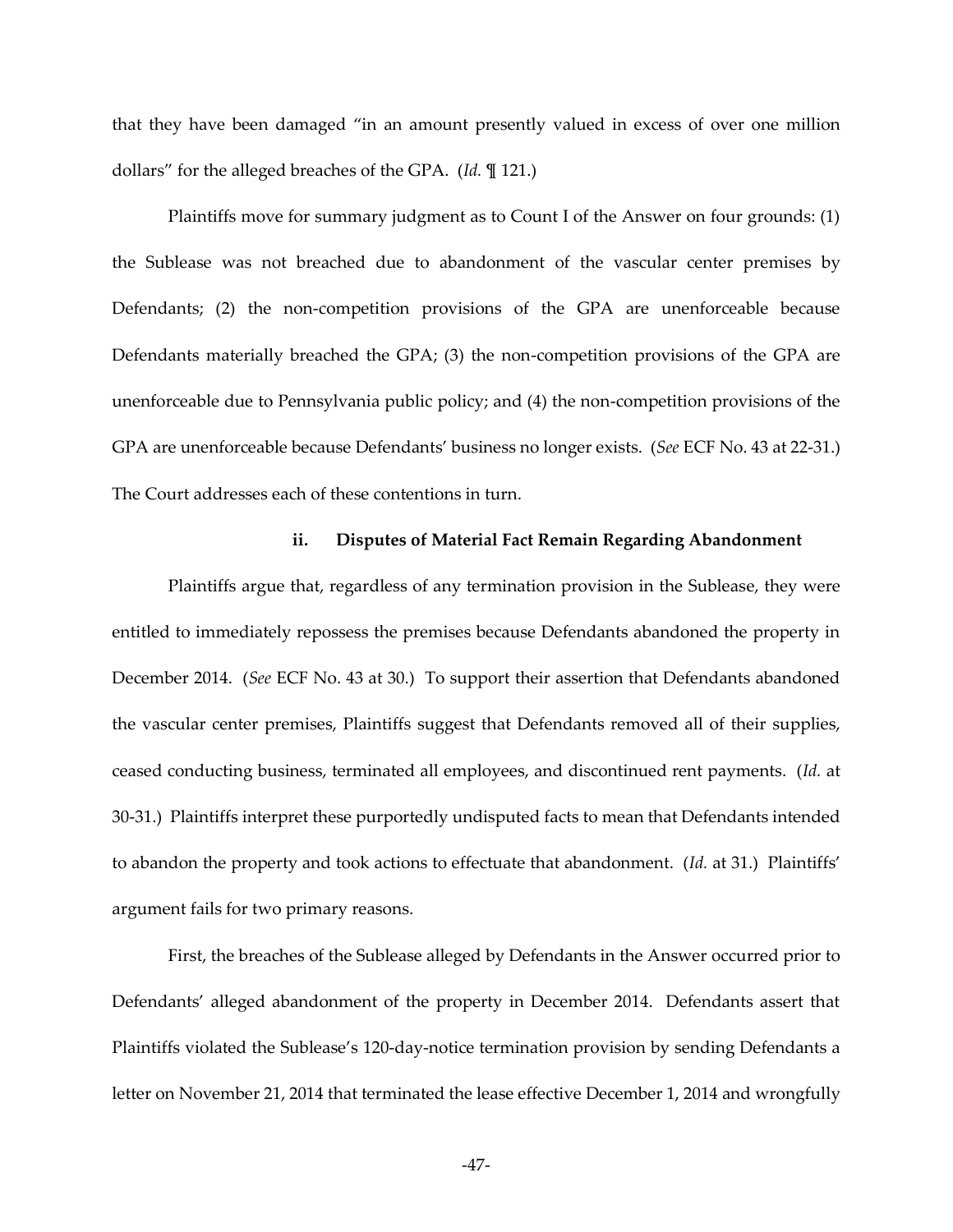that they have been damaged "in an amount presently valued in excess of over one million dollars" for the alleged breaches of the GPA. (*Id.* ¶ 121.)

Plaintiffs move for summary judgment as to Count I of the Answer on four grounds: (1) the Sublease was not breached due to abandonment of the vascular center premises by Defendants; (2) the non-competition provisions of the GPA are unenforceable because Defendants materially breached the GPA; (3) the non-competition provisions of the GPA are unenforceable due to Pennsylvania public policy; and (4) the non-competition provisions of the GPA are unenforceable because Defendants' business no longer exists. (*See* ECF No. 43 at 22-31.) The Court addresses each of these contentions in turn.

#### ii. Disputes of Material Fact Remain Regarding Abandonment

Plaintiffs argue that, regardless of any termination provision in the Sublease, they were entitled to immediately repossess the premises because Defendants abandoned the property in December 2014. (*See* ECF No. 43 at 30.) To support their assertion that Defendants abandoned the vascular center premises, Plaintiffs suggest that Defendants removed all of their supplies, ceased conducting business, terminated all employees, and discontinued rent payments. (*Id.* at 30-31.) Plaintiffs interpret these purportedly undisputed facts to mean that Defendants intended to abandon the property and took actions to effectuate that abandonment. (*Id.* at 31.) Plaintiffs' argument fails for two primary reasons.

First, the breaches of the Sublease alleged by Defendants in the Answer occurred prior to Defendants' alleged abandonment of the property in December 2014. Defendants assert that Plaintiffs violated the Sublease's 120-day-notice termination provision by sending Defendants a letter on November 21, 2014 that terminated the lease effective December 1, 2014 and wrongfully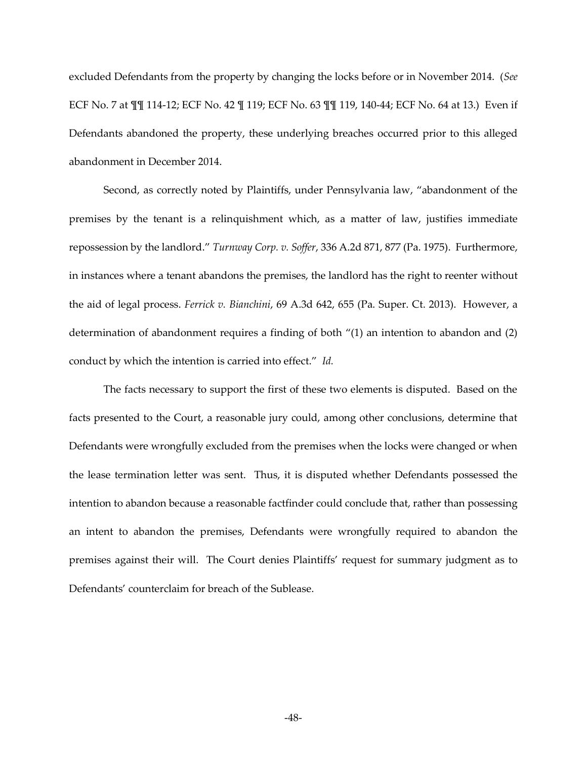excluded Defendants from the property by changing the locks before or in November 2014. (*See* ECF No. 7 at ¶¶ 114-12; ECF No. 42 ¶ 119; ECF No. 63 ¶¶ 119, 140-44; ECF No. 64 at 13.) Even if Defendants abandoned the property, these underlying breaches occurred prior to this alleged abandonment in December 2014.

Second, as correctly noted by Plaintiffs, under Pennsylvania law, "abandonment of the premises by the tenant is a relinquishment which, as a matter of law, justifies immediate repossession by the landlord." *Turnway Corp. v. Soffer*, 336 A.2d 871, 877 (Pa. 1975). Furthermore, in instances where a tenant abandons the premises, the landlord has the right to reenter without the aid of legal process. *Ferrick v. Bianchini*, 69 A.3d 642, 655 (Pa. Super. Ct. 2013). However, a determination of abandonment requires a finding of both "(1) an intention to abandon and (2) conduct by which the intention is carried into effect." *Id.*

The facts necessary to support the first of these two elements is disputed. Based on the facts presented to the Court, a reasonable jury could, among other conclusions, determine that Defendants were wrongfully excluded from the premises when the locks were changed or when the lease termination letter was sent. Thus, it is disputed whether Defendants possessed the intention to abandon because a reasonable factfinder could conclude that, rather than possessing an intent to abandon the premises, Defendants were wrongfully required to abandon the premises against their will. The Court denies Plaintiffs' request for summary judgment as to Defendants' counterclaim for breach of the Sublease.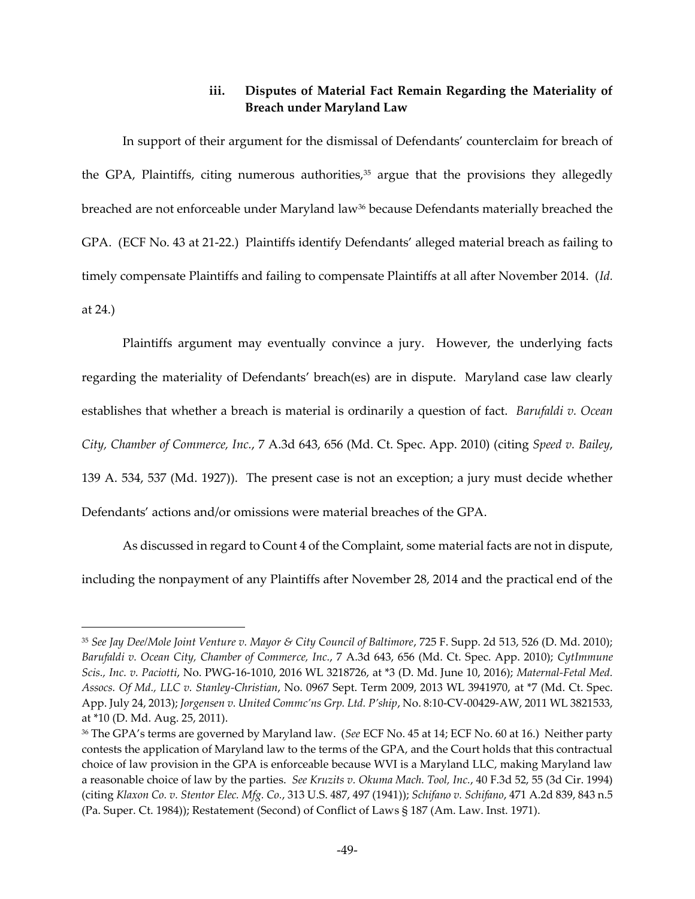### iii. Disputes of Material Fact Remain Regarding the Materiality of Breach under Maryland Law

In support of their argument for the dismissal of Defendants' counterclaim for breach of the GPA, Plaintiffs, citing numerous authorities,[35] argue that the provisions they allegedly breached are not enforceable under Maryland law[36] because Defendants materially breached the GPA. (ECF No. 43 at 21-22.) Plaintiffs identify Defendants' alleged material breach as failing to timely compensate Plaintiffs and failing to compensate Plaintiffs at all after November 2014. (*Id.* at 24.)

Plaintiffs argument may eventually convince a jury. However, the underlying facts regarding the materiality of Defendants' breach(es) are in dispute. Maryland case law clearly establishes that whether a breach is material is ordinarily a question of fact. *Barufaldi v. Ocean City, Chamber of Commerce, Inc.*, 7 A.3d 643, 656 (Md. Ct. Spec. App. 2010) (citing *Speed v. Bailey*, 139 A. 534, 537 (Md. 1927)). The present case is not an exception; a jury must decide whether Defendants' actions and/or omissions were material breaches of the GPA.

As discussed in regard to Count 4 of the Complaint, some material facts are not in dispute, including the nonpayment of any Plaintiffs after November 28, 2014 and the practical end of the

---

[35] *See Jay Dee/Mole Joint Venture v. Mayor & City Council of Baltimore*, 725 F. Supp. 2d 513, 526 (D. Md. 2010); *Barufaldi v. Ocean City, Chamber of Commerce, Inc.*, 7 A.3d 643, 656 (Md. Ct. Spec. App. 2010); *CytImmune Scis., Inc. v. Paciotti*, No. PWG-16-1010, 2016 WL 3218726, at *3 (D. Md. June 10, 2016); *Maternal-Fetal Med. Assocs. Of Md., LLC v. Stanley-Christian*, No. 0967 Sept. Term 2009, 2013 WL 3941970, at *7 (Md. Ct. Spec. App. July 24, 2013); *Jorgensen v. United Commc'ns Grp. Ltd. P'ship*, No. 8:10-CV-00429-AW, 2011 WL 3821533, at *10 (D. Md. Aug. 25, 2011).

[36] The GPA's terms are governed by Maryland law. (*See* ECF No. 45 at 14; ECF No. 60 at 16.) Neither party contests the application of Maryland law to the terms of the GPA, and the Court holds that this contractual choice of law provision in the GPA is enforceable because WVI is a Maryland LLC, making Maryland law a reasonable choice of law by the parties. *See Kruzits v. Okuma Mach. Tool, Inc.*, 40 F.3d 52, 55 (3d Cir. 1994) (citing *Klaxon Co. v. Stentor Elec. Mfg. Co.*, 313 U.S. 487, 497 (1941)); *Schifano v. Schifano*, 471 A.2d 839, 843 n.5 (Pa. Super. Ct. 1984)); Restatement (Second) of Conflict of Laws § 187 (Am. Law. Inst. 1971).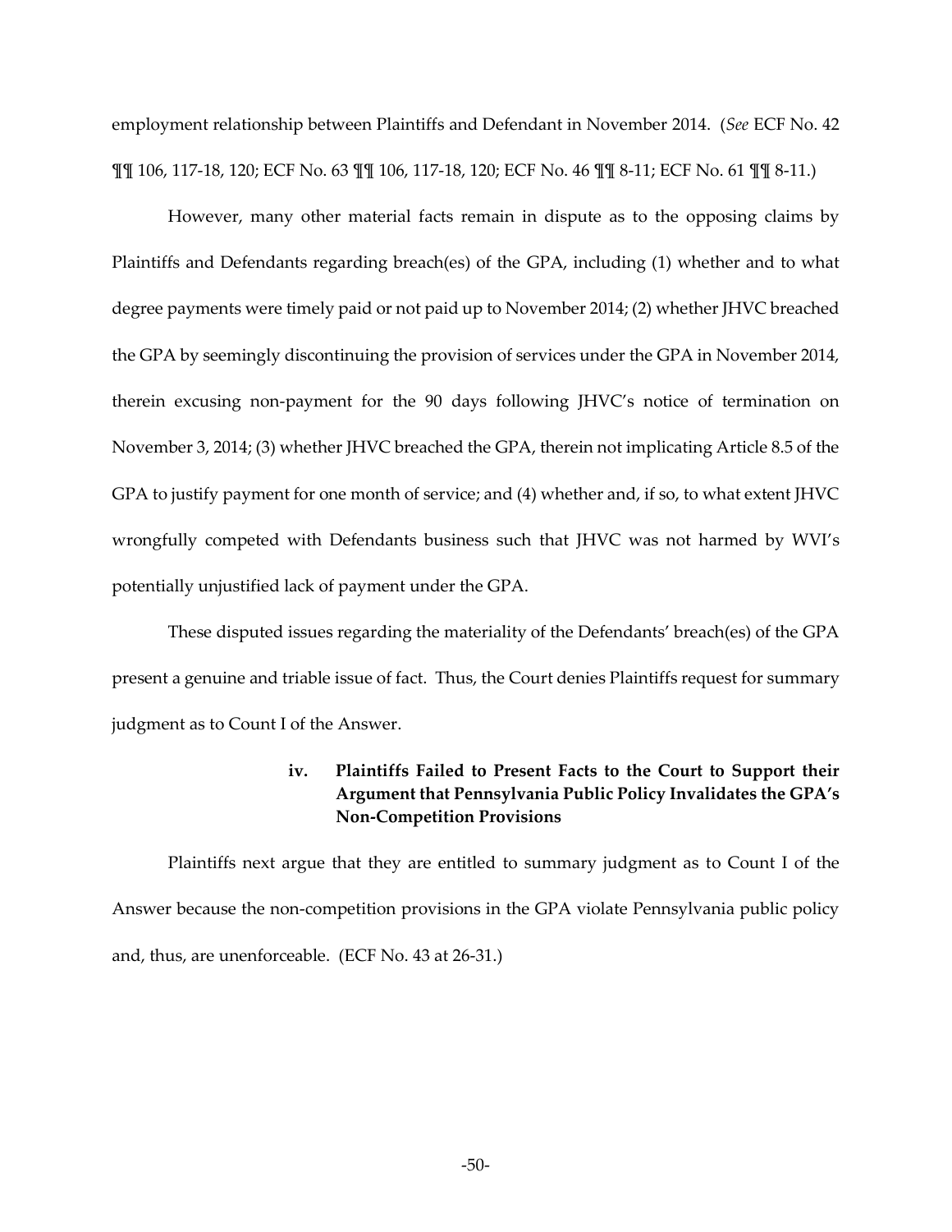employment relationship between Plaintiffs and Defendant in November 2014. (*See* ECF No. 42 ¶¶ 106, 117-18, 120; ECF No. 63 ¶¶ 106, 117-18, 120; ECF No. 46 ¶¶ 8-11; ECF No. 61 ¶¶ 8-11.)

However, many other material facts remain in dispute as to the opposing claims by Plaintiffs and Defendants regarding breach(es) of the GPA, including (1) whether and to what degree payments were timely paid or not paid up to November 2014; (2) whether JHVC breached the GPA by seemingly discontinuing the provision of services under the GPA in November 2014, therein excusing non-payment for the 90 days following JHVC's notice of termination on November 3, 2014; (3) whether JHVC breached the GPA, therein not implicating Article 8.5 of the GPA to justify payment for one month of service; and (4) whether and, if so, to what extent JHVC wrongfully competed with Defendants business such that JHVC was not harmed by WVI's potentially unjustified lack of payment under the GPA.

These disputed issues regarding the materiality of the Defendants' breach(es) of the GPA present a genuine and triable issue of fact. Thus, the Court denies Plaintiffs request for summary judgment as to Count I of the Answer.

#### iv. Plaintiffs Failed to Present Facts to the Court to Support their Argument that Pennsylvania Public Policy Invalidates the GPA's Non-Competition Provisions

Plaintiffs next argue that they are entitled to summary judgment as to Count I of the Answer because the non-competition provisions in the GPA violate Pennsylvania public policy and, thus, are unenforceable. (ECF No. 43 at 26-31.)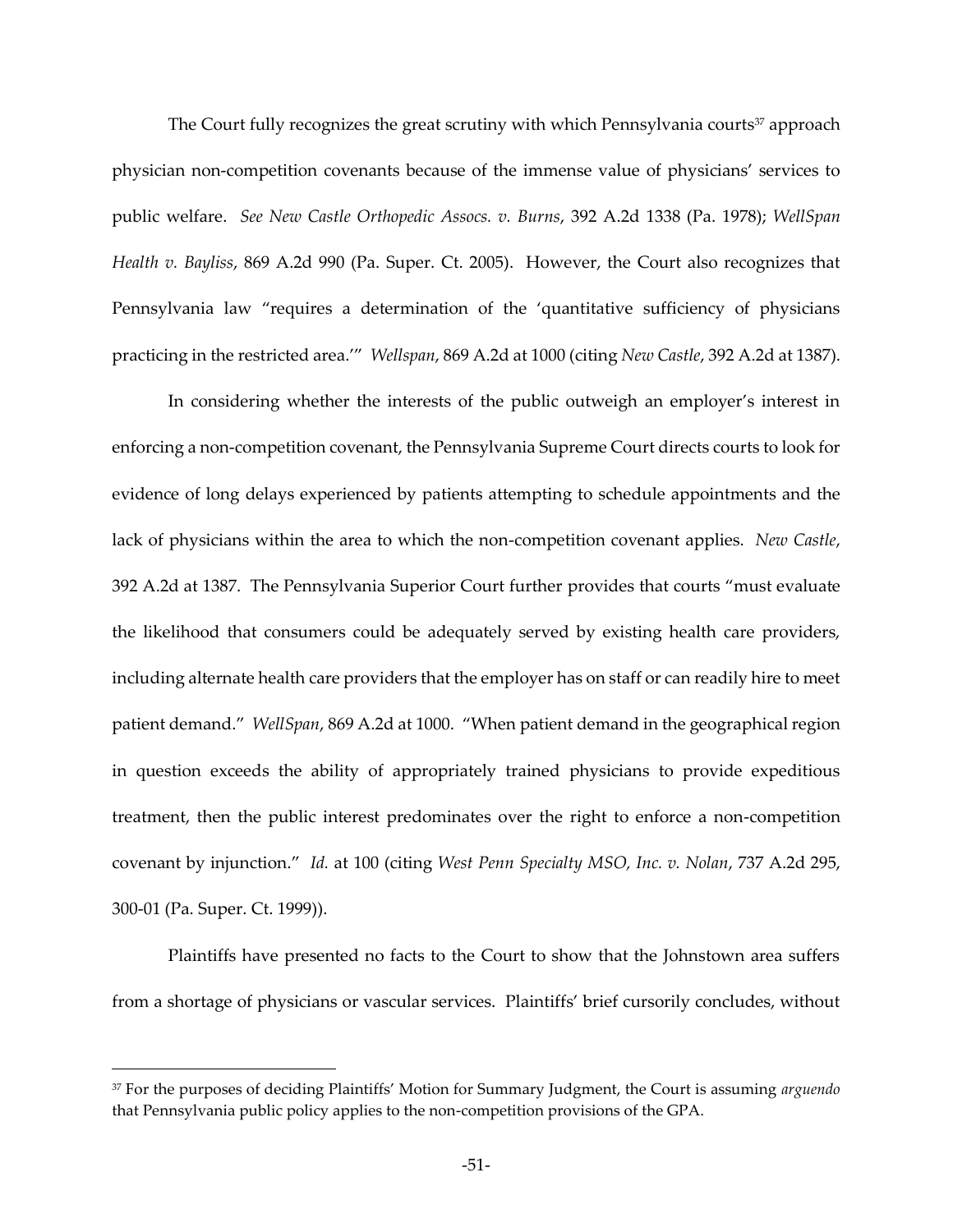The Court fully recognizes the great scrutiny with which Pennsylvania courts[37] approach physician non-competition covenants because of the immense value of physicians' services to public welfare. *See New Castle Orthopedic Assocs. v. Burns*, 392 A.2d 1338 (Pa. 1978); *WellSpan Health v. Bayliss*, 869 A.2d 990 (Pa. Super. Ct. 2005). However, the Court also recognizes that Pennsylvania law "requires a determination of the 'quantitative sufficiency of physicians practicing in the restricted area.'" *Wellspan*, 869 A.2d at 1000 (citing *New Castle*, 392 A.2d at 1387).

In considering whether the interests of the public outweigh an employer's interest in enforcing a non-competition covenant, the Pennsylvania Supreme Court directs courts to look for evidence of long delays experienced by patients attempting to schedule appointments and the lack of physicians within the area to which the non-competition covenant applies. *New Castle*, 392 A.2d at 1387. The Pennsylvania Superior Court further provides that courts "must evaluate the likelihood that consumers could be adequately served by existing health care providers, including alternate health care providers that the employer has on staff or can readily hire to meet patient demand." *WellSpan*, 869 A.2d at 1000. "When patient demand in the geographical region in question exceeds the ability of appropriately trained physicians to provide expeditious treatment, then the public interest predominates over the right to enforce a non-competition covenant by injunction." *Id.* at 100 (citing *West Penn Specialty MSO, Inc. v. Nolan*, 737 A.2d 295, 300-01 (Pa. Super. Ct. 1999)).

Plaintiffs have presented no facts to the Court to show that the Johnstown area suffers from a shortage of physicians or vascular services. Plaintiffs' brief cursorily concludes, without

[37] For the purposes of deciding Plaintiffs' Motion for Summary Judgment, the Court is assuming *arguendo* that Pennsylvania public policy applies to the non-competition provisions of the GPA.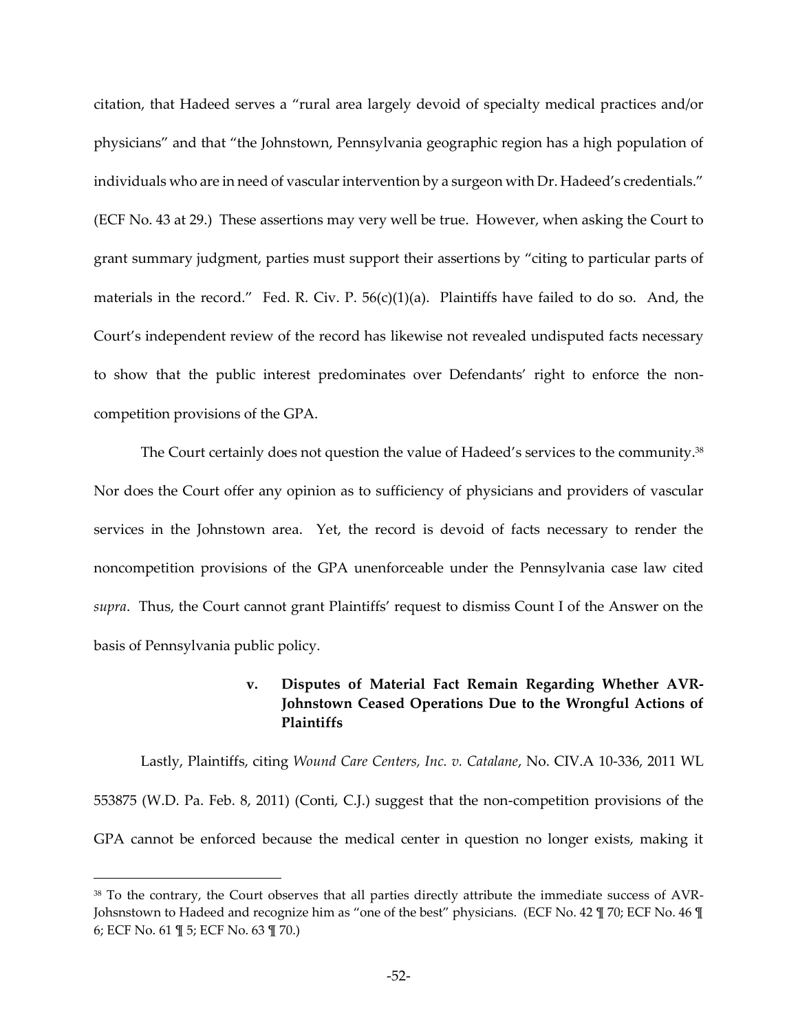citation, that Hadeed serves a "rural area largely devoid of specialty medical practices and/or physicians" and that "the Johnstown, Pennsylvania geographic region has a high population of individuals who are in need of vascular intervention by a surgeon with Dr. Hadeed's credentials." (ECF No. 43 at 29.) These assertions may very well be true. However, when asking the Court to grant summary judgment, parties must support their assertions by "citing to particular parts of materials in the record." Fed. R. Civ. P. 56(c)(1)(a). Plaintiffs have failed to do so. And, the Court's independent review of the record has likewise not revealed undisputed facts necessary to show that the public interest predominates over Defendants' right to enforce the non-competition provisions of the GPA.

The Court certainly does not question the value of Hadeed's services to the community.[38] Nor does the Court offer any opinion as to sufficiency of physicians and providers of vascular services in the Johnstown area. Yet, the record is devoid of facts necessary to render the noncompetition provisions of the GPA unenforceable under the Pennsylvania case law cited *supra*. Thus, the Court cannot grant Plaintiffs' request to dismiss Count I of the Answer on the basis of Pennsylvania public policy.

**v. Disputes of Material Fact Remain Regarding Whether AVR-Johnstown Ceased Operations Due to the Wrongful Actions of Plaintiffs**

Lastly, Plaintiffs, citing *Wound Care Centers, Inc. v. Catalane*, No. CIV.A 10-336, 2011 WL 553875 (W.D. Pa. Feb. 8, 2011) (Conti, C.J.) suggest that the non-competition provisions of the GPA cannot be enforced because the medical center in question no longer exists, making it

[38] To the contrary, the Court observes that all parties directly attribute the immediate success of AVR-Johsnstown to Hadeed and recognize him as "one of the best" physicians. (ECF No. 42 ¶ 70; ECF No. 46 ¶ 6; ECF No. 61 ¶ 5; ECF No. 63 ¶ 70.)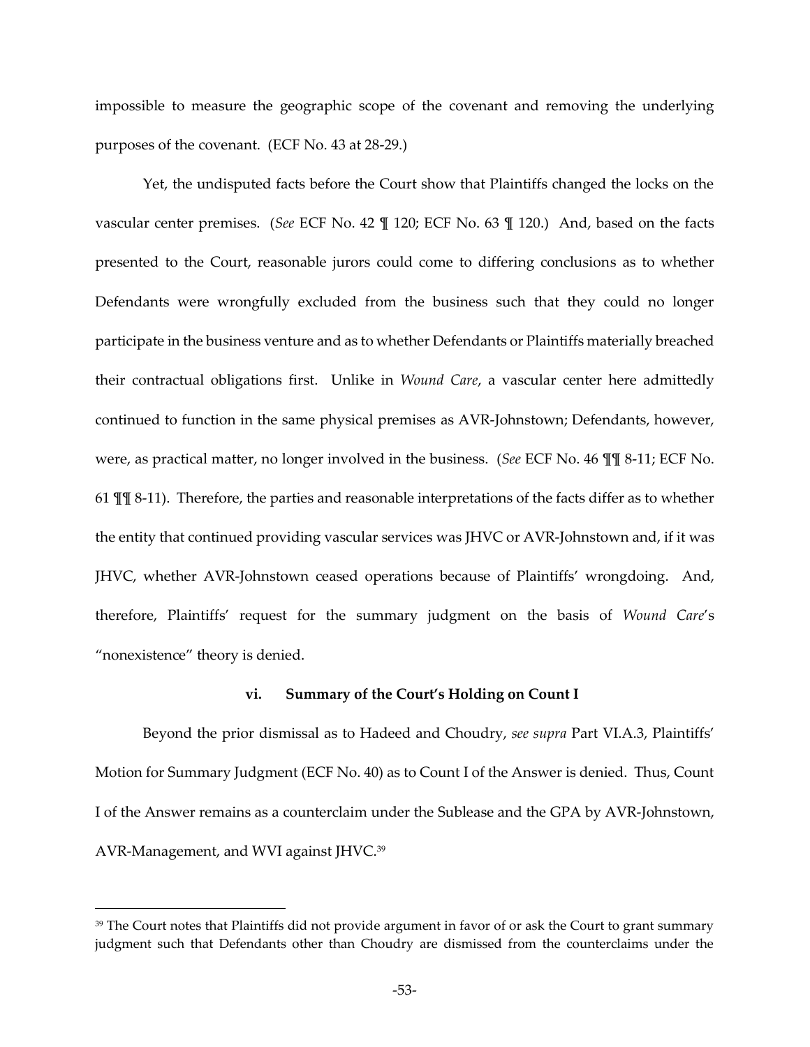impossible to measure the geographic scope of the covenant and removing the underlying purposes of the covenant. (ECF No. 43 at 28-29.)

Yet, the undisputed facts before the Court show that Plaintiffs changed the locks on the vascular center premises. (*See* ECF No. 42 ¶ 120; ECF No. 63 ¶ 120.) And, based on the facts presented to the Court, reasonable jurors could come to differing conclusions as to whether Defendants were wrongfully excluded from the business such that they could no longer participate in the business venture and as to whether Defendants or Plaintiffs materially breached their contractual obligations first. Unlike in *Wound Care*, a vascular center here admittedly continued to function in the same physical premises as AVR-Johnstown; Defendants, however, were, as practical matter, no longer involved in the business. (*See* ECF No. 46 ¶¶ 8-11; ECF No. 61 ¶¶ 8-11). Therefore, the parties and reasonable interpretations of the facts differ as to whether the entity that continued providing vascular services was JHVC or AVR-Johnstown and, if it was JHVC, whether AVR-Johnstown ceased operations because of Plaintiffs' wrongdoing. And, therefore, Plaintiffs' request for the summary judgment on the basis of *Wound Care*'s "nonexistence" theory is denied.

#### vi. Summary of the Court's Holding on Count I

Beyond the prior dismissal as to Hadeed and Choudry, *see supra* Part VI.A.3, Plaintiffs' Motion for Summary Judgment (ECF No. 40) as to Count I of the Answer is denied. Thus, Count I of the Answer remains as a counterclaim under the Sublease and the GPA by AVR-Johnstown, AVR-Management, and WVI against JHVC.[39]

---

[39] The Court notes that Plaintiffs did not provide argument in favor of or ask the Court to grant summary judgment such that Defendants other than Choudry are dismissed from the counterclaims under the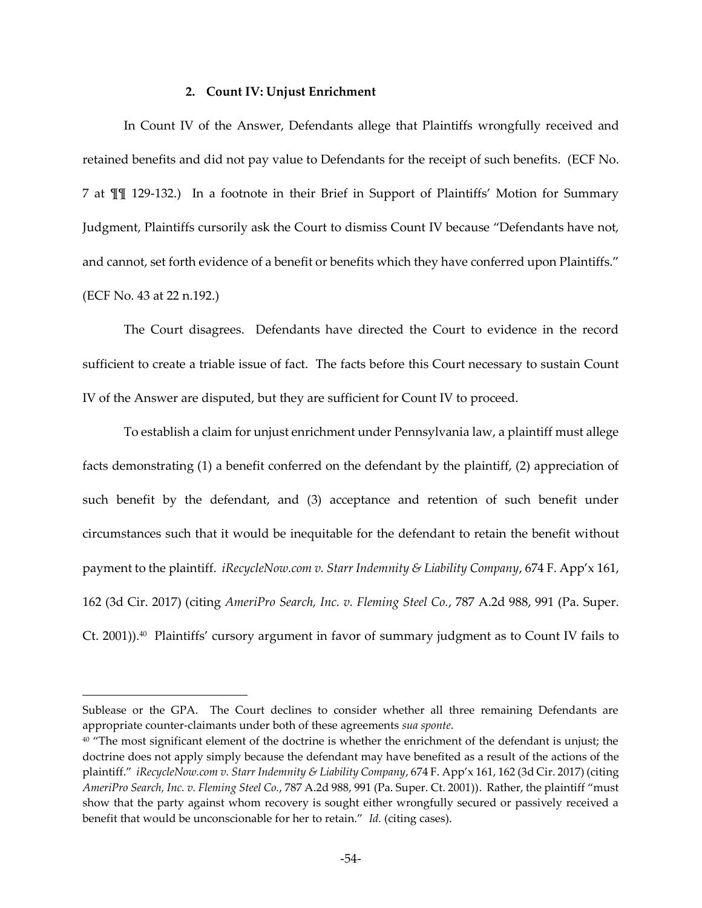### 2. Count IV: Unjust Enrichment

In Count IV of the Answer, Defendants allege that Plaintiffs wrongfully received and retained benefits and did not pay value to Defendants for the receipt of such benefits. (ECF No. 7 at ¶¶ 129-132.) In a footnote in their Brief in Support of Plaintiffs' Motion for Summary Judgment, Plaintiffs cursorily ask the Court to dismiss Count IV because "Defendants have not, and cannot, set forth evidence of a benefit or benefits which they have conferred upon Plaintiffs." (ECF No. 43 at 22 n.192.)

The Court disagrees. Defendants have directed the Court to evidence in the record sufficient to create a triable issue of fact. The facts before this Court necessary to sustain Count IV of the Answer are disputed, but they are sufficient for Count IV to proceed.

To establish a claim for unjust enrichment under Pennsylvania law, a plaintiff must allege facts demonstrating (1) a benefit conferred on the defendant by the plaintiff, (2) appreciation of such benefit by the defendant, and (3) acceptance and retention of such benefit under circumstances such that it would be inequitable for the defendant to retain the benefit without payment to the plaintiff. *iRecycleNow.com v. Starr Indemnity & Liability Company*, 674 F. App'x 161, 162 (3d Cir. 2017) (citing *AmeriPro Search, Inc. v. Fleming Steel Co.*, 787 A.2d 988, 991 (Pa. Super. Ct. 2001)).[40] Plaintiffs' cursory argument in favor of summary judgment as to Count IV fails to

---

Sublease or the GPA. The Court declines to consider whether all three remaining Defendants are appropriate counter-claimants under both of these agreements *sua sponte*.

[40] "The most significant element of the doctrine is whether the enrichment of the defendant is unjust; the doctrine does not apply simply because the defendant may have benefited as a result of the actions of the plaintiff." *iRecycleNow.com v. Starr Indemnity & Liability Company*, 674 F. App'x 161, 162 (3d Cir. 2017) (citing *AmeriPro Search, Inc. v. Fleming Steel Co.*, 787 A.2d 988, 991 (Pa. Super. Ct. 2001)). Rather, the plaintiff "must show that the party against whom recovery is sought either wrongfully secured or passively received a benefit that would be unconscionable for her to retain." *Id.* (citing cases).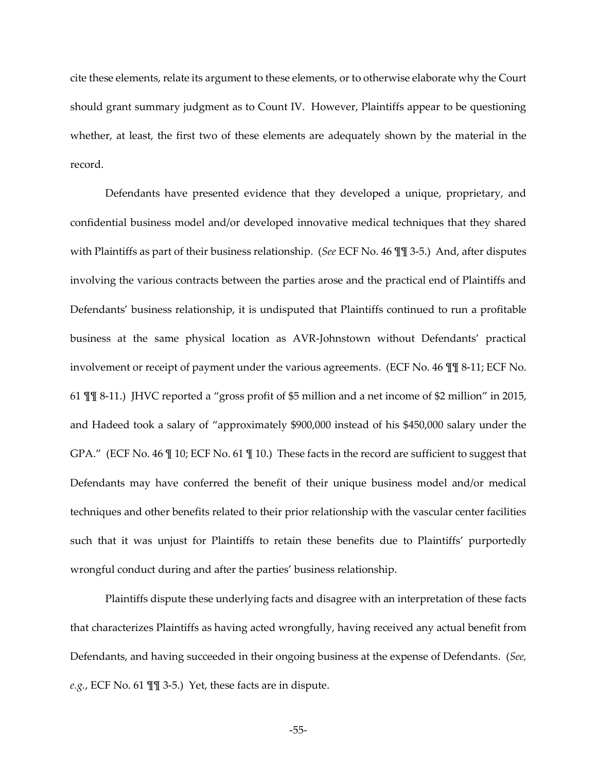cite these elements, relate its argument to these elements, or to otherwise elaborate why the Court should grant summary judgment as to Count IV. However, Plaintiffs appear to be questioning whether, at least, the first two of these elements are adequately shown by the material in the record.

Defendants have presented evidence that they developed a unique, proprietary, and confidential business model and/or developed innovative medical techniques that they shared with Plaintiffs as part of their business relationship. (*See* ECF No. 46 ¶¶ 3-5.) And, after disputes involving the various contracts between the parties arose and the practical end of Plaintiffs and Defendants' business relationship, it is undisputed that Plaintiffs continued to run a profitable business at the same physical location as AVR-Johnstown without Defendants' practical involvement or receipt of payment under the various agreements. (ECF No. 46 ¶¶ 8-11; ECF No. 61 ¶¶ 8-11.) JHVC reported a "gross profit of $5 million and a net income of $2 million" in 2015, and Hadeed took a salary of "approximately $900,000 instead of his $450,000 salary under the GPA." (ECF No. 46 ¶ 10; ECF No. 61 ¶ 10.) These facts in the record are sufficient to suggest that Defendants may have conferred the benefit of their unique business model and/or medical techniques and other benefits related to their prior relationship with the vascular center facilities such that it was unjust for Plaintiffs to retain these benefits due to Plaintiffs' purportedly wrongful conduct during and after the parties' business relationship.

Plaintiffs dispute these underlying facts and disagree with an interpretation of these facts that characterizes Plaintiffs as having acted wrongfully, having received any actual benefit from Defendants, and having succeeded in their ongoing business at the expense of Defendants. (*See, e.g.*, ECF No. 61 ¶¶ 3-5.) Yet, these facts are in dispute.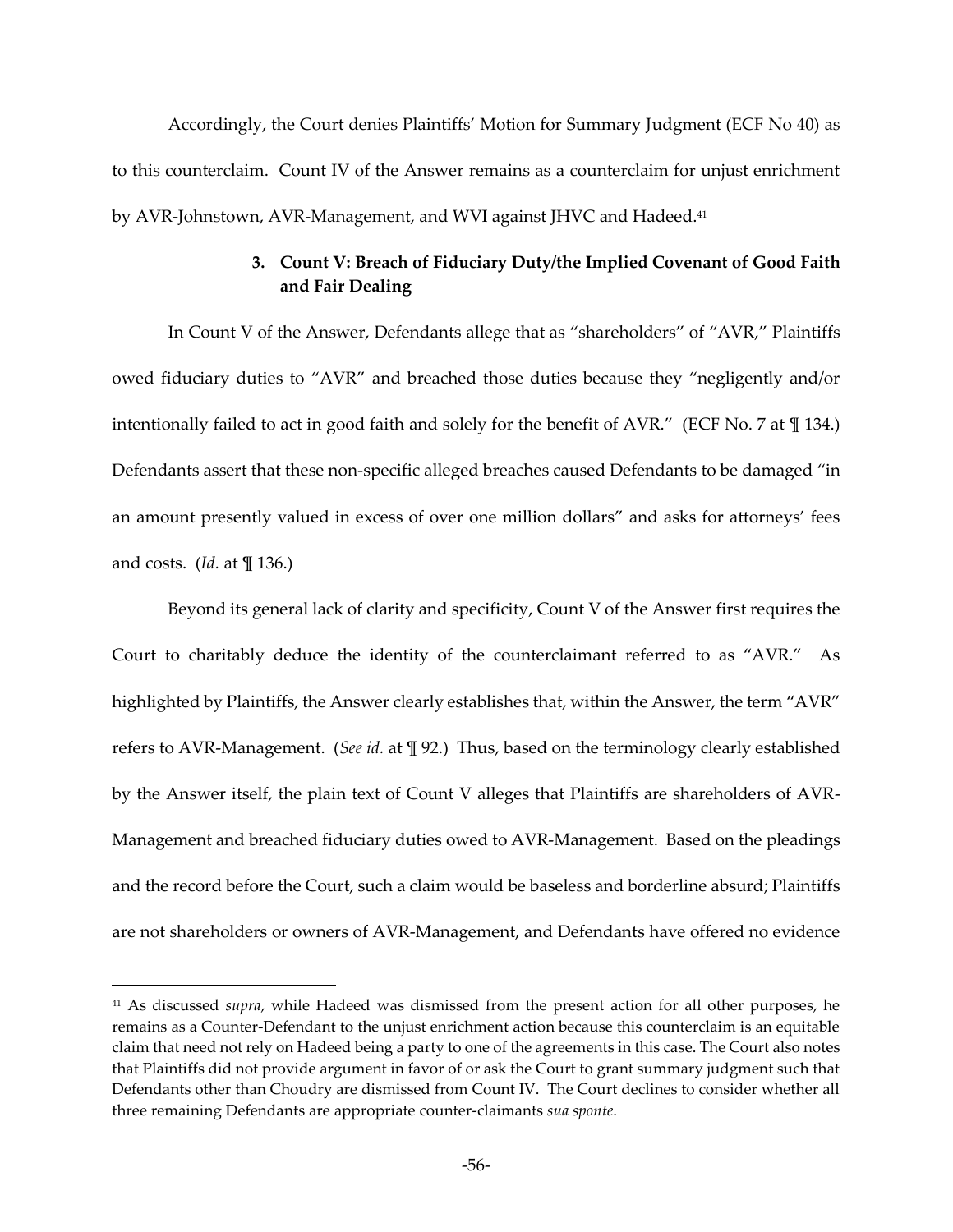Accordingly, the Court denies Plaintiffs' Motion for Summary Judgment (ECF No 40) as to this counterclaim. Count IV of the Answer remains as a counterclaim for unjust enrichment by AVR-Johnstown, AVR-Management, and WVI against JHVC and Hadeed.[41]

### 3. Count V: Breach of Fiduciary Duty/the Implied Covenant of Good Faith and Fair Dealing

In Count V of the Answer, Defendants allege that as "shareholders" of "AVR," Plaintiffs owed fiduciary duties to "AVR" and breached those duties because they "negligently and/or intentionally failed to act in good faith and solely for the benefit of AVR." (ECF No. 7 at ¶ 134.) Defendants assert that these non-specific alleged breaches caused Defendants to be damaged "in an amount presently valued in excess of over one million dollars" and asks for attorneys' fees and costs. (*Id.* at ¶ 136.)

Beyond its general lack of clarity and specificity, Count V of the Answer first requires the Court to charitably deduce the identity of the counterclaimant referred to as "AVR." As highlighted by Plaintiffs, the Answer clearly establishes that, within the Answer, the term "AVR" refers to AVR-Management. (*See id.* at ¶ 92.) Thus, based on the terminology clearly established by the Answer itself, the plain text of Count V alleges that Plaintiffs are shareholders of AVR-Management and breached fiduciary duties owed to AVR-Management. Based on the pleadings and the record before the Court, such a claim would be baseless and borderline absurd; Plaintiffs are not shareholders or owners of AVR-Management, and Defendants have offered no evidence

---

[41] As discussed *supra*, while Hadeed was dismissed from the present action for all other purposes, he remains as a Counter-Defendant to the unjust enrichment action because this counterclaim is an equitable claim that need not rely on Hadeed being a party to one of the agreements in this case. The Court also notes that Plaintiffs did not provide argument in favor of or ask the Court to grant summary judgment such that Defendants other than Choudry are dismissed from Count IV. The Court declines to consider whether all three remaining Defendants are appropriate counter-claimants *sua sponte*.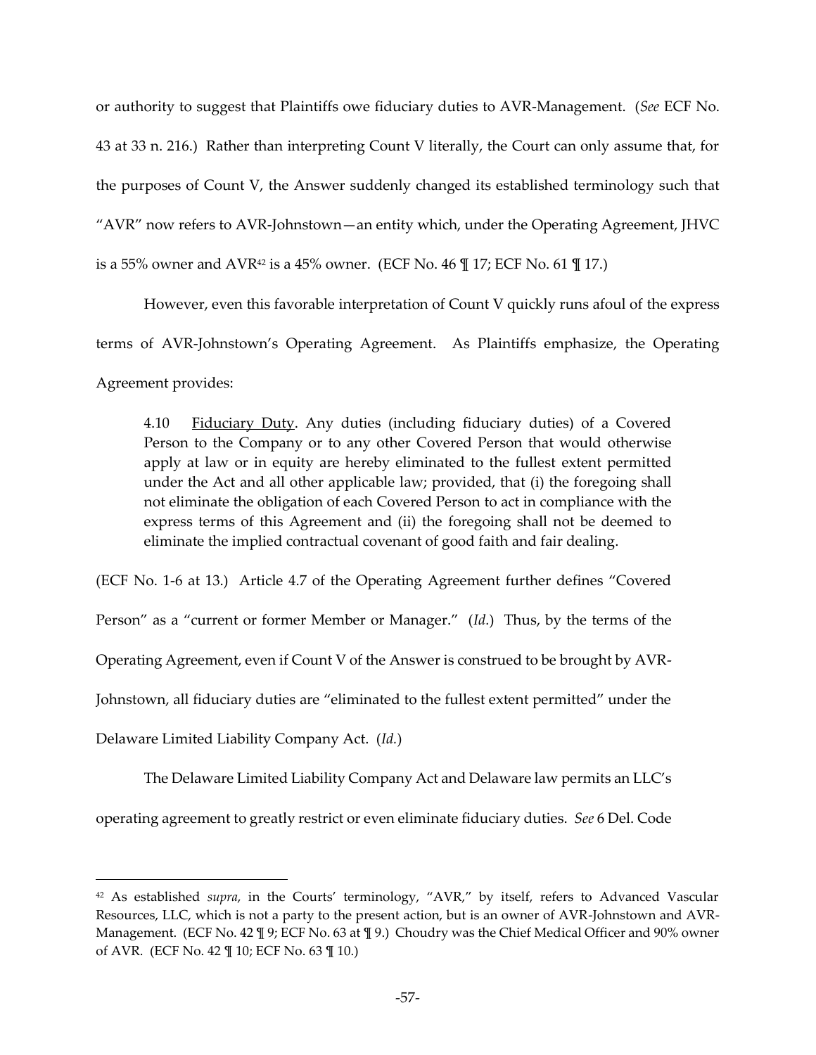or authority to suggest that Plaintiffs owe fiduciary duties to AVR-Management. (*See* ECF No. 43 at 33 n. 216.) Rather than interpreting Count V literally, the Court can only assume that, for the purposes of Count V, the Answer suddenly changed its established terminology such that "AVR" now refers to AVR-Johnstown—an entity which, under the Operating Agreement, JHVC is a 55% owner and AVR[42] is a 45% owner. (ECF No. 46 ¶ 17; ECF No. 61 ¶ 17.)

However, even this favorable interpretation of Count V quickly runs afoul of the express terms of AVR-Johnstown's Operating Agreement. As Plaintiffs emphasize, the Operating Agreement provides:

> 4.10 <u>Fiduciary Duty</u>. Any duties (including fiduciary duties) of a Covered Person to the Company or to any other Covered Person that would otherwise apply at law or in equity are hereby eliminated to the fullest extent permitted under the Act and all other applicable law; provided, that (i) the foregoing shall not eliminate the obligation of each Covered Person to act in compliance with the express terms of this Agreement and (ii) the foregoing shall not be deemed to eliminate the implied contractual covenant of good faith and fair dealing.

(ECF No. 1-6 at 13.) Article 4.7 of the Operating Agreement further defines "Covered Person" as a "current or former Member or Manager." (*Id.*) Thus, by the terms of the Operating Agreement, even if Count V of the Answer is construed to be brought by AVR-Johnstown, all fiduciary duties are "eliminated to the fullest extent permitted" under the Delaware Limited Liability Company Act. (*Id.*)

The Delaware Limited Liability Company Act and Delaware law permits an LLC's operating agreement to greatly restrict or even eliminate fiduciary duties. *See* 6 Del. Code

---

[42] As established *supra*, in the Courts' terminology, "AVR," by itself, refers to Advanced Vascular Resources, LLC, which is not a party to the present action, but is an owner of AVR-Johnstown and AVR-Management. (ECF No. 42 ¶ 9; ECF No. 63 at ¶ 9.) Choudry was the Chief Medical Officer and 90% owner of AVR. (ECF No. 42 ¶ 10; ECF No. 63 ¶ 10.)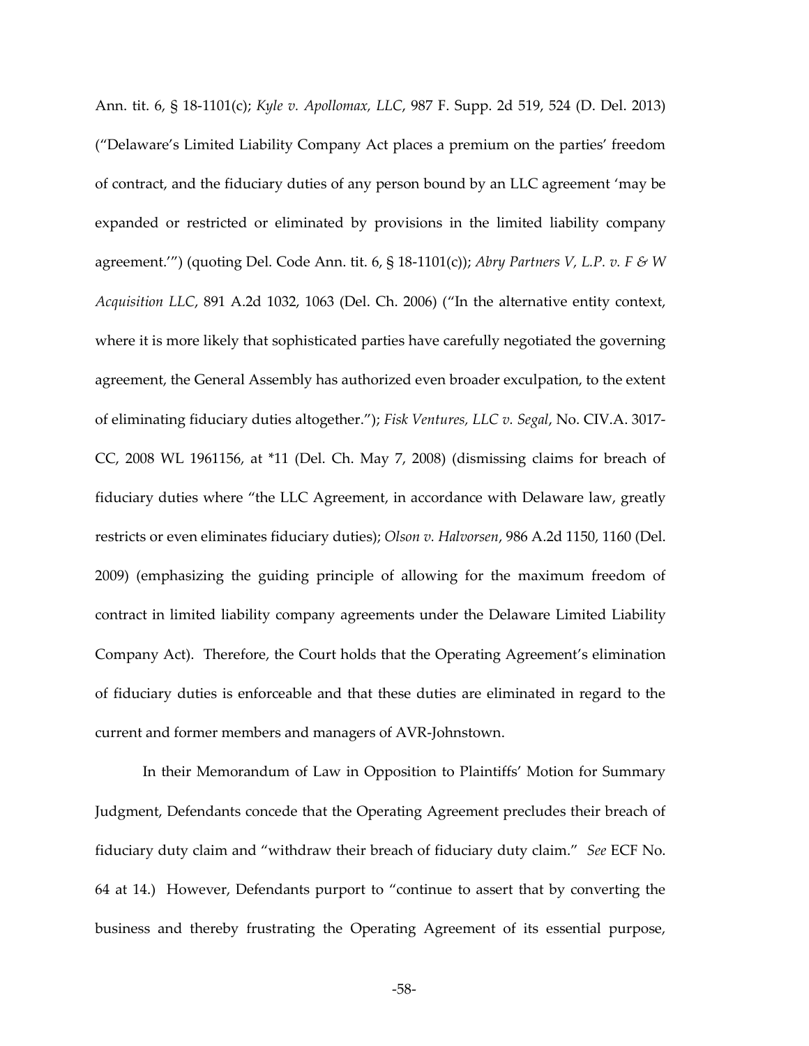Ann. tit. 6, § 18-1101(c); *Kyle v. Apollomax, LLC*, 987 F. Supp. 2d 519, 524 (D. Del. 2013) ("Delaware's Limited Liability Company Act places a premium on the parties' freedom of contract, and the fiduciary duties of any person bound by an LLC agreement 'may be expanded or restricted or eliminated by provisions in the limited liability company agreement.'") (quoting Del. Code Ann. tit. 6, § 18-1101(c)); *Abry Partners V, L.P. v. F & W Acquisition LLC*, 891 A.2d 1032, 1063 (Del. Ch. 2006) ("In the alternative entity context, where it is more likely that sophisticated parties have carefully negotiated the governing agreement, the General Assembly has authorized even broader exculpation, to the extent of eliminating fiduciary duties altogether."); *Fisk Ventures, LLC v. Segal*, No. CIV.A. 3017-CC, 2008 WL 1961156, at *11 (Del. Ch. May 7, 2008) (dismissing claims for breach of fiduciary duties where "the LLC Agreement, in accordance with Delaware law, greatly restricts or even eliminates fiduciary duties); *Olson v. Halvorsen*, 986 A.2d 1150, 1160 (Del. 2009) (emphasizing the guiding principle of allowing for the maximum freedom of contract in limited liability company agreements under the Delaware Limited Liability Company Act). Therefore, the Court holds that the Operating Agreement's elimination of fiduciary duties is enforceable and that these duties are eliminated in regard to the current and former members and managers of AVR-Johnstown.

In their Memorandum of Law in Opposition to Plaintiffs' Motion for Summary Judgment, Defendants concede that the Operating Agreement precludes their breach of fiduciary duty claim and "withdraw their breach of fiduciary duty claim." *See* ECF No. 64 at 14.) However, Defendants purport to "continue to assert that by converting the business and thereby frustrating the Operating Agreement of its essential purpose,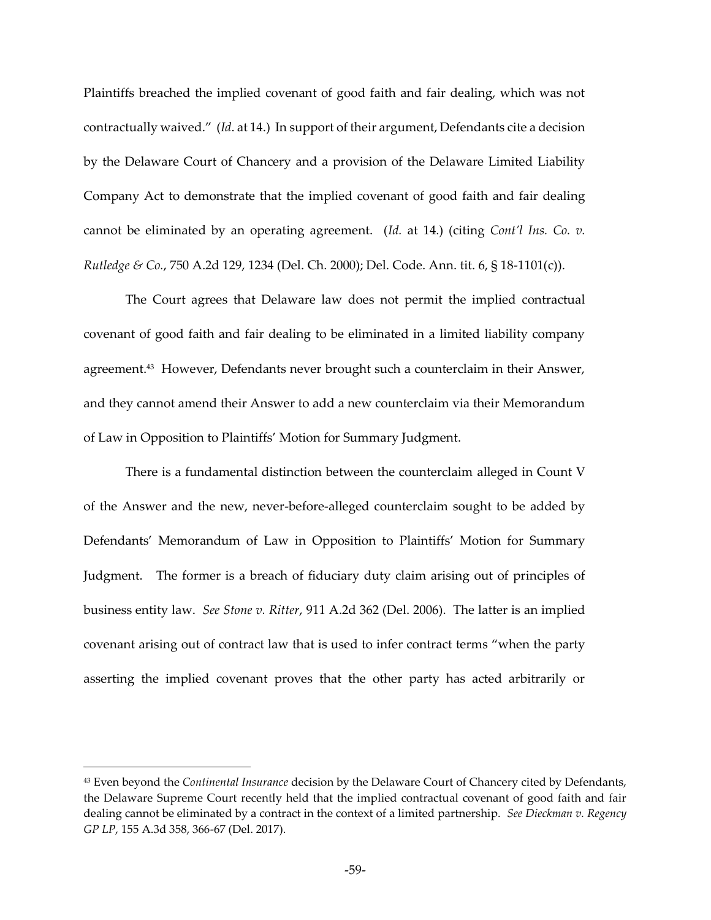Plaintiffs breached the implied covenant of good faith and fair dealing, which was not contractually waived." (*Id*. at 14.) In support of their argument, Defendants cite a decision by the Delaware Court of Chancery and a provision of the Delaware Limited Liability Company Act to demonstrate that the implied covenant of good faith and fair dealing cannot be eliminated by an operating agreement. (*Id.* at 14.) (citing *Cont'l Ins. Co. v. Rutledge & Co.*, 750 A.2d 129, 1234 (Del. Ch. 2000); Del. Code. Ann. tit. 6, § 18-1101(c)).

The Court agrees that Delaware law does not permit the implied contractual covenant of good faith and fair dealing to be eliminated in a limited liability company agreement.[43] However, Defendants never brought such a counterclaim in their Answer, and they cannot amend their Answer to add a new counterclaim via their Memorandum of Law in Opposition to Plaintiffs' Motion for Summary Judgment.

There is a fundamental distinction between the counterclaim alleged in Count V of the Answer and the new, never-before-alleged counterclaim sought to be added by Defendants' Memorandum of Law in Opposition to Plaintiffs' Motion for Summary Judgment. The former is a breach of fiduciary duty claim arising out of principles of business entity law. *See Stone v. Ritter*, 911 A.2d 362 (Del. 2006). The latter is an implied covenant arising out of contract law that is used to infer contract terms "when the party asserting the implied covenant proves that the other party has acted arbitrarily or

---

[43] Even beyond the *Continental Insurance* decision by the Delaware Court of Chancery cited by Defendants, the Delaware Supreme Court recently held that the implied contractual covenant of good faith and fair dealing cannot be eliminated by a contract in the context of a limited partnership. *See Dieckman v. Regency GP LP*, 155 A.3d 358, 366-67 (Del. 2017).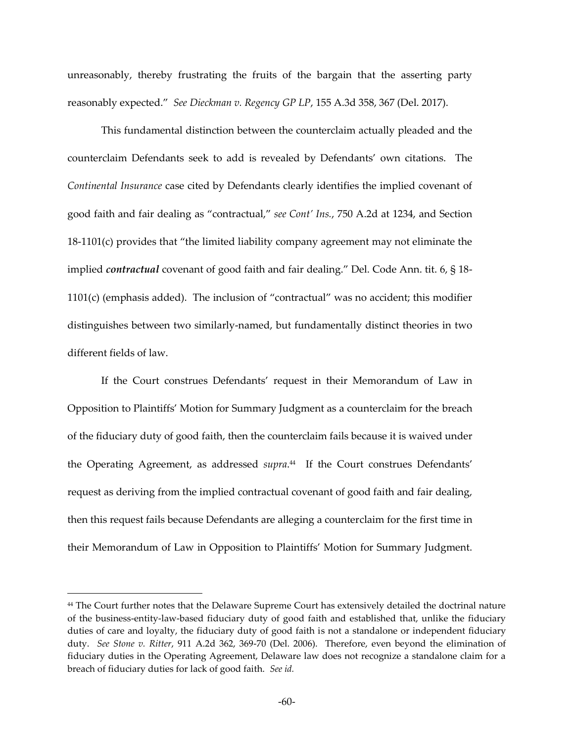unreasonably, thereby frustrating the fruits of the bargain that the asserting party reasonably expected." *See Dieckman v. Regency GP LP*, 155 A.3d 358, 367 (Del. 2017).

This fundamental distinction between the counterclaim actually pleaded and the counterclaim Defendants seek to add is revealed by Defendants' own citations. The *Continental Insurance* case cited by Defendants clearly identifies the implied covenant of good faith and fair dealing as "contractual," *see Cont' Ins.*, 750 A.2d at 1234, and Section 18-1101(c) provides that "the limited liability company agreement may not eliminate the implied ***contractual*** covenant of good faith and fair dealing." Del. Code Ann. tit. 6, § 18-1101(c) (emphasis added). The inclusion of "contractual" was no accident; this modifier distinguishes between two similarly-named, but fundamentally distinct theories in two different fields of law.

If the Court construes Defendants' request in their Memorandum of Law in Opposition to Plaintiffs' Motion for Summary Judgment as a counterclaim for the breach of the fiduciary duty of good faith, then the counterclaim fails because it is waived under the Operating Agreement, as addressed *supra*.[44] If the Court construes Defendants' request as deriving from the implied contractual covenant of good faith and fair dealing, then this request fails because Defendants are alleging a counterclaim for the first time in their Memorandum of Law in Opposition to Plaintiffs' Motion for Summary Judgment.

---

[44] The Court further notes that the Delaware Supreme Court has extensively detailed the doctrinal nature of the business-entity-law-based fiduciary duty of good faith and established that, unlike the fiduciary duties of care and loyalty, the fiduciary duty of good faith is not a standalone or independent fiduciary duty. *See Stone v. Ritter*, 911 A.2d 362, 369-70 (Del. 2006). Therefore, even beyond the elimination of fiduciary duties in the Operating Agreement, Delaware law does not recognize a standalone claim for a breach of fiduciary duties for lack of good faith. *See id.*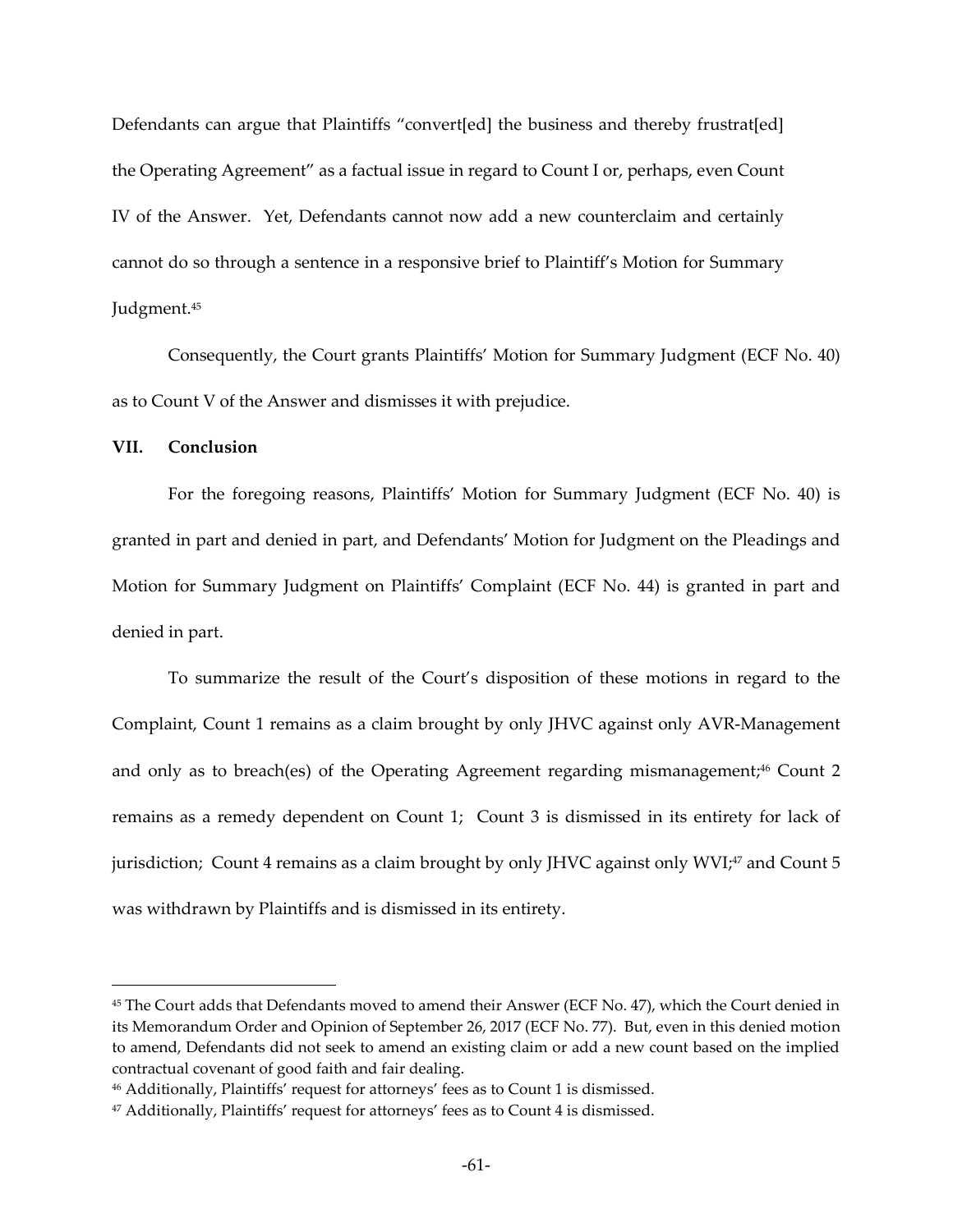Defendants can argue that Plaintiffs "convert[ed] the business and thereby frustrat[ed] the Operating Agreement" as a factual issue in regard to Count I or, perhaps, even Count IV of the Answer. Yet, Defendants cannot now add a new counterclaim and certainly cannot do so through a sentence in a responsive brief to Plaintiff's Motion for Summary Judgment.[45]

Consequently, the Court grants Plaintiffs' Motion for Summary Judgment (ECF No. 40) as to Count V of the Answer and dismisses it with prejudice.

**VII. Conclusion**

For the foregoing reasons, Plaintiffs' Motion for Summary Judgment (ECF No. 40) is granted in part and denied in part, and Defendants' Motion for Judgment on the Pleadings and Motion for Summary Judgment on Plaintiffs' Complaint (ECF No. 44) is granted in part and denied in part.

To summarize the result of the Court's disposition of these motions in regard to the Complaint, Count 1 remains as a claim brought by only JHVC against only AVR-Management and only as to breach(es) of the Operating Agreement regarding mismanagement;[46] Count 2 remains as a remedy dependent on Count 1; Count 3 is dismissed in its entirety for lack of jurisdiction; Count 4 remains as a claim brought by only JHVC against only WVI;[47] and Count 5 was withdrawn by Plaintiffs and is dismissed in its entirety.

---

[45] The Court adds that Defendants moved to amend their Answer (ECF No. 47), which the Court denied in its Memorandum Order and Opinion of September 26, 2017 (ECF No. 77). But, even in this denied motion to amend, Defendants did not seek to amend an existing claim or add a new count based on the implied contractual covenant of good faith and fair dealing.

[46] Additionally, Plaintiffs' request for attorneys' fees as to Count 1 is dismissed.

[47] Additionally, Plaintiffs' request for attorneys' fees as to Count 4 is dismissed.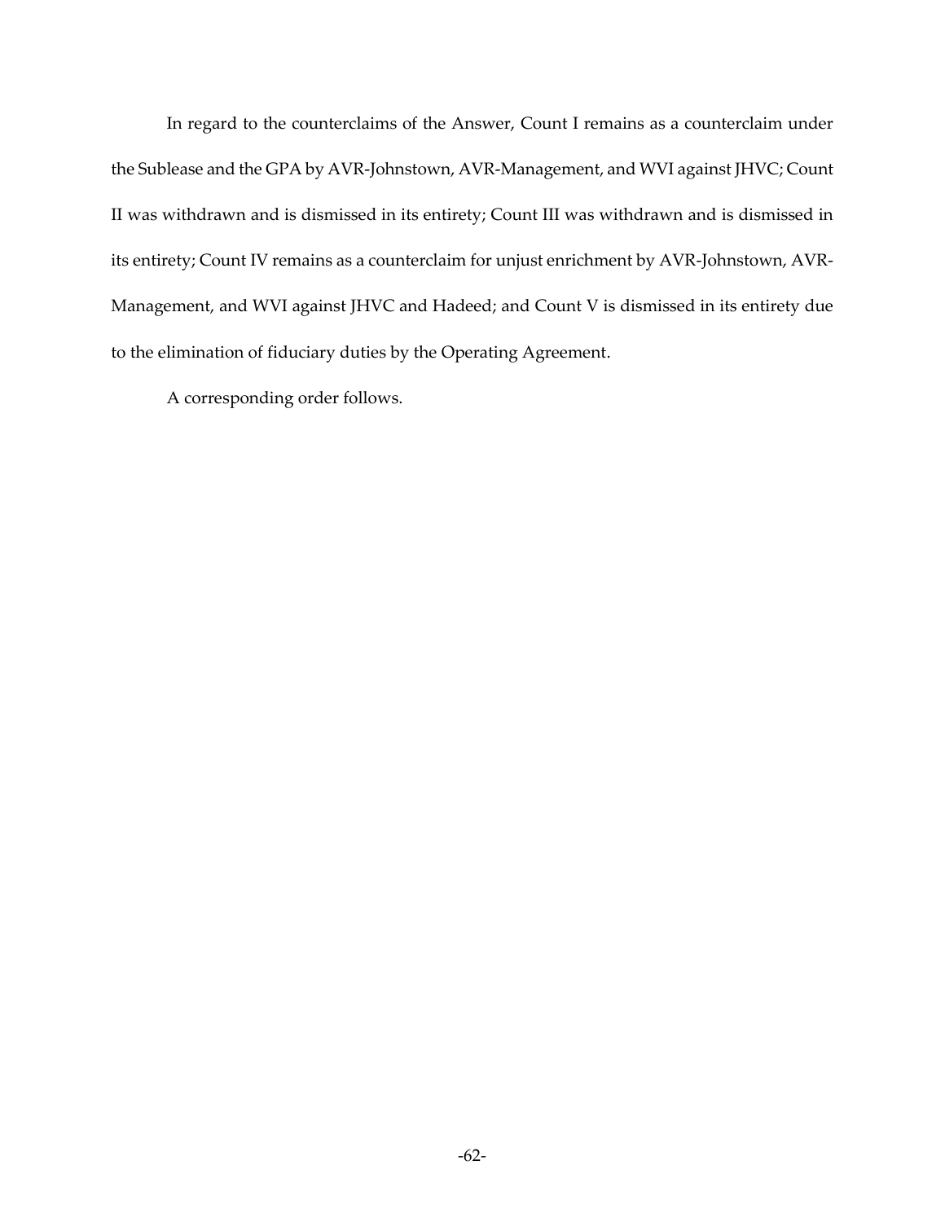In regard to the counterclaims of the Answer, Count I remains as a counterclaim under the Sublease and the GPA by AVR-Johnstown, AVR-Management, and WVI against JHVC; Count II was withdrawn and is dismissed in its entirety; Count III was withdrawn and is dismissed in its entirety; Count IV remains as a counterclaim for unjust enrichment by AVR-Johnstown, AVR-Management, and WVI against JHVC and Hadeed; and Count V is dismissed in its entirety due to the elimination of fiduciary duties by the Operating Agreement.

A corresponding order follows.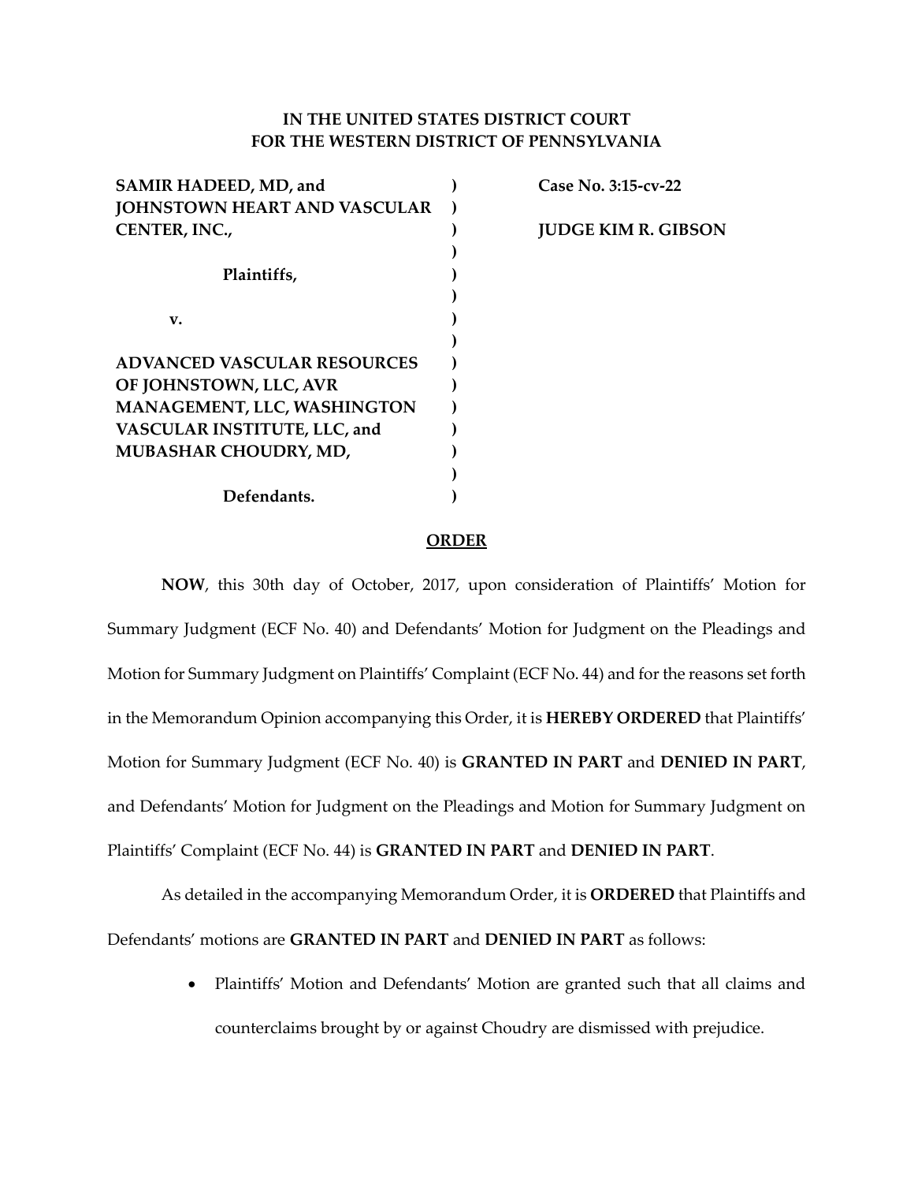**IN THE UNITED STATES DISTRICT COURT**
**FOR THE WESTERN DISTRICT OF PENNSYLVANIA**

| | | |
|---|---|---|
| **SAMIR HADEED, MD, and JOHNSTOWN HEART AND VASCULAR CENTER, INC.,** | ) | **Case No. 3:15-cv-22** |
| **Plaintiffs,** | ) | **JUDGE KIM R. GIBSON** |
| **v.** | ) | |
| **ADVANCED VASCULAR RESOURCES OF JOHNSTOWN, LLC, AVR MANAGEMENT, LLC, WASHINGTON VASCULAR INSTITUTE, LLC, and MUBASHAR CHOUDRY, MD,** | ) | |
| **Defendants.** | ) | |

**ORDER**

**NOW**, this 30th day of October, 2017, upon consideration of Plaintiffs' Motion for Summary Judgment (ECF No. 40) and Defendants' Motion for Judgment on the Pleadings and Motion for Summary Judgment on Plaintiffs' Complaint (ECF No. 44) and for the reasons set forth in the Memorandum Opinion accompanying this Order, it is **HEREBY ORDERED** that Plaintiffs' Motion for Summary Judgment (ECF No. 40) is **GRANTED IN PART** and **DENIED IN PART**, and Defendants' Motion for Judgment on the Pleadings and Motion for Summary Judgment on Plaintiffs' Complaint (ECF No. 44) is **GRANTED IN PART** and **DENIED IN PART**.

As detailed in the accompanying Memorandum Order, it is **ORDERED** that Plaintiffs and Defendants' motions are **GRANTED IN PART** and **DENIED IN PART** as follows:

- Plaintiffs' Motion and Defendants' Motion are granted such that all claims and counterclaims brought by or against Choudry are dismissed with prejudice.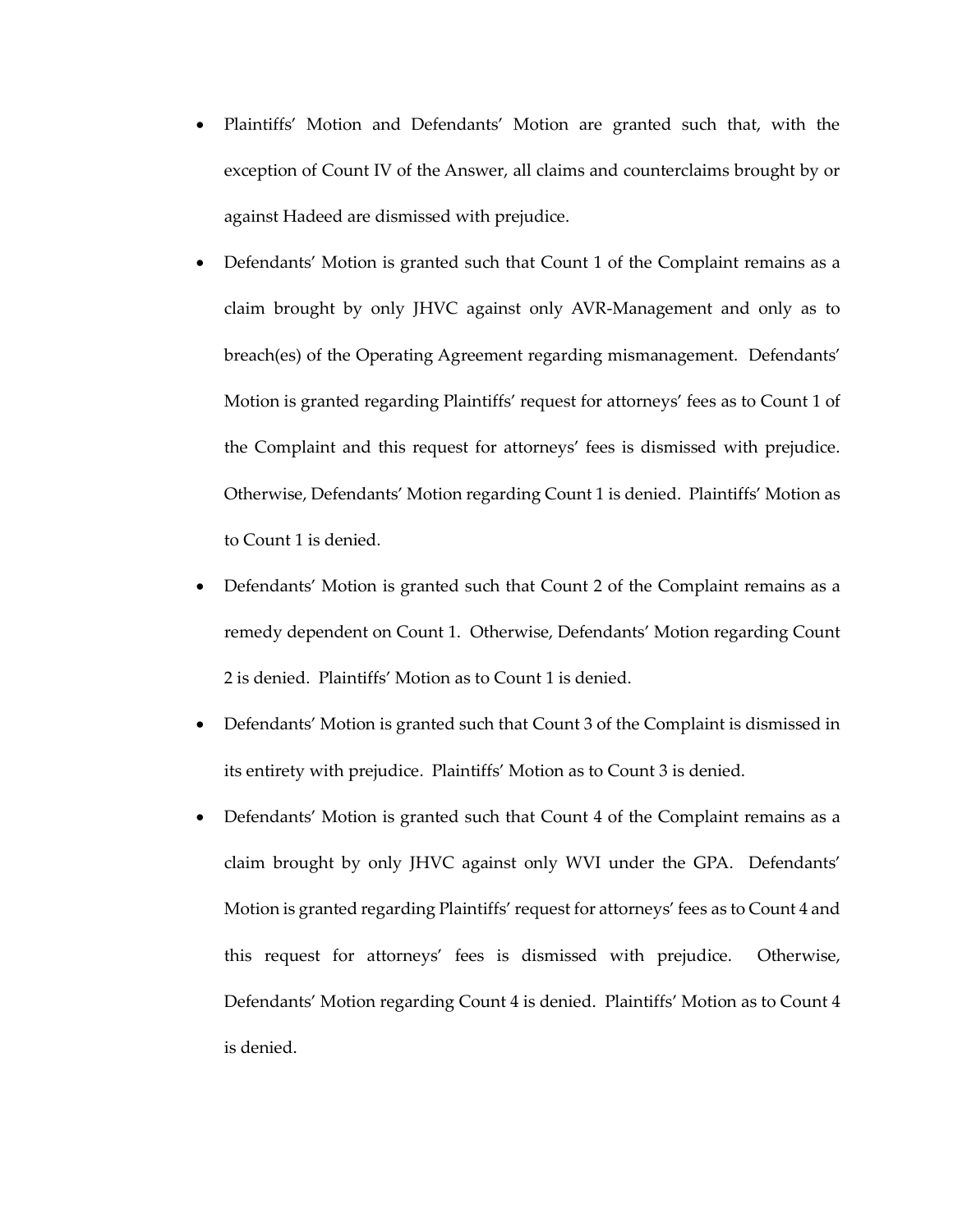- Plaintiffs' Motion and Defendants' Motion are granted such that, with the exception of Count IV of the Answer, all claims and counterclaims brought by or against Hadeed are dismissed with prejudice.
- Defendants' Motion is granted such that Count 1 of the Complaint remains as a claim brought by only JHVC against only AVR-Management and only as to breach(es) of the Operating Agreement regarding mismanagement. Defendants' Motion is granted regarding Plaintiffs' request for attorneys' fees as to Count 1 of the Complaint and this request for attorneys' fees is dismissed with prejudice. Otherwise, Defendants' Motion regarding Count 1 is denied. Plaintiffs' Motion as to Count 1 is denied.
- Defendants' Motion is granted such that Count 2 of the Complaint remains as a remedy dependent on Count 1. Otherwise, Defendants' Motion regarding Count 2 is denied. Plaintiffs' Motion as to Count 1 is denied.
- Defendants' Motion is granted such that Count 3 of the Complaint is dismissed in its entirety with prejudice. Plaintiffs' Motion as to Count 3 is denied.
- Defendants' Motion is granted such that Count 4 of the Complaint remains as a claim brought by only JHVC against only WVI under the GPA. Defendants' Motion is granted regarding Plaintiffs' request for attorneys' fees as to Count 4 and this request for attorneys' fees is dismissed with prejudice. Otherwise, Defendants' Motion regarding Count 4 is denied. Plaintiffs' Motion as to Count 4 is denied.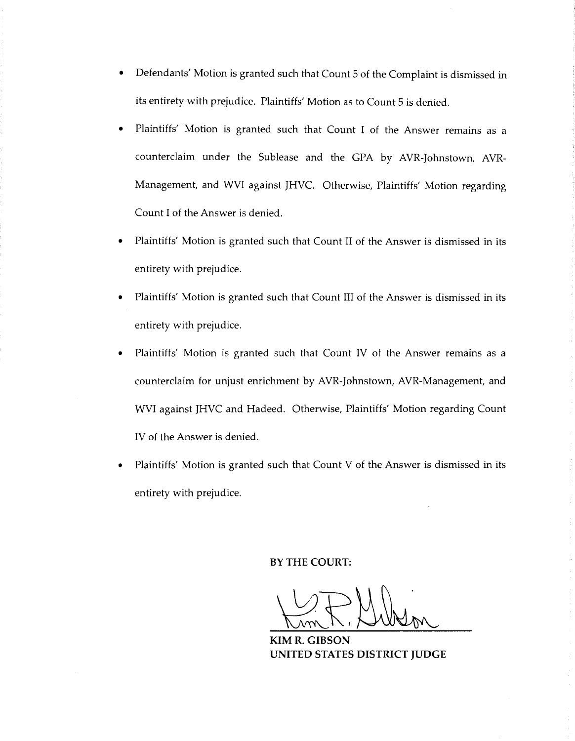- Defendants' Motion is granted such that Count 5 of the Complaint is dismissed in its entirety with prejudice. Plaintiffs' Motion as to Count 5 is denied.
- Plaintiffs' Motion is granted such that Count I of the Answer remains as a counterclaim under the Sublease and the GPA by AVR-Johnstown, AVR-Management, and WVI against JHVC. Otherwise, Plaintiffs' Motion regarding Count I of the Answer is denied.
- Plaintiffs' Motion is granted such that Count II of the Answer is dismissed in its entirety with prejudice.
- Plaintiffs' Motion is granted such that Count III of the Answer is dismissed in its entirety with prejudice.
- Plaintiffs' Motion is granted such that Count IV of the Answer remains as a counterclaim for unjust enrichment by AVR-Johnstown, AVR-Management, and WVI against JHVC and Hadeed. Otherwise, Plaintiffs' Motion regarding Count IV of the Answer is denied.
- Plaintiffs' Motion is granted such that Count V of the Answer is dismissed in its entirety with prejudice.

**BY THE COURT:**

**KIM R. GIBSON**
**UNITED STATES DISTRICT JUDGE**